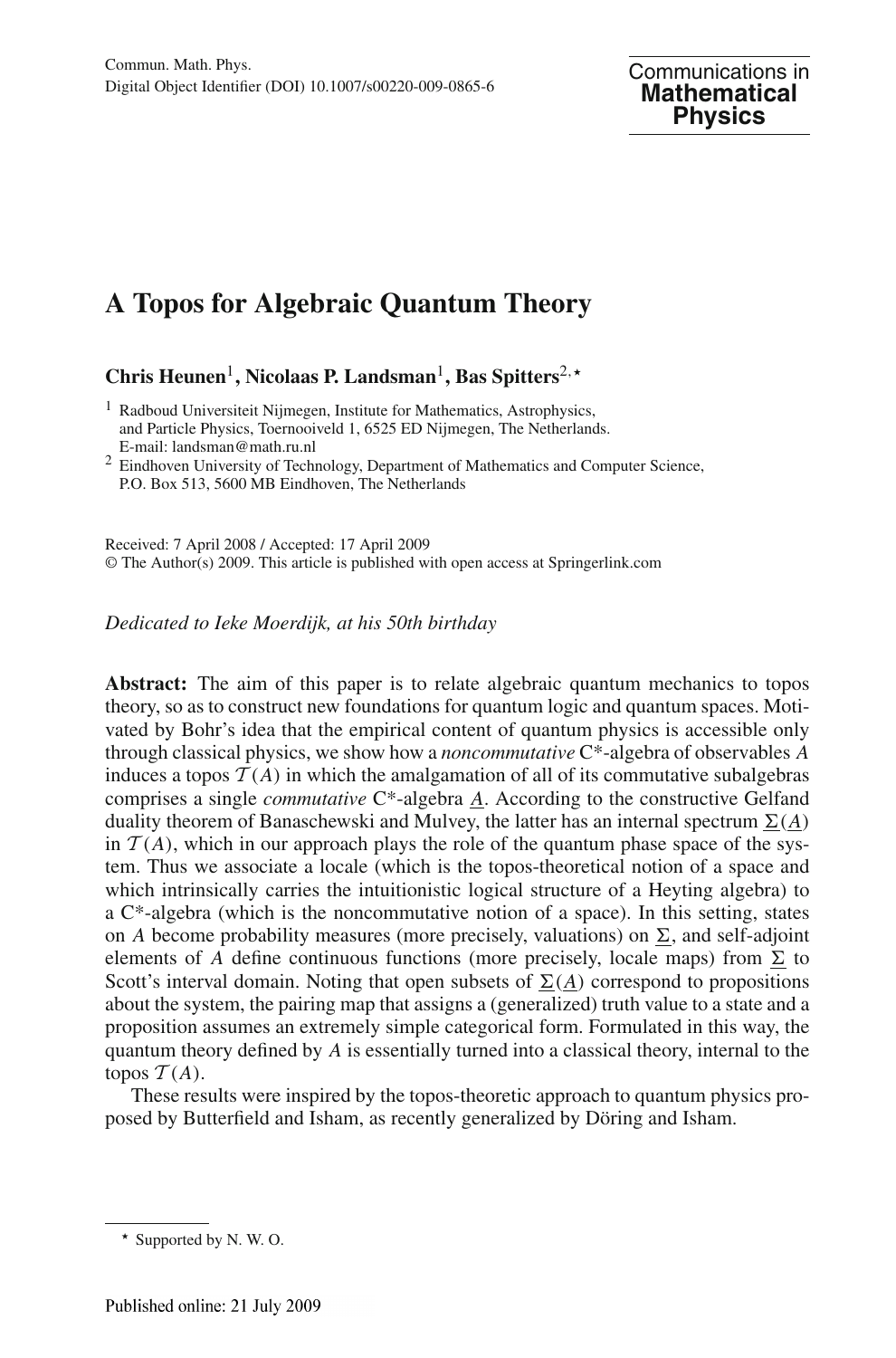# A Topos for Algebraic Quantum Theory

**Chris Heunen**[1], **Nicolaas P. Landsman**[1], **Bas Spitters**[2,⋆]

[1] Radboud Universiteit Nijmegen, Institute for Mathematics, Astrophysics, and Particle Physics, Toernooiveld 1, 6525 ED Nijmegen, The Netherlands. E-mail: landsman@math.ru.nl

[2] Eindhoven University of Technology, Department of Mathematics and Computer Science, P.O. Box 513, 5600 MB Eindhoven, The Netherlands

Received: 7 April 2008 / Accepted: 17 April 2009
© The Author(s) 2009. This article is published with open access at Springerlink.com

*Dedicated to Ieke Moerdijk, at his 50th birthday*

**Abstract:** The aim of this paper is to relate algebraic quantum mechanics to topos theory, so as to construct new foundations for quantum logic and quantum spaces. Motivated by Bohr's idea that the empirical content of quantum physics is accessible only through classical physics, we show how a *noncommutative* C*-algebra of observables $A$ induces a topos $\mathcal{T}(A)$ in which the amalgamation of all of its commutative subalgebras comprises a single *commutative* C*-algebra $\underline{A}$. According to the constructive Gelfand duality theorem of Banaschewski and Mulvey, the latter has an internal spectrum $\underline{\Sigma}(\underline{A})$ in $\mathcal{T}(A)$, which in our approach plays the role of the quantum phase space of the system. Thus we associate a locale (which is the topos-theoretical notion of a space and which intrinsically carries the intuitionistic logical structure of a Heyting algebra) to a C*-algebra (which is the noncommutative notion of a space). In this setting, states on $A$ become probability measures (more precisely, valuations) on $\underline{\Sigma}$, and self-adjoint elements of $A$ define continuous functions (more precisely, locale maps) from $\underline{\Sigma}$ to Scott's interval domain. Noting that open subsets of $\underline{\Sigma}(\underline{A})$ correspond to propositions about the system, the pairing map that assigns a (generalized) truth value to a state and a proposition assumes an extremely simple categorical form. Formulated in this way, the quantum theory defined by $A$ is essentially turned into a classical theory, internal to the topos $\mathcal{T}(A)$.

These results were inspired by the topos-theoretic approach to quantum physics proposed by Butterfield and Isham, as recently generalized by Döring and Isham.

⋆ Supported by N. W. O.

Published online: 21 July 2009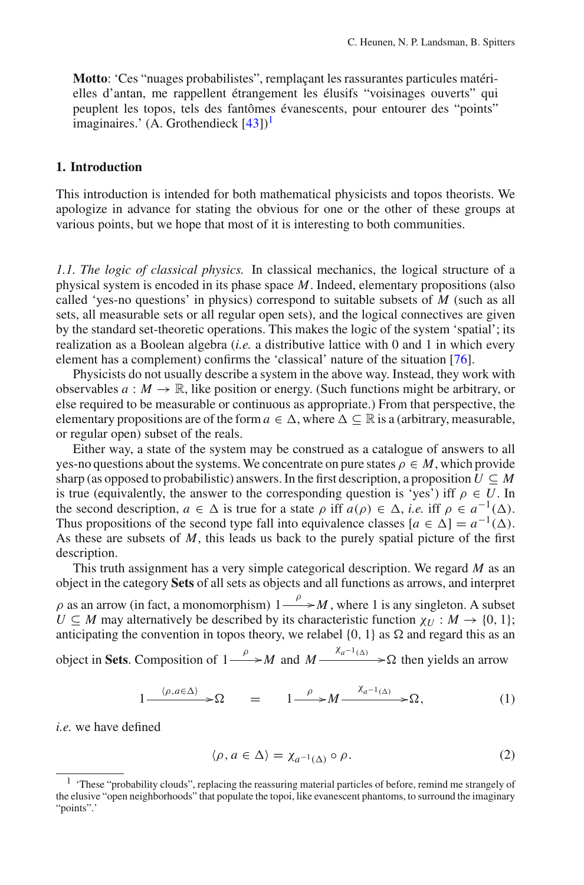**Motto**: 'Ces "nuages probabilistes", remplaçant les rassurantes particules matérielles d'antan, me rappellent étrangement les élusifs "voisinages ouverts" qui peuplent les topos, tels des fantômes évanescents, pour entourer des "points" imaginaires.' (A. Grothendieck [43])[1]

## 1. Introduction

This introduction is intended for both mathematical physicists and topos theorists. We apologize in advance for stating the obvious for one or the other of these groups at various points, but we hope that most of it is interesting to both communities.

*1.1. The logic of classical physics.* In classical mechanics, the logical structure of a physical system is encoded in its phase space $M$. Indeed, elementary propositions (also called 'yes-no questions' in physics) correspond to suitable subsets of $M$ (such as all sets, all measurable sets or all regular open sets), and the logical connectives are given by the standard set-theoretic operations. This makes the logic of the system 'spatial'; its realization as a Boolean algebra (*i.e.* a distributive lattice with 0 and 1 in which every element has a complement) confirms the 'classical' nature of the situation [76].

Physicists do not usually describe a system in the above way. Instead, they work with observables $a : M \to \mathbb{R}$, like position or energy. (Such functions might be arbitrary, or else required to be measurable or continuous as appropriate.) From that perspective, the elementary propositions are of the form $a \in \Delta$, where $\Delta \subseteq \mathbb{R}$ is a (arbitrary, measurable, or regular open) subset of the reals.

Either way, a state of the system may be construed as a catalogue of answers to all yes-no questions about the systems. We concentrate on pure states $\rho \in M$, which provide sharp (as opposed to probabilistic) answers. In the first description, a proposition $U \subseteq M$ is true (equivalently, the answer to the corresponding question is 'yes') iff $\rho \in U$. In the second description, $a \in \Delta$ is true for a state $\rho$ iff $a(\rho) \in \Delta$, *i.e.* iff $\rho \in a^{-1}(\Delta)$. Thus propositions of the second type fall into equivalence classes $[a \in \Delta] = a^{-1}(\Delta)$. As these are subsets of $M$, this leads us back to the purely spatial picture of the first description.

This truth assignment has a very simple categorical description. We regard $M$ as an object in the category **Sets** of all sets as objects and all functions as arrows, and interpret $\rho$ as an arrow (in fact, a monomorphism) $1 \xrightarrow{\rho} M$, where 1 is any singleton. A subset $U \subseteq M$ may alternatively be described by its characteristic function $\chi_U : M \to \{0, 1\}$; anticipating the convention in topos theory, we relabel $\{0, 1\}$ as $\Omega$ and regard this as an object in **Sets**. Composition of $1 \xrightarrow{\rho} M$ and $M \xrightarrow{\chi_{a^{-1}(\Delta)}} \Omega$ then yields an arrow

$$1 \xrightarrow{\langle \rho, a \in \Delta \rangle} \Omega \quad = \quad 1 \xrightarrow{\rho} M \xrightarrow{\chi_{a^{-1}(\Delta)}} \Omega, \tag{1}$$

*i.e.* we have defined

$$\langle \rho, a \in \Delta \rangle = \chi_{a^{-1}(\Delta)} \circ \rho. \tag{2}$$

---

[1] 'These "probability clouds", replacing the reassuring material particles of before, remind me strangely of the elusive "open neighborhoods" that populate the topoi, like evanescent phantoms, to surround the imaginary "points".'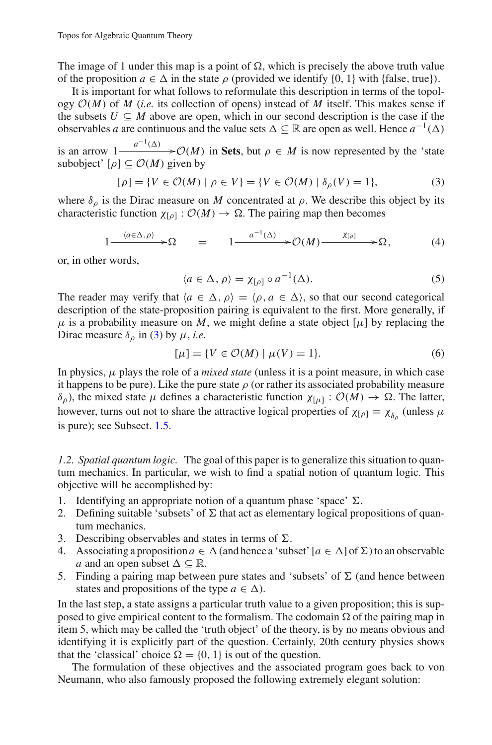The image of 1 under this map is a point of $\Omega$, which is precisely the above truth value of the proposition $a \in \Delta$ in the state $\rho$ (provided we identify $\{0, 1\}$ with $\{\text{false}, \text{true}\}$).

It is important for what follows to reformulate this description in terms of the topology $\mathcal{O}(M)$ of $M$ (*i.e.* its collection of opens) instead of $M$ itself. This makes sense if the subsets $U \subseteq M$ above are open, which in our second description is the case if the observables $a$ are continuous and the value sets $\Delta \subseteq \mathbb{R}$ are open as well. Hence $a^{-1}(\Delta)$ is an arrow $1 \xrightarrow{a^{-1}(\Delta)} \mathcal{O}(M)$ in **Sets**, but $\rho \in M$ is now represented by the 'state subobject' $[\rho] \subseteq \mathcal{O}(M)$ given by

$$[\rho] = \{V \in \mathcal{O}(M) \mid \rho \in V\} = \{V \in \mathcal{O}(M) \mid \delta_\rho(V) = 1\}, \tag{3}$$

where $\delta_\rho$ is the Dirac measure on $M$ concentrated at $\rho$. We describe this object by its characteristic function $\chi_{[\rho]} : \mathcal{O}(M) \to \Omega$. The pairing map then becomes

$$1 \xrightarrow{\langle a \in \Delta, \rho \rangle} \Omega \qquad = \qquad 1 \xrightarrow{a^{-1}(\Delta)} \mathcal{O}(M) \xrightarrow{\chi_{[\rho]}} \Omega, \tag{4}$$

or, in other words,

$$\langle a \in \Delta, \rho \rangle = \chi_{[\rho]} \circ a^{-1}(\Delta). \tag{5}$$

The reader may verify that $\langle a \in \Delta, \rho \rangle = \langle \rho, a \in \Delta \rangle$, so that our second categorical description of the state-proposition pairing is equivalent to the first. More generally, if $\mu$ is a probability measure on $M$, we might define a state object $[\mu]$ by replacing the Dirac measure $\delta_\rho$ in (3) by $\mu$, *i.e.*

$$[\mu] = \{V \in \mathcal{O}(M) \mid \mu(V) = 1\}. \tag{6}$$

In physics, $\mu$ plays the role of a *mixed state* (unless it is a point measure, in which case it happens to be pure). Like the pure state $\rho$ (or rather its associated probability measure $\delta_\rho$), the mixed state $\mu$ defines a characteristic function $\chi_{[\mu]} : \mathcal{O}(M) \to \Omega$. The latter, however, turns out not to share the attractive logical properties of $\chi_{[\rho]} \equiv \chi_{\delta_\rho}$ (unless $\mu$ is pure); see Subsect. 1.5.

*1.2. Spatial quantum logic.* The goal of this paper is to generalize this situation to quantum mechanics. In particular, we wish to find a spatial notion of quantum logic. This objective will be accomplished by:

1. Identifying an appropriate notion of a quantum phase 'space' $\Sigma$.
2. Defining suitable 'subsets' of $\Sigma$ that act as elementary logical propositions of quantum mechanics.
3. Describing observables and states in terms of $\Sigma$.
4. Associating a proposition $a \in \Delta$ (and hence a 'subset' $[a \in \Delta]$ of $\Sigma$) to an observable $a$ and an open subset $\Delta \subseteq \mathbb{R}$.
5. Finding a pairing map between pure states and 'subsets' of $\Sigma$ (and hence between states and propositions of the type $a \in \Delta$).

In the last step, a state assigns a particular truth value to a given proposition; this is supposed to give empirical content to the formalism. The codomain $\Omega$ of the pairing map in item 5, which may be called the 'truth object' of the theory, is by no means obvious and identifying it is explicitly part of the question. Certainly, 20th century physics shows that the 'classical' choice $\Omega = \{0, 1\}$ is out of the question.

The formulation of these objectives and the associated program goes back to von Neumann, who also famously proposed the following extremely elegant solution: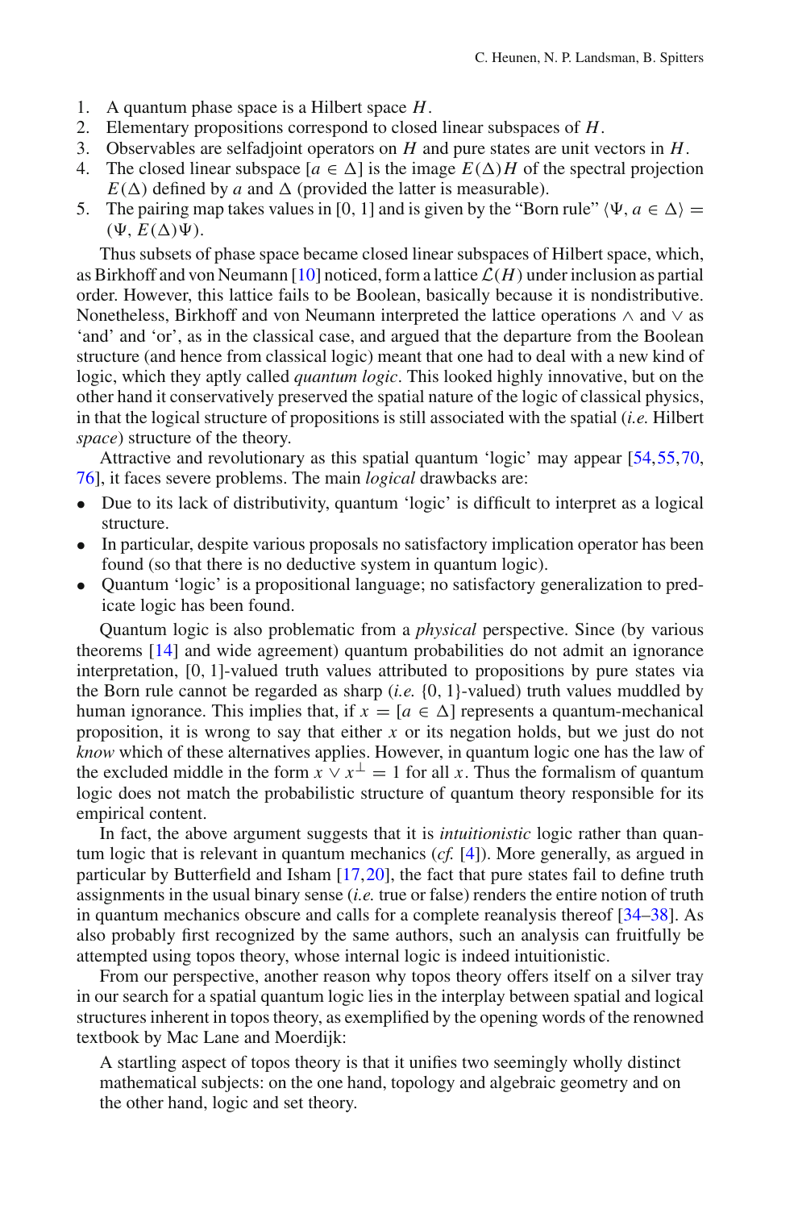1. A quantum phase space is a Hilbert space $H$.
2. Elementary propositions correspond to closed linear subspaces of $H$.
3. Observables are selfadjoint operators on $H$ and pure states are unit vectors in $H$.
4. The closed linear subspace $[a \in \Delta]$ is the image $E(\Delta)H$ of the spectral projection $E(\Delta)$ defined by $a$ and $\Delta$ (provided the latter is measurable).
5. The pairing map takes values in $[0, 1]$ and is given by the "Born rule" $\langle \Psi, a \in \Delta \rangle = (\Psi, E(\Delta)\Psi)$.

Thus subsets of phase space became closed linear subspaces of Hilbert space, which, as Birkhoff and von Neumann [10] noticed, form a lattice $\mathcal{L}(H)$ under inclusion as partial order. However, this lattice fails to be Boolean, basically because it is nondistributive. Nonetheless, Birkhoff and von Neumann interpreted the lattice operations $\wedge$ and $\vee$ as 'and' and 'or', as in the classical case, and argued that the departure from the Boolean structure (and hence from classical logic) meant that one had to deal with a new kind of logic, which they aptly called *quantum logic*. This looked highly innovative, but on the other hand it conservatively preserved the spatial nature of the logic of classical physics, in that the logical structure of propositions is still associated with the spatial (*i.e.* Hilbert *space*) structure of the theory.

Attractive and revolutionary as this spatial quantum 'logic' may appear [54,55,70,76], it faces severe problems. The main *logical* drawbacks are:

- Due to its lack of distributivity, quantum 'logic' is difficult to interpret as a logical structure.
- In particular, despite various proposals no satisfactory implication operator has been found (so that there is no deductive system in quantum logic).
- Quantum 'logic' is a propositional language; no satisfactory generalization to predicate logic has been found.

Quantum logic is also problematic from a *physical* perspective. Since (by various theorems [14] and wide agreement) quantum probabilities do not admit an ignorance interpretation, $[0, 1]$-valued truth values attributed to propositions by pure states via the Born rule cannot be regarded as sharp (*i.e.* $\{0, 1\}$-valued) truth values muddled by human ignorance. This implies that, if $x = [a \in \Delta]$ represents a quantum-mechanical proposition, it is wrong to say that either $x$ or its negation holds, but we just do not *know* which of these alternatives applies. However, in quantum logic one has the law of the excluded middle in the form $x \vee x^{\perp} = 1$ for all $x$. Thus the formalism of quantum logic does not match the probabilistic structure of quantum theory responsible for its empirical content.

In fact, the above argument suggests that it is *intuitionistic* logic rather than quantum logic that is relevant in quantum mechanics (*cf.* [4]). More generally, as argued in particular by Butterfield and Isham [17,20], the fact that pure states fail to define truth assignments in the usual binary sense (*i.e.* true or false) renders the entire notion of truth in quantum mechanics obscure and calls for a complete reanalysis thereof [34–38]. As also probably first recognized by the same authors, such an analysis can fruitfully be attempted using topos theory, whose internal logic is indeed intuitionistic.

From our perspective, another reason why topos theory offers itself on a silver tray in our search for a spatial quantum logic lies in the interplay between spatial and logical structures inherent in topos theory, as exemplified by the opening words of the renowned textbook by Mac Lane and Moerdijk:

> A startling aspect of topos theory is that it unifies two seemingly wholly distinct mathematical subjects: on the one hand, topology and algebraic geometry and on the other hand, logic and set theory.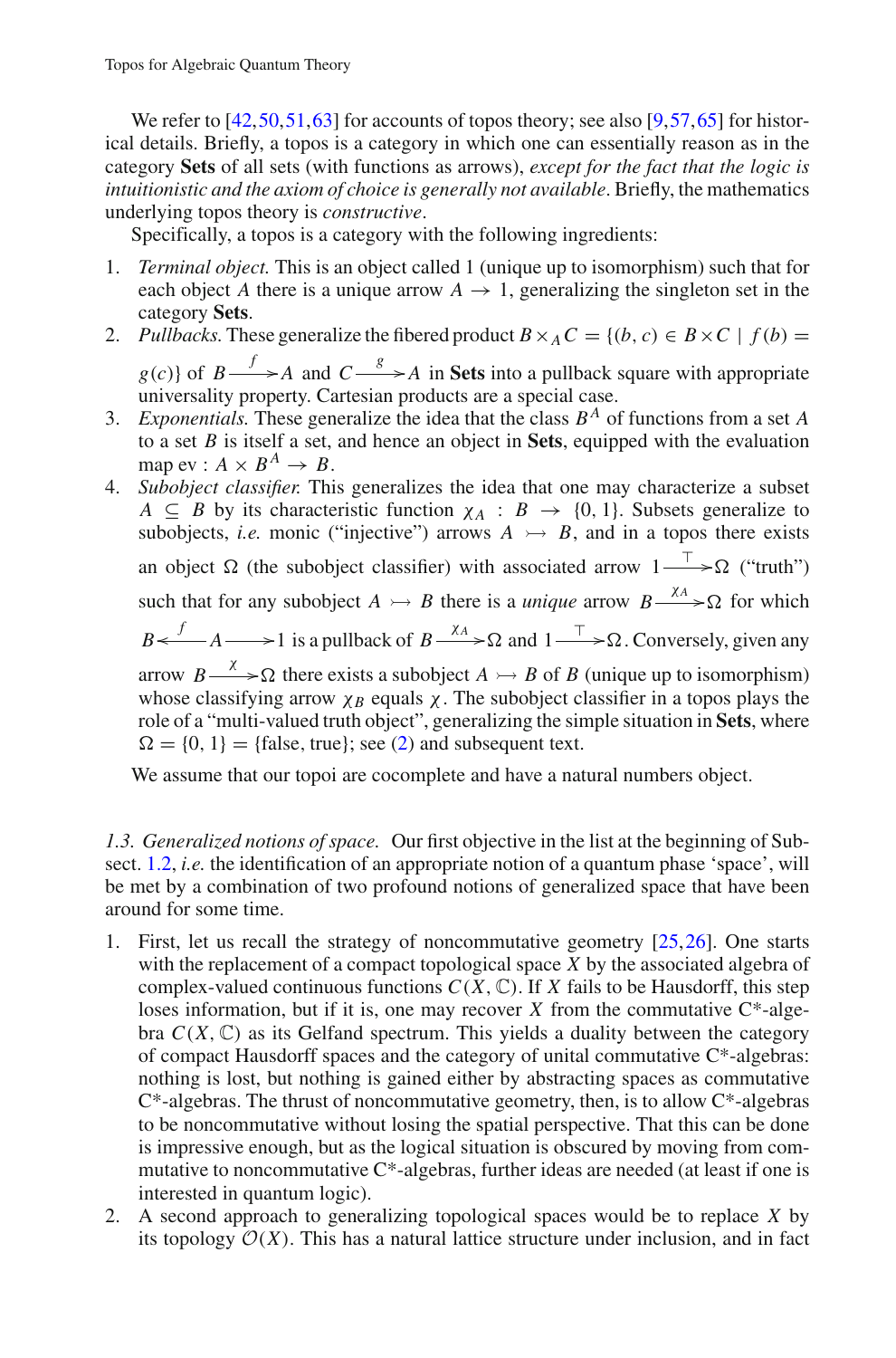We refer to [42,50,51,63] for accounts of topos theory; see also [9,57,65] for historical details. Briefly, a topos is a category in which one can essentially reason as in the category **Sets** of all sets (with functions as arrows), *except for the fact that the logic is intuitionistic and the axiom of choice is generally not available*. Briefly, the mathematics underlying topos theory is *constructive*.

Specifically, a topos is a category with the following ingredients:

1. *Terminal object.* This is an object called 1 (unique up to isomorphism) such that for each object $A$ there is a unique arrow $A \to 1$, generalizing the singleton set in the category **Sets**.
2. *Pullbacks.* These generalize the fibered product $B \times_A C = \{(b, c) \in B \times C \mid f(b) = g(c)\}$ of $B \xrightarrow{f} A$ and $C \xrightarrow{g} A$ in **Sets** into a pullback square with appropriate universality property. Cartesian products are a special case.
3. *Exponentials.* These generalize the idea that the class $B^A$ of functions from a set $A$ to a set $B$ is itself a set, and hence an object in **Sets**, equipped with the evaluation map $\mathrm{ev} : A \times B^A \to B$.
4. *Subobject classifier.* This generalizes the idea that one may characterize a subset $A \subseteq B$ by its characteristic function $\chi_A : B \to \{0, 1\}$. Subsets generalize to subobjects, *i.e.* monic ("injective") arrows $A \rightarrowtail B$, and in a topos there exists an object $\Omega$ (the subobject classifier) with associated arrow $1 \xrightarrow{\top} \Omega$ ("truth") such that for any subobject $A \rightarrowtail B$ there is a *unique* arrow $B \xrightarrow{\chi_A} \Omega$ for which $B \xleftarrow{f} A \longrightarrow 1$ is a pullback of $B \xrightarrow{\chi_A} \Omega$ and $1 \xrightarrow{\top} \Omega$. Conversely, given any arrow $B \xrightarrow{\chi} \Omega$ there exists a subobject $A \rightarrowtail B$ of $B$ (unique up to isomorphism) whose classifying arrow $\chi_B$ equals $\chi$. The subobject classifier in a topos plays the role of a "multi-valued truth object", generalizing the simple situation in **Sets**, where $\Omega = \{0, 1\} = \{\text{false}, \text{true}\}$; see (2) and subsequent text.

We assume that our topoi are cocomplete and have a natural numbers object.

*1.3. Generalized notions of space.* Our first objective in the list at the beginning of Subsect. 1.2, *i.e.* the identification of an appropriate notion of a quantum phase 'space', will be met by a combination of two profound notions of generalized space that have been around for some time.

1. First, let us recall the strategy of noncommutative geometry [25,26]. One starts with the replacement of a compact topological space $X$ by the associated algebra of complex-valued continuous functions $C(X, \mathbb{C})$. If $X$ fails to be Hausdorff, this step loses information, but if it is, one may recover $X$ from the commutative C*-algebra $C(X, \mathbb{C})$ as its Gelfand spectrum. This yields a duality between the category of compact Hausdorff spaces and the category of unital commutative C*-algebras: nothing is lost, but nothing is gained either by abstracting spaces as commutative C*-algebras. The thrust of noncommutative geometry, then, is to allow C*-algebras to be noncommutative without losing the spatial perspective. That this can be done is impressive enough, but as the logical situation is obscured by moving from commutative to noncommutative C*-algebras, further ideas are needed (at least if one is interested in quantum logic).
2. A second approach to generalizing topological spaces would be to replace $X$ by its topology $\mathcal{O}(X)$. This has a natural lattice structure under inclusion, and in fact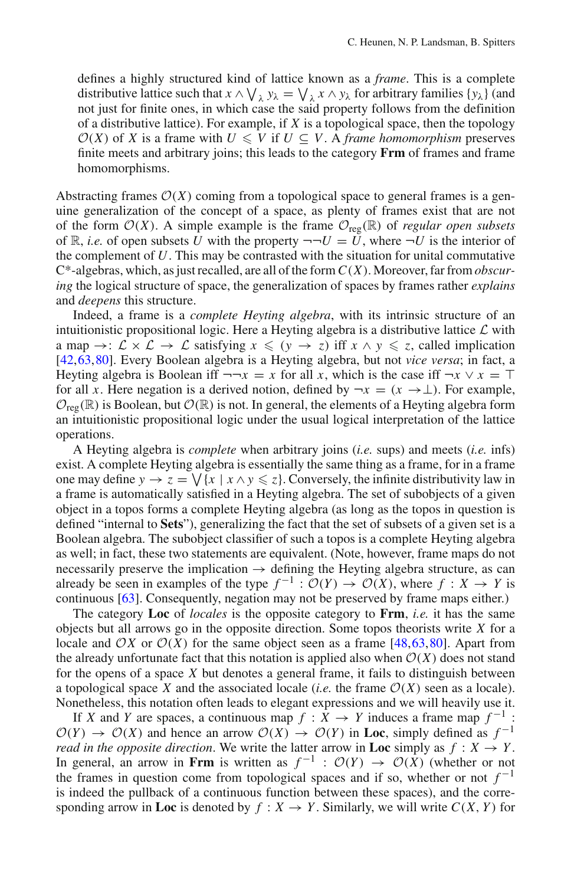defines a highly structured kind of lattice known as a *frame*. This is a complete distributive lattice such that $x \wedge \bigvee_\lambda y_\lambda = \bigvee_\lambda x \wedge y_\lambda$ for arbitrary families $\{y_\lambda\}$ (and not just for finite ones, in which case the said property follows from the definition of a distributive lattice). For example, if $X$ is a topological space, then the topology $\mathcal{O}(X)$ of $X$ is a frame with $U \leqslant V$ if $U \subseteq V$. A *frame homomorphism* preserves finite meets and arbitrary joins; this leads to the category **Frm** of frames and frame homomorphisms.

Abstracting frames $\mathcal{O}(X)$ coming from a topological space to general frames is a genuine generalization of the concept of a space, as plenty of frames exist that are not of the form $\mathcal{O}(X)$. A simple example is the frame $\mathcal{O}_{\text{reg}}(\mathbb{R})$ of *regular open subsets* of $\mathbb{R}$, *i.e.* of open subsets $U$ with the property $\neg\neg U = U$, where $\neg U$ is the interior of the complement of $U$. This may be contrasted with the situation for unital commutative C*-algebras, which, as just recalled, are all of the form $C(X)$. Moreover, far from *obscuring* the logical structure of space, the generalization of spaces by frames rather *explains* and *deepens* this structure.

Indeed, a frame is a *complete Heyting algebra*, with its intrinsic structure of an intuitionistic propositional logic. Here a Heyting algebra is a distributive lattice $\mathcal{L}$ with a map $\rightarrow: \mathcal{L} \times \mathcal{L} \rightarrow \mathcal{L}$ satisfying $x \leqslant (y \rightarrow z)$ iff $x \wedge y \leqslant z$, called implication [42,63,80]. Every Boolean algebra is a Heyting algebra, but not *vice versa*; in fact, a Heyting algebra is Boolean iff $\neg\neg x = x$ for all $x$, which is the case iff $\neg x \vee x = \top$ for all $x$. Here negation is a derived notion, defined by $\neg x = (x \rightarrow \perp)$. For example, $\mathcal{O}_{\text{reg}}(\mathbb{R})$ is Boolean, but $\mathcal{O}(\mathbb{R})$ is not. In general, the elements of a Heyting algebra form an intuitionistic propositional logic under the usual logical interpretation of the lattice operations.

A Heyting algebra is *complete* when arbitrary joins (*i.e.* sups) and meets (*i.e.* infs) exist. A complete Heyting algebra is essentially the same thing as a frame, for in a frame one may define $y \rightarrow z = \bigvee\{x \mid x \wedge y \leqslant z\}$. Conversely, the infinite distributivity law in a frame is automatically satisfied in a Heyting algebra. The set of subobjects of a given object in a topos forms a complete Heyting algebra (as long as the topos in question is defined "internal to **Sets**"), generalizing the fact that the set of subsets of a given set is a Boolean algebra. The subobject classifier of such a topos is a complete Heyting algebra as well; in fact, these two statements are equivalent. (Note, however, frame maps do not necessarily preserve the implication $\rightarrow$ defining the Heyting algebra structure, as can already be seen in examples of the type $f^{-1} : \mathcal{O}(Y) \rightarrow \mathcal{O}(X)$, where $f : X \rightarrow Y$ is continuous [63]. Consequently, negation may not be preserved by frame maps either.)

The category **Loc** of *locales* is the opposite category to **Frm**, *i.e.* it has the same objects but all arrows go in the opposite direction. Some topos theorists write $X$ for a locale and $\mathcal{O}X$ or $\mathcal{O}(X)$ for the same object seen as a frame [48,63,80]. Apart from the already unfortunate fact that this notation is applied also when $\mathcal{O}(X)$ does not stand for the opens of a space $X$ but denotes a general frame, it fails to distinguish between a topological space $X$ and the associated locale (*i.e.* the frame $\mathcal{O}(X)$ seen as a locale). Nonetheless, this notation often leads to elegant expressions and we will heavily use it.

If $X$ and $Y$ are spaces, a continuous map $f : X \rightarrow Y$ induces a frame map $f^{-1} : \mathcal{O}(Y) \rightarrow \mathcal{O}(X)$ and hence an arrow $\mathcal{O}(X) \rightarrow \mathcal{O}(Y)$ in **Loc**, simply defined as $f^{-1}$ *read in the opposite direction*. We write the latter arrow in **Loc** simply as $f : X \rightarrow Y$. In general, an arrow in **Frm** is written as $f^{-1} : \mathcal{O}(Y) \rightarrow \mathcal{O}(X)$ (whether or not the frames in question come from topological spaces and if so, whether or not $f^{-1}$ is indeed the pullback of a continuous function between these spaces), and the corresponding arrow in **Loc** is denoted by $f : X \rightarrow Y$. Similarly, we will write $C(X, Y)$ for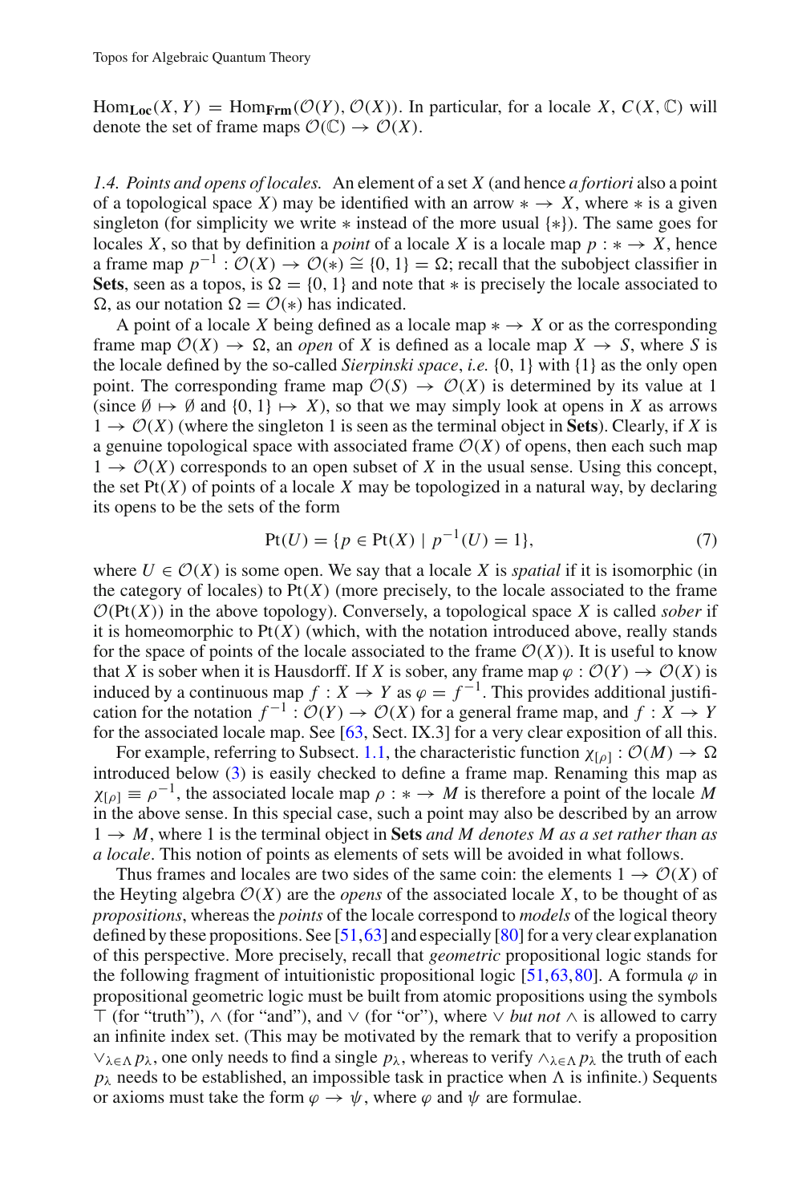$\mathrm{Hom}_{\mathbf{Loc}}(X, Y) = \mathrm{Hom}_{\mathbf{Frm}}(\mathcal{O}(Y), \mathcal{O}(X))$. In particular, for a locale $X$, $C(X, \mathbb{C})$ will denote the set of frame maps $\mathcal{O}(\mathbb{C}) \to \mathcal{O}(X)$.

*1.4. Points and opens of locales.* An element of a set $X$ (and hence *a fortiori* also a point of a topological space $X$) may be identified with an arrow $* \to X$, where $*$ is a given singleton (for simplicity we write $*$ instead of the more usual $\{*\}$). The same goes for locales $X$, so that by definition a *point* of a locale $X$ is a locale map $p : * \to X$, hence a frame map $p^{-1} : \mathcal{O}(X) \to \mathcal{O}(*) \cong \{0, 1\} = \Omega$; recall that the subobject classifier in **Sets**, seen as a topos, is $\Omega = \{0, 1\}$ and note that $*$ is precisely the locale associated to $\Omega$, as our notation $\Omega = \mathcal{O}(*)$ has indicated.

A point of a locale $X$ being defined as a locale map $* \to X$ or as the corresponding frame map $\mathcal{O}(X) \to \Omega$, an *open* of $X$ is defined as a locale map $X \to S$, where $S$ is the locale defined by the so-called *Sierpinski space*, *i.e.* $\{0, 1\}$ with $\{1\}$ as the only open point. The corresponding frame map $\mathcal{O}(S) \to \mathcal{O}(X)$ is determined by its value at 1 (since $\emptyset \mapsto \emptyset$ and $\{0, 1\} \mapsto X$), so that we may simply look at opens in $X$ as arrows $1 \to \mathcal{O}(X)$ (where the singleton 1 is seen as the terminal object in **Sets**). Clearly, if $X$ is a genuine topological space with associated frame $\mathcal{O}(X)$ of opens, then each such map $1 \to \mathcal{O}(X)$ corresponds to an open subset of $X$ in the usual sense. Using this concept, the set $\mathrm{Pt}(X)$ of points of a locale $X$ may be topologized in a natural way, by declaring its opens to be the sets of the form

$$\mathrm{Pt}(U) = \{p \in \mathrm{Pt}(X) \mid p^{-1}(U) = 1\}, \tag{7}$$

where $U \in \mathcal{O}(X)$ is some open. We say that a locale $X$ is *spatial* if it is isomorphic (in the category of locales) to $\mathrm{Pt}(X)$ (more precisely, to the locale associated to the frame $\mathcal{O}(\mathrm{Pt}(X))$ in the above topology). Conversely, a topological space $X$ is called *sober* if it is homeomorphic to $\mathrm{Pt}(X)$ (which, with the notation introduced above, really stands for the space of points of the locale associated to the frame $\mathcal{O}(X)$). It is useful to know that $X$ is sober when it is Hausdorff. If $X$ is sober, any frame map $\varphi : \mathcal{O}(Y) \to \mathcal{O}(X)$ is induced by a continuous map $f : X \to Y$ as $\varphi = f^{-1}$. This provides additional justification for the notation $f^{-1} : \mathcal{O}(Y) \to \mathcal{O}(X)$ for a general frame map, and $f : X \to Y$ for the associated locale map. See [63, Sect. IX.3] for a very clear exposition of all this.

For example, referring to Subsect. 1.1, the characteristic function $\chi_{[\rho]} : \mathcal{O}(M) \to \Omega$ introduced below (3) is easily checked to define a frame map. Renaming this map as $\chi_{[\rho]} \equiv \rho^{-1}$, the associated locale map $\rho : * \to M$ is therefore a point of the locale $M$ in the above sense. In this special case, such a point may also be described by an arrow $1 \to M$, where 1 is the terminal object in **Sets** *and $M$ denotes $M$ as a set rather than as a locale*. This notion of points as elements of sets will be avoided in what follows.

Thus frames and locales are two sides of the same coin: the elements $1 \to \mathcal{O}(X)$ of the Heyting algebra $\mathcal{O}(X)$ are the *opens* of the associated locale $X$, to be thought of as *propositions*, whereas the *points* of the locale correspond to *models* of the logical theory defined by these propositions. See [51,63] and especially [80] for a very clear explanation of this perspective. More precisely, recall that *geometric* propositional logic stands for the following fragment of intuitionistic propositional logic [51,63,80]. A formula $\varphi$ in propositional geometric logic must be built from atomic propositions using the symbols $\top$ (for "truth"), $\wedge$ (for "and"), and $\vee$ (for "or"), where $\vee$ *but not* $\wedge$ is allowed to carry an infinite index set. (This may be motivated by the remark that to verify a proposition $\vee_{\lambda \in \Lambda} p_\lambda$, one only needs to find a single $p_\lambda$, whereas to verify $\wedge_{\lambda \in \Lambda} p_\lambda$ the truth of each $p_\lambda$ needs to be established, an impossible task in practice when $\Lambda$ is infinite.) Sequents or axioms must take the form $\varphi \to \psi$, where $\varphi$ and $\psi$ are formulae.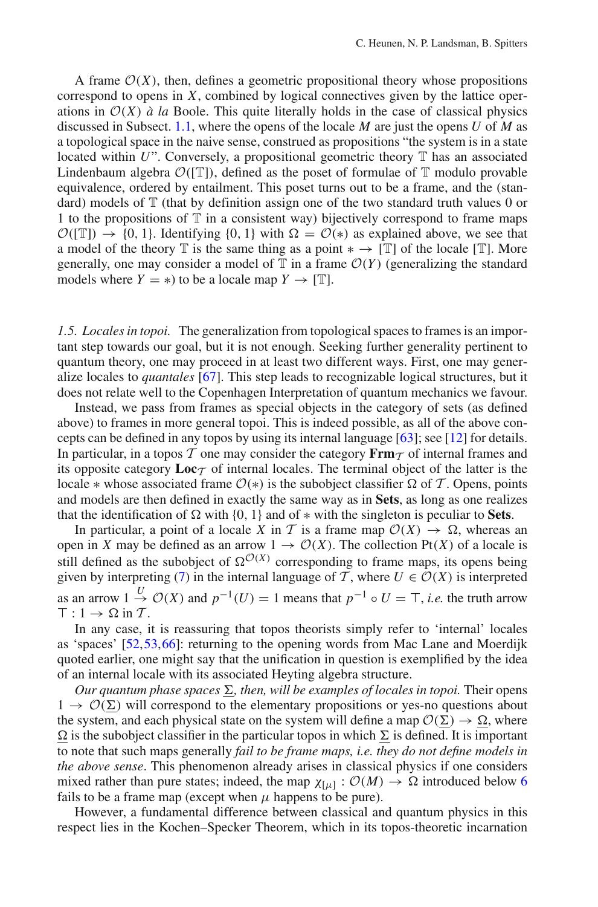A frame $\mathcal{O}(X)$, then, defines a geometric propositional theory whose propositions correspond to opens in $X$, combined by logical connectives given by the lattice operations in $\mathcal{O}(X)$ *à la* Boole. This quite literally holds in the case of classical physics discussed in Subsect. 1.1, where the opens of the locale $M$ are just the opens $U$ of $M$ as a topological space in the naive sense, construed as propositions "the system is in a state located within $U$". Conversely, a propositional geometric theory $\mathbb{T}$ has an associated Lindenbaum algebra $\mathcal{O}([\mathbb{T}])$, defined as the poset of formulae of $\mathbb{T}$ modulo provable equivalence, ordered by entailment. This poset turns out to be a frame, and the (standard) models of $\mathbb{T}$ (that by definition assign one of the two standard truth values 0 or 1 to the propositions of $\mathbb{T}$ in a consistent way) bijectively correspond to frame maps $\mathcal{O}([\mathbb{T}]) \to \{0, 1\}$. Identifying $\{0, 1\}$ with $\Omega = \mathcal{O}(*)$ as explained above, we see that a model of the theory $\mathbb{T}$ is the same thing as a point $* \to [\mathbb{T}]$ of the locale $[\mathbb{T}]$. More generally, one may consider a model of $\mathbb{T}$ in a frame $\mathcal{O}(Y)$ (generalizing the standard models where $Y = *$) to be a locale map $Y \to [\mathbb{T}]$.

*1.5. Locales in topoi.* The generalization from topological spaces to frames is an important step towards our goal, but it is not enough. Seeking further generality pertinent to quantum theory, one may proceed in at least two different ways. First, one may generalize locales to *quantales* [67]. This step leads to recognizable logical structures, but it does not relate well to the Copenhagen Interpretation of quantum mechanics we favour.

Instead, we pass from frames as special objects in the category of sets (as defined above) to frames in more general topoi. This is indeed possible, as all of the above concepts can be defined in any topos by using its internal language [63]; see [12] for details. In particular, in a topos $\mathcal{T}$ one may consider the category $\mathbf{Frm}_{\mathcal{T}}$ of internal frames and its opposite category $\mathbf{Loc}_{\mathcal{T}}$ of internal locales. The terminal object of the latter is the locale $*$ whose associated frame $\mathcal{O}(*)$ is the subobject classifier $\Omega$ of $\mathcal{T}$. Opens, points and models are then defined in exactly the same way as in **Sets**, as long as one realizes that the identification of $\Omega$ with $\{0, 1\}$ and of $*$ with the singleton is peculiar to **Sets**.

In particular, a point of a locale $X$ in $\mathcal{T}$ is a frame map $\mathcal{O}(X) \to \Omega$, whereas an open in $X$ may be defined as an arrow $1 \to \mathcal{O}(X)$. The collection $\mathrm{Pt}(X)$ of a locale is still defined as the subobject of $\Omega^{\mathcal{O}(X)}$ corresponding to frame maps, its opens being given by interpreting (7) in the internal language of $\mathcal{T}$, where $U \in \mathcal{O}(X)$ is interpreted as an arrow $1 \stackrel{U}{\to} \mathcal{O}(X)$ and $p^{-1}(U) = 1$ means that $p^{-1} \circ U = \top$, *i.e.* the truth arrow $\top : 1 \to \Omega$ in $\mathcal{T}$.

In any case, it is reassuring that topos theorists simply refer to 'internal' locales as 'spaces' [52,53,66]: returning to the opening words from Mac Lane and Moerdijk quoted earlier, one might say that the unification in question is exemplified by the idea of an internal locale with its associated Heyting algebra structure.

*Our quantum phase spaces* $\underline{\Sigma}$*, then, will be examples of locales in topoi.* Their opens $1 \to \mathcal{O}(\underline{\Sigma})$ will correspond to the elementary propositions or yes-no questions about the system, and each physical state on the system will define a map $\mathcal{O}(\underline{\Sigma}) \to \underline{\Omega}$, where $\underline{\Omega}$ is the subobject classifier in the particular topos in which $\underline{\Sigma}$ is defined. It is important to note that such maps generally *fail to be frame maps, i.e. they do not define models in the above sense*. This phenomenon already arises in classical physics if one considers mixed rather than pure states; indeed, the map $\chi_{[\mu]} : \mathcal{O}(M) \to \Omega$ introduced below 6 fails to be a frame map (except when $\mu$ happens to be pure).

However, a fundamental difference between classical and quantum physics in this respect lies in the Kochen–Specker Theorem, which in its topos-theoretic incarnation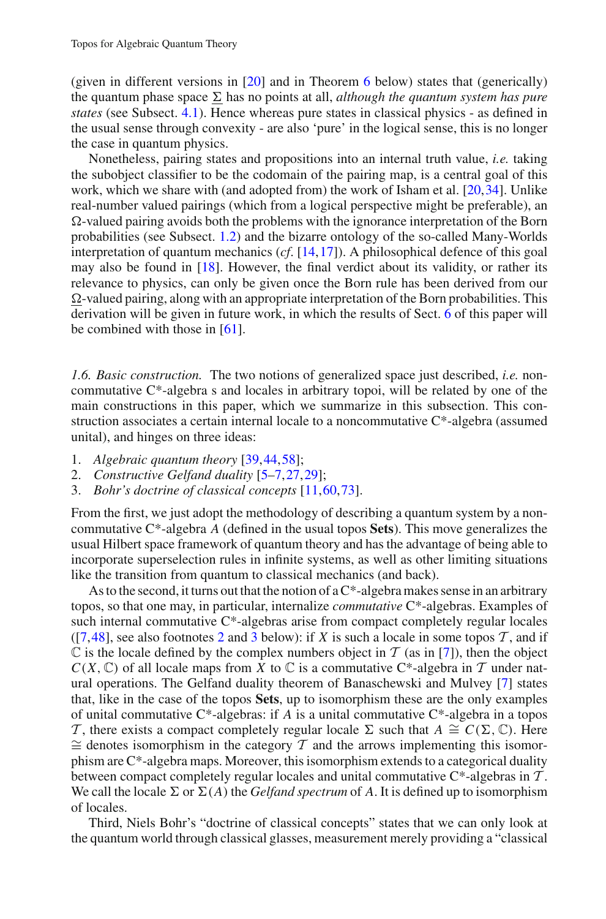(given in different versions in [20] and in Theorem 6 below) states that (generically) the quantum phase space $\underline{\Sigma}$ has no points at all, *although the quantum system has pure states* (see Subsect. 4.1). Hence whereas pure states in classical physics - as defined in the usual sense through convexity - are also 'pure' in the logical sense, this is no longer the case in quantum physics.

Nonetheless, pairing states and propositions into an internal truth value, *i.e.* taking the subobject classifier to be the codomain of the pairing map, is a central goal of this work, which we share with (and adopted from) the work of Isham et al. [20,34]. Unlike real-number valued pairings (which from a logical perspective might be preferable), an $\Omega$-valued pairing avoids both the problems with the ignorance interpretation of the Born probabilities (see Subsect. 1.2) and the bizarre ontology of the so-called Many-Worlds interpretation of quantum mechanics (*cf.* [14,17]). A philosophical defence of this goal may also be found in [18]. However, the final verdict about its validity, or rather its relevance to physics, can only be given once the Born rule has been derived from our $\underline{\Omega}$-valued pairing, along with an appropriate interpretation of the Born probabilities. This derivation will be given in future work, in which the results of Sect. 6 of this paper will be combined with those in [61].

*1.6. Basic construction.* The two notions of generalized space just described, *i.e.* noncommutative C\*-algebra s and locales in arbitrary topoi, will be related by one of the main constructions in this paper, which we summarize in this subsection. This construction associates a certain internal locale to a noncommutative C\*-algebra (assumed unital), and hinges on three ideas:

1. *Algebraic quantum theory* [39,44,58];
2. *Constructive Gelfand duality* [5–7,27,29];
3. *Bohr's doctrine of classical concepts* [11,60,73].

From the first, we just adopt the methodology of describing a quantum system by a noncommutative C\*-algebra $A$ (defined in the usual topos **Sets**). This move generalizes the usual Hilbert space framework of quantum theory and has the advantage of being able to incorporate superselection rules in infinite systems, as well as other limiting situations like the transition from quantum to classical mechanics (and back).

As to the second, it turns out that the notion of a C\*-algebra makes sense in an arbitrary topos, so that one may, in particular, internalize *commutative* C\*-algebras. Examples of such internal commutative C\*-algebras arise from compact completely regular locales ([7,48], see also footnotes 2 and 3 below): if $X$ is such a locale in some topos $\mathcal{T}$, and if $\mathbb{C}$ is the locale defined by the complex numbers object in $\mathcal{T}$ (as in [7]), then the object $C(X,\mathbb{C})$ of all locale maps from $X$ to $\mathbb{C}$ is a commutative C\*-algebra in $\mathcal{T}$ under natural operations. The Gelfand duality theorem of Banaschewski and Mulvey [7] states that, like in the case of the topos **Sets**, up to isomorphism these are the only examples of unital commutative C\*-algebras: if $A$ is a unital commutative C\*-algebra in a topos $\mathcal{T}$, there exists a compact completely regular locale $\Sigma$ such that $A \cong C(\Sigma,\mathbb{C})$. Here $\cong$ denotes isomorphism in the category $\mathcal{T}$ and the arrows implementing this isomorphism are C\*-algebra maps. Moreover, this isomorphism extends to a categorical duality between compact completely regular locales and unital commutative C\*-algebras in $\mathcal{T}$. We call the locale $\Sigma$ or $\Sigma(A)$ the *Gelfand spectrum* of $A$. It is defined up to isomorphism of locales.

Third, Niels Bohr's "doctrine of classical concepts" states that we can only look at the quantum world through classical glasses, measurement merely providing a "classical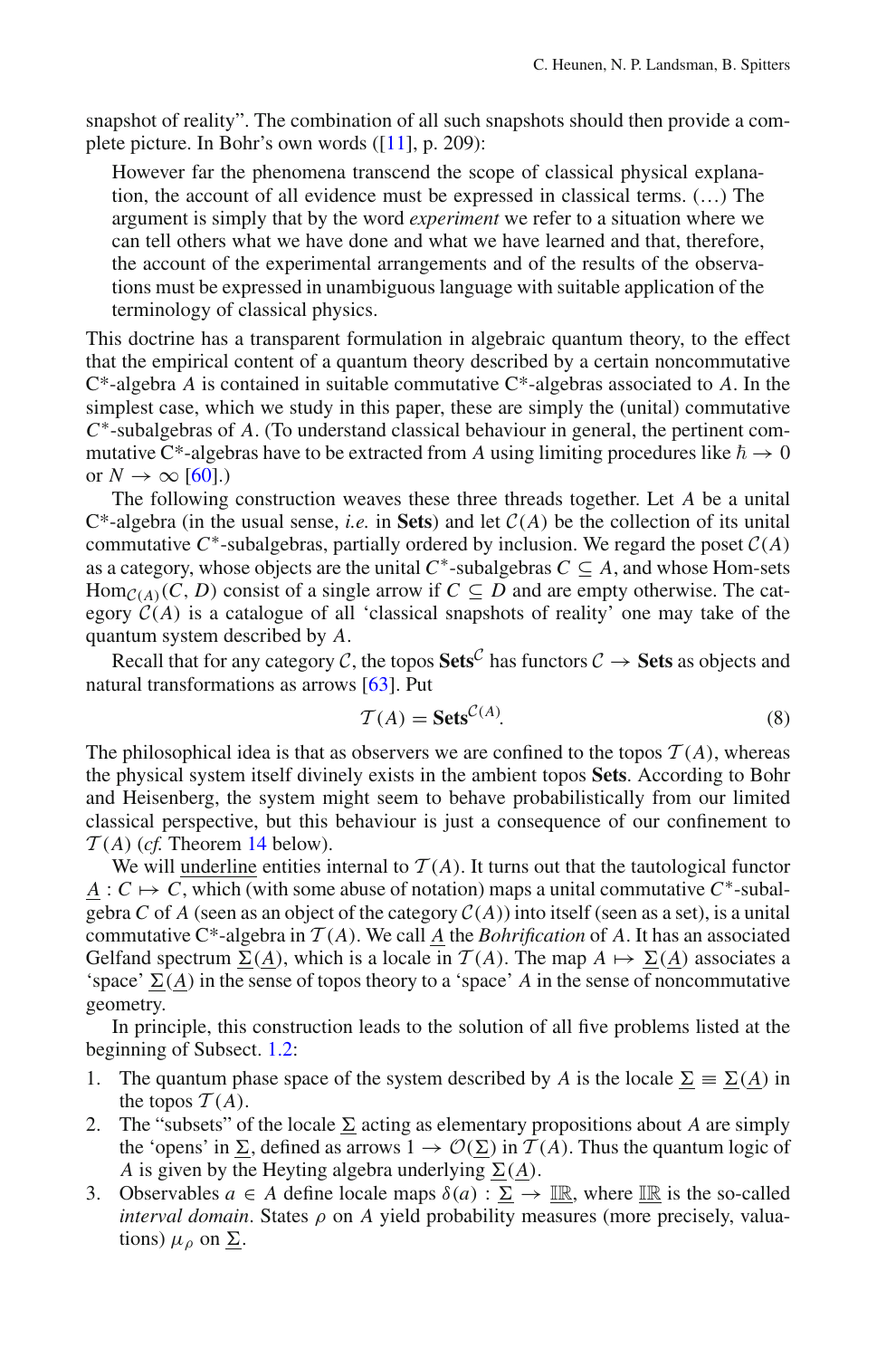snapshot of reality". The combination of all such snapshots should then provide a complete picture. In Bohr's own words ([11], p. 209):

> However far the phenomena transcend the scope of classical physical explanation, the account of all evidence must be expressed in classical terms. (…) The argument is simply that by the word *experiment* we refer to a situation where we can tell others what we have done and what we have learned and that, therefore, the account of the experimental arrangements and of the results of the observations must be expressed in unambiguous language with suitable application of the terminology of classical physics.

This doctrine has a transparent formulation in algebraic quantum theory, to the effect that the empirical content of a quantum theory described by a certain noncommutative C*-algebra $A$ is contained in suitable commutative C*-algebras associated to $A$. In the simplest case, which we study in this paper, these are simply the (unital) commutative $C^*$-subalgebras of $A$. (To understand classical behaviour in general, the pertinent commutative C*-algebras have to be extracted from $A$ using limiting procedures like $\hbar \to 0$ or $N \to \infty$ [60].)

The following construction weaves these three threads together. Let $A$ be a unital C*-algebra (in the usual sense, *i.e.* in **Sets**) and let $\mathcal{C}(A)$ be the collection of its unital commutative $C^*$-subalgebras, partially ordered by inclusion. We regard the poset $\mathcal{C}(A)$ as a category, whose objects are the unital $C^*$-subalgebras $C \subseteq A$, and whose Hom-sets $\mathrm{Hom}_{\mathcal{C}(A)}(C, D)$ consist of a single arrow if $C \subseteq D$ and are empty otherwise. The category $\mathcal{C}(A)$ is a catalogue of all 'classical snapshots of reality' one may take of the quantum system described by $A$.

Recall that for any category $\mathcal{C}$, the topos $\mathbf{Sets}^{\mathcal{C}}$ has functors $\mathcal{C} \to \mathbf{Sets}$ as objects and natural transformations as arrows [63]. Put

$$\mathcal{T}(A) = \mathbf{Sets}^{\mathcal{C}(A)}. \tag{8}$$

The philosophical idea is that as observers we are confined to the topos $\mathcal{T}(A)$, whereas the physical system itself divinely exists in the ambient topos **Sets**. According to Bohr and Heisenberg, the system might seem to behave probabilistically from our limited classical perspective, but this behaviour is just a consequence of our confinement to $\mathcal{T}(A)$ (*cf.* Theorem 14 below).

We will underline entities internal to $\mathcal{T}(A)$. It turns out that the tautological functor $\underline{A} : C \mapsto C$, which (with some abuse of notation) maps a unital commutative $C^*$-subalgebra $C$ of $A$ (seen as an object of the category $\mathcal{C}(A)$) into itself (seen as a set), is a unital commutative C*-algebra in $\mathcal{T}(A)$. We call $\underline{A}$ the *Bohrification* of $A$. It has an associated Gelfand spectrum $\underline{\Sigma}(\underline{A})$, which is a locale in $\mathcal{T}(A)$. The map $A \mapsto \underline{\Sigma}(\underline{A})$ associates a 'space' $\underline{\Sigma}(\underline{A})$ in the sense of topos theory to a 'space' $A$ in the sense of noncommutative geometry.

In principle, this construction leads to the solution of all five problems listed at the beginning of Subsect. 1.2:

1. The quantum phase space of the system described by $A$ is the locale $\underline{\Sigma} \equiv \underline{\Sigma}(\underline{A})$ in the topos $\mathcal{T}(A)$.
2. The "subsets" of the locale $\underline{\Sigma}$ acting as elementary propositions about $A$ are simply the 'opens' in $\underline{\Sigma}$, defined as arrows $1 \to \mathcal{O}(\underline{\Sigma})$ in $\mathcal{T}(A)$. Thus the quantum logic of $A$ is given by the Heyting algebra underlying $\underline{\Sigma}(\underline{A})$.
3. Observables $a \in A$ define locale maps $\delta(a) : \underline{\Sigma} \to \mathbb{IR}$, where $\mathbb{IR}$ is the so-called *interval domain*. States $\rho$ on $A$ yield probability measures (more precisely, valuations) $\mu_\rho$ on $\underline{\Sigma}$.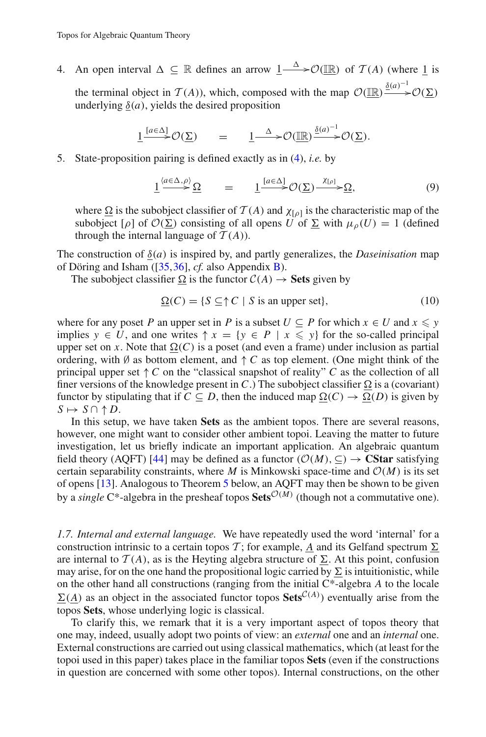4. An open interval $\Delta \subseteq \mathbb{R}$ defines an arrow $\underline{1} \xrightarrow{\Delta} \mathcal{O}(\underline{\mathbb{IR}})$ of $\mathcal{T}(A)$ (where $\underline{1}$ is the terminal object in $\mathcal{T}(A)$), which, composed with the map $\mathcal{O}(\underline{\mathbb{IR}}) \xrightarrow{\underline{\delta}(a)^{-1}} \mathcal{O}(\underline{\Sigma})$ underlying $\underline{\delta}(a)$, yields the desired proposition

$$\underline{1} \xrightarrow{[a\in\Delta]} \mathcal{O}(\underline{\Sigma}) \qquad = \qquad \underline{1} \xrightarrow{\Delta} \mathcal{O}(\underline{\mathbb{IR}}) \xrightarrow{\underline{\delta}(a)^{-1}} \mathcal{O}(\underline{\Sigma}).$$

5. State-proposition pairing is defined exactly as in (4), *i.e.* by

$$\underline{1} \xrightarrow{\langle a\in\Delta,\rho\rangle} \underline{\Omega} \qquad = \qquad \underline{1} \xrightarrow{[a\in\Delta]} \mathcal{O}(\underline{\Sigma}) \xrightarrow{\chi_{[\rho]}} \underline{\Omega}, \tag{9}$$

where $\underline{\Omega}$ is the subobject classifier of $\mathcal{T}(A)$ and $\chi_{[\rho]}$ is the characteristic map of the subobject $[\rho]$ of $\mathcal{O}(\underline{\Sigma})$ consisting of all opens $U$ of $\underline{\Sigma}$ with $\mu_\rho(U) = 1$ (defined through the internal language of $\mathcal{T}(A)$).

The construction of $\underline{\delta}(a)$ is inspired by, and partly generalizes, the *Daseinisation* map of Döring and Isham ([35,36], *cf.* also Appendix B).

The subobject classifier $\underline{\Omega}$ is the functor $\mathcal{C}(A) \to$ **Sets** given by

$$\underline{\Omega}(C) = \{S \subseteq \uparrow C \mid S \text{ is an upper set}\}, \tag{10}$$

where for any poset $P$ an upper set in $P$ is a subset $U \subseteq P$ for which $x \in U$ and $x \leqslant y$ implies $y \in U$, and one writes $\uparrow x = \{y \in P \mid x \leqslant y\}$ for the so-called principal upper set on $x$. Note that $\underline{\Omega}(C)$ is a poset (and even a frame) under inclusion as partial ordering, with $\emptyset$ as bottom element, and $\uparrow C$ as top element. (One might think of the principal upper set $\uparrow C$ on the "classical snapshot of reality" $C$ as the collection of all finer versions of the knowledge present in $C$.) The subobject classifier $\underline{\Omega}$ is a (covariant) functor by stipulating that if $C \subseteq D$, then the induced map $\underline{\Omega}(C) \to \underline{\Omega}(D)$ is given by $S \mapsto S \cap \uparrow D$.

In this setup, we have taken **Sets** as the ambient topos. There are several reasons, however, one might want to consider other ambient topoi. Leaving the matter to future investigation, let us briefly indicate an important application. An algebraic quantum field theory (AQFT) [44] may be defined as a functor $(\mathcal{O}(M), \subseteq) \to$ **CStar** satisfying certain separability constraints, where $M$ is Minkowski space-time and $\mathcal{O}(M)$ is its set of opens [13]. Analogous to Theorem 5 below, an AQFT may then be shown to be given by a *single* C*-algebra in the presheaf topos $\mathbf{Sets}^{\mathcal{O}(M)}$ (though not a commutative one).

*1.7. Internal and external language.* We have repeatedly used the word 'internal' for a construction intrinsic to a certain topos $\mathcal{T}$; for example, $\underline{A}$ and its Gelfand spectrum $\underline{\Sigma}$ are internal to $\mathcal{T}(A)$, as is the Heyting algebra structure of $\underline{\Sigma}$. At this point, confusion may arise, for on the one hand the propositional logic carried by $\underline{\Sigma}$ is intuitionistic, while on the other hand all constructions (ranging from the initial C*-algebra $A$ to the locale $\underline{\Sigma}(\underline{A})$ as an object in the associated functor topos $\mathbf{Sets}^{\mathcal{C}(A)}$) eventually arise from the topos **Sets**, whose underlying logic is classical.

To clarify this, we remark that it is a very important aspect of topos theory that one may, indeed, usually adopt two points of view: an *external* one and an *internal* one. External constructions are carried out using classical mathematics, which (at least for the topoi used in this paper) takes place in the familiar topos **Sets** (even if the constructions in question are concerned with some other topos). Internal constructions, on the other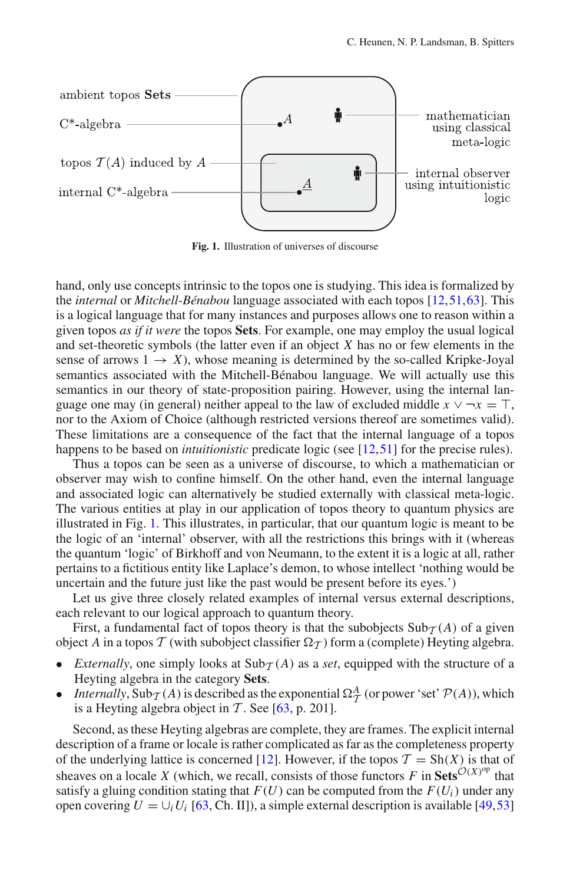ambient topos **Sets**

C*-algebra

topos $\mathcal{T}(A)$ induced by $A$

internal C*-algebra

mathematician using classical meta-logic

internal observer using intuitionistic logic

$A$

$\underline{A}$

**Fig. 1.** Illustration of universes of discourse

hand, only use concepts intrinsic to the topos one is studying. This idea is formalized by the *internal* or *Mitchell-Bénabou* language associated with each topos [12,51,63]. This is a logical language that for many instances and purposes allows one to reason within a given topos *as if it were* the topos **Sets**. For example, one may employ the usual logical and set-theoretic symbols (the latter even if an object $X$ has no or few elements in the sense of arrows $1 \to X$), whose meaning is determined by the so-called Kripke-Joyal semantics associated with the Mitchell-Bénabou language. We will actually use this semantics in our theory of state-proposition pairing. However, using the internal language one may (in general) neither appeal to the law of excluded middle $x \vee \neg x = \top$, nor to the Axiom of Choice (although restricted versions thereof are sometimes valid). These limitations are a consequence of the fact that the internal language of a topos happens to be based on *intuitionistic* predicate logic (see [12,51] for the precise rules).

Thus a topos can be seen as a universe of discourse, to which a mathematician or observer may wish to confine himself. On the other hand, even the internal language and associated logic can alternatively be studied externally with classical meta-logic. The various entities at play in our application of topos theory to quantum physics are illustrated in Fig. 1. This illustrates, in particular, that our quantum logic is meant to be the logic of an 'internal' observer, with all the restrictions this brings with it (whereas the quantum 'logic' of Birkhoff and von Neumann, to the extent it is a logic at all, rather pertains to a fictitious entity like Laplace's demon, to whose intellect 'nothing would be uncertain and the future just like the past would be present before its eyes.')

Let us give three closely related examples of internal versus external descriptions, each relevant to our logical approach to quantum theory.

First, a fundamental fact of topos theory is that the subobjects $\mathrm{Sub}_{\mathcal{T}}(A)$ of a given object $A$ in a topos $\mathcal{T}$ (with subobject classifier $\Omega_{\mathcal{T}}$) form a (complete) Heyting algebra.

- *Externally*, one simply looks at $\mathrm{Sub}_{\mathcal{T}}(A)$ as a *set*, equipped with the structure of a Heyting algebra in the category **Sets**.
- *Internally*, $\mathrm{Sub}_{\mathcal{T}}(A)$ is described as the exponential $\Omega_{\mathcal{T}}^{A}$ (or power 'set' $\mathcal{P}(A)$), which is a Heyting algebra object in $\mathcal{T}$. See [63, p. 201].

Second, as these Heyting algebras are complete, they are frames. The explicit internal description of a frame or locale is rather complicated as far as the completeness property of the underlying lattice is concerned [12]. However, if the topos $\mathcal{T} = \mathrm{Sh}(X)$ is that of sheaves on a locale $X$ (which, we recall, consists of those functors $F$ in $\mathbf{Sets}^{\mathcal{O}(X)^{\mathrm{op}}}$ that satisfy a gluing condition stating that $F(U)$ can be computed from the $F(U_i)$ under any open covering $U = \cup_i U_i$ [63, Ch. II]), a simple external description is available [49,53]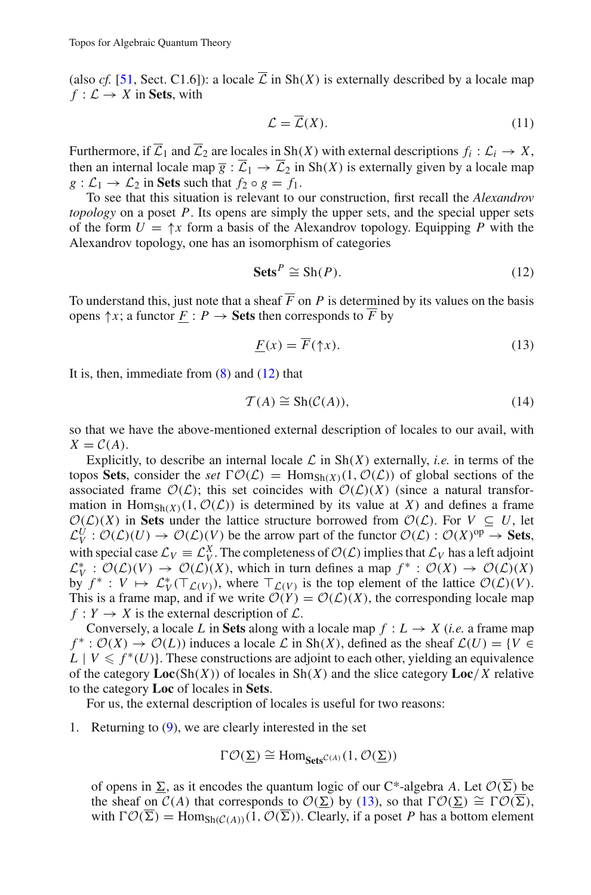(also *cf.* [51, Sect. C1.6]): a locale $\overline{\mathcal{L}}$ in $\mathrm{Sh}(X)$ is externally described by a locale map $f : \mathcal{L} \to X$ in **Sets**, with

$$\mathcal{L} = \overline{\mathcal{L}}(X). \tag{11}$$

Furthermore, if $\overline{\mathcal{L}}_1$ and $\overline{\mathcal{L}}_2$ are locales in $\mathrm{Sh}(X)$ with external descriptions $f_i : \mathcal{L}_i \to X$, then an internal locale map $\overline{g} : \overline{\mathcal{L}}_1 \to \overline{\mathcal{L}}_2$ in $\mathrm{Sh}(X)$ is externally given by a locale map $g : \mathcal{L}_1 \to \mathcal{L}_2$ in **Sets** such that $f_2 \circ g = f_1$.

To see that this situation is relevant to our construction, first recall the *Alexandrov topology* on a poset $P$. Its opens are simply the upper sets, and the special upper sets of the form $U = \uparrow x$ form a basis of the Alexandrov topology. Equipping $P$ with the Alexandrov topology, one has an isomorphism of categories

$$\mathbf{Sets}^P \cong \mathrm{Sh}(P). \tag{12}$$

To understand this, just note that a sheaf $\overline{F}$ on $P$ is determined by its values on the basis opens $\uparrow x$; a functor $\underline{F} : P \to \mathbf{Sets}$ then corresponds to $\overline{F}$ by

$$\underline{F}(x) = \overline{F}(\uparrow x). \tag{13}$$

It is, then, immediate from (8) and (12) that

$$\mathcal{T}(A) \cong \mathrm{Sh}(\mathcal{C}(A)), \tag{14}$$

so that we have the above-mentioned external description of locales to our avail, with $X = \mathcal{C}(A)$.

Explicitly, to describe an internal locale $\mathcal{L}$ in $\mathrm{Sh}(X)$ externally, *i.e.* in terms of the topos **Sets**, consider the *set* $\Gamma\mathcal{O}(\mathcal{L}) = \mathrm{Hom}_{\mathrm{Sh}(X)}(1, \mathcal{O}(\mathcal{L}))$ of global sections of the associated frame $\mathcal{O}(\mathcal{L})$; this set coincides with $\mathcal{O}(\mathcal{L})(X)$ (since a natural transformation in $\mathrm{Hom}_{\mathrm{Sh}(X)}(1, \mathcal{O}(\mathcal{L}))$ is determined by its value at $X$) and defines a frame $\mathcal{O}(\mathcal{L})(X)$ in **Sets** under the lattice structure borrowed from $\mathcal{O}(\mathcal{L})$. For $V \subseteq U$, let $\mathcal{L}_V^U : \mathcal{O}(\mathcal{L})(U) \to \mathcal{O}(\mathcal{L})(V)$ be the arrow part of the functor $\mathcal{O}(\mathcal{L}) : \mathcal{O}(X)^{\mathrm{op}} \to \mathbf{Sets}$, with special case $\mathcal{L}_V \equiv \mathcal{L}_V^X$. The completeness of $\mathcal{O}(\mathcal{L})$ implies that $\mathcal{L}_V$ has a left adjoint $\mathcal{L}_V^* : \mathcal{O}(\mathcal{L})(V) \to \mathcal{O}(\mathcal{L})(X)$, which in turn defines a map $f^* : \mathcal{O}(X) \to \mathcal{O}(\mathcal{L})(X)$ by $f^* : V \mapsto \mathcal{L}_V^*(\top_{\mathcal{L}(V)})$, where $\top_{\mathcal{L}(V)}$ is the top element of the lattice $\mathcal{O}(\mathcal{L})(V)$. This is a frame map, and if we write $\mathcal{O}(Y) = \mathcal{O}(\mathcal{L})(X)$, the corresponding locale map $f : Y \to X$ is the external description of $\mathcal{L}$.

Conversely, a locale $L$ in **Sets** along with a locale map $f : L \to X$ (*i.e.* a frame map $f^* : \mathcal{O}(X) \to \mathcal{O}(L)$) induces a locale $\mathcal{L}$ in $\mathrm{Sh}(X)$, defined as the sheaf $\mathcal{L}(U) = \{V \in L \mid V \leqslant f^*(U)\}$. These constructions are adjoint to each other, yielding an equivalence of the category $\mathbf{Loc}(\mathrm{Sh}(X))$ of locales in $\mathrm{Sh}(X)$ and the slice category $\mathbf{Loc}/X$ relative to the category **Loc** of locales in **Sets**.

For us, the external description of locales is useful for two reasons:

1. Returning to (9), we are clearly interested in the set

   $$\Gamma\mathcal{O}(\underline{\Sigma}) \cong \mathrm{Hom}_{\mathbf{Sets}^{\mathcal{C}(A)}}(1, \mathcal{O}(\underline{\Sigma}))$$

   of opens in $\underline{\Sigma}$, as it encodes the quantum logic of our C*-algebra $A$. Let $\mathcal{O}(\overline{\Sigma})$ be the sheaf on $\mathcal{C}(A)$ that corresponds to $\mathcal{O}(\underline{\Sigma})$ by (13), so that $\Gamma\mathcal{O}(\underline{\Sigma}) \cong \Gamma\mathcal{O}(\overline{\Sigma})$, with $\Gamma\mathcal{O}(\overline{\Sigma}) = \mathrm{Hom}_{\mathrm{Sh}(\mathcal{C}(A))}(1, \mathcal{O}(\overline{\Sigma}))$. Clearly, if a poset $P$ has a bottom element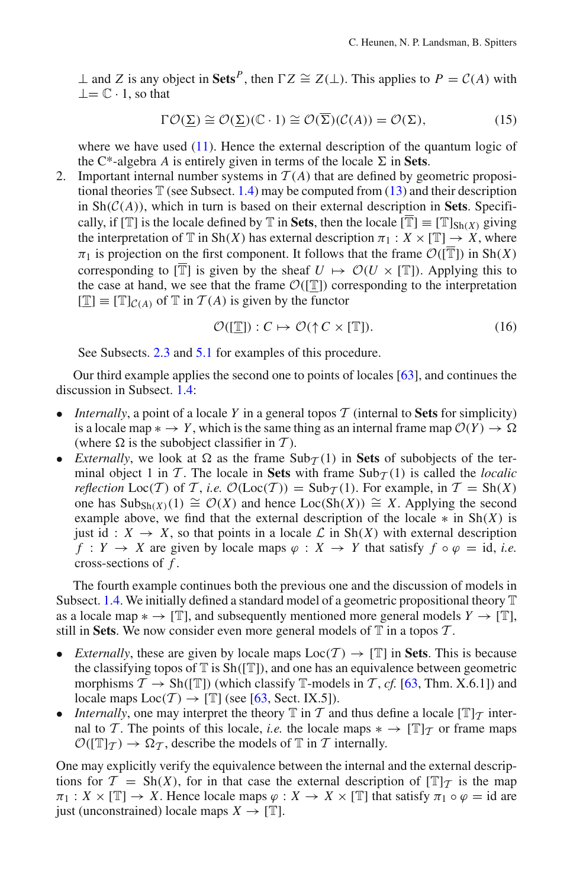$\perp$ and $Z$ is any object in $\mathbf{Sets}^P$, then $\Gamma Z \cong Z(\perp)$. This applies to $P = \mathcal{C}(A)$ with $\perp = \mathbb{C} \cdot 1$, so that

$$\Gamma \mathcal{O}(\underline{\Sigma}) \cong \mathcal{O}(\underline{\Sigma})(\mathbb{C} \cdot 1) \cong \mathcal{O}(\overline{\Sigma})(\mathcal{C}(A)) = \mathcal{O}(\Sigma), \tag{15}$$

where we have used (11). Hence the external description of the quantum logic of the C*-algebra $A$ is entirely given in terms of the locale $\Sigma$ in **Sets**.

2. Important internal number systems in $\mathcal{T}(A)$ that are defined by geometric propositional theories $\mathbb{T}$ (see Subsect. 1.4) may be computed from (13) and their description in $\mathrm{Sh}(\mathcal{C}(A))$, which in turn is based on their external description in **Sets**. Specifically, if $[\mathbb{T}]$ is the locale defined by $\mathbb{T}$ in **Sets**, then the locale $[\overline{\mathbb{T}}] \equiv [\mathbb{T}]_{\mathrm{Sh}(X)}$ giving the interpretation of $\mathbb{T}$ in $\mathrm{Sh}(X)$ has external description $\pi_1 : X \times [\mathbb{T}] \to X$, where $\pi_1$ is projection on the first component. It follows that the frame $\mathcal{O}([\overline{\mathbb{T}}])$ in $\mathrm{Sh}(X)$ corresponding to $[\overline{\mathbb{T}}]$ is given by the sheaf $U \mapsto \mathcal{O}(U \times [\mathbb{T}])$. Applying this to the case at hand, we see that the frame $\mathcal{O}([\underline{\mathbb{T}}])$ corresponding to the interpretation $[\underline{\mathbb{T}}] \equiv [\mathbb{T}]_{\mathcal{C}(A)}$ of $\mathbb{T}$ in $\mathcal{T}(A)$ is given by the functor

$$\mathcal{O}([\underline{\mathbb{T}}]) : C \mapsto \mathcal{O}(\uparrow C \times [\mathbb{T}]). \tag{16}$$

See Subsects. 2.3 and 5.1 for examples of this procedure.

Our third example applies the second one to points of locales [63], and continues the discussion in Subsect. 1.4:

- *Internally*, a point of a locale $Y$ in a general topos $\mathcal{T}$ (internal to **Sets** for simplicity) is a locale map $* \to Y$, which is the same thing as an internal frame map $\mathcal{O}(Y) \to \Omega$ (where $\Omega$ is the subobject classifier in $\mathcal{T}$).
- *Externally*, we look at $\Omega$ as the frame $\mathrm{Sub}_{\mathcal{T}}(1)$ in **Sets** of subobjects of the terminal object 1 in $\mathcal{T}$. The locale in **Sets** with frame $\mathrm{Sub}_{\mathcal{T}}(1)$ is called the *localic reflection* $\mathrm{Loc}(\mathcal{T})$ of $\mathcal{T}$, *i.e.* $\mathcal{O}(\mathrm{Loc}(\mathcal{T})) = \mathrm{Sub}_{\mathcal{T}}(1)$. For example, in $\mathcal{T} = \mathrm{Sh}(X)$ one has $\mathrm{Sub}_{\mathrm{Sh}(X)}(1) \cong \mathcal{O}(X)$ and hence $\mathrm{Loc}(\mathrm{Sh}(X)) \cong X$. Applying the second example above, we find that the external description of the locale $*$ in $\mathrm{Sh}(X)$ is just $\mathrm{id} : X \to X$, so that points in a locale $\mathcal{L}$ in $\mathrm{Sh}(X)$ with external description $f : Y \to X$ are given by locale maps $\varphi : X \to Y$ that satisfy $f \circ \varphi = \mathrm{id}$, *i.e.* cross-sections of $f$.

The fourth example continues both the previous one and the discussion of models in Subsect. 1.4. We initially defined a standard model of a geometric propositional theory $\mathbb{T}$ as a locale map $* \to [\mathbb{T}]$, and subsequently mentioned more general models $Y \to [\mathbb{T}]$, still in **Sets**. We now consider even more general models of $\mathbb{T}$ in a topos $\mathcal{T}$.

- *Externally*, these are given by locale maps $\mathrm{Loc}(\mathcal{T}) \to [\mathbb{T}]$ in **Sets**. This is because the classifying topos of $\mathbb{T}$ is $\mathrm{Sh}([\mathbb{T}])$, and one has an equivalence between geometric morphisms $\mathcal{T} \to \mathrm{Sh}([\mathbb{T}])$ (which classify $\mathbb{T}$-models in $\mathcal{T}$, *cf.* [63, Thm. X.6.1]) and locale maps $\mathrm{Loc}(\mathcal{T}) \to [\mathbb{T}]$ (see [63, Sect. IX.5]).
- *Internally*, one may interpret the theory $\mathbb{T}$ in $\mathcal{T}$ and thus define a locale $[\mathbb{T}]_{\mathcal{T}}$ internal to $\mathcal{T}$. The points of this locale, *i.e.* the locale maps $* \to [\mathbb{T}]_{\mathcal{T}}$ or frame maps $\mathcal{O}([\mathbb{T}]_{\mathcal{T}}) \to \Omega_{\mathcal{T}}$, describe the models of $\mathbb{T}$ in $\mathcal{T}$ internally.

One may explicitly verify the equivalence between the internal and the external descriptions for $\mathcal{T} = \mathrm{Sh}(X)$, for in that case the external description of $[\mathbb{T}]_{\mathcal{T}}$ is the map $\pi_1 : X \times [\mathbb{T}] \to X$. Hence locale maps $\varphi : X \to X \times [\mathbb{T}]$ that satisfy $\pi_1 \circ \varphi = \mathrm{id}$ are just (unconstrained) locale maps $X \to [\mathbb{T}]$.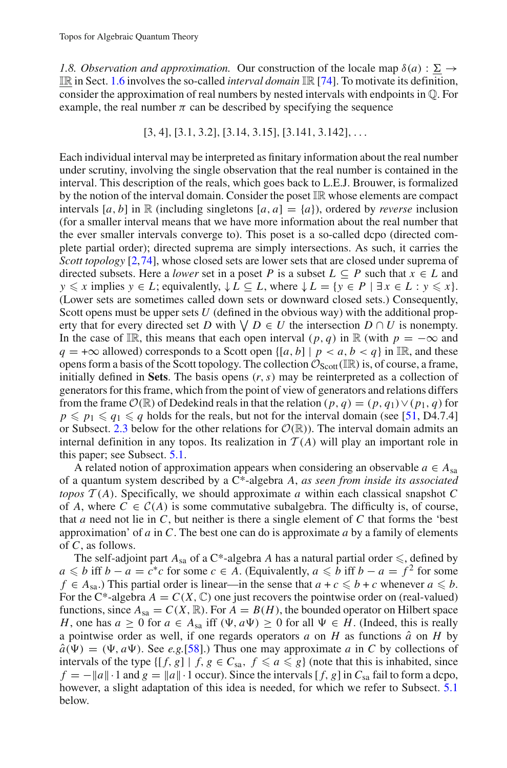*1.8. Observation and approximation.* Our construction of the locale map $\delta(a) : \underline{\Sigma} \to \underline{\mathbb{IR}}$ in Sect. 1.6 involves the so-called *interval domain* $\mathbb{IR}$ [74]. To motivate its definition, consider the approximation of real numbers by nested intervals with endpoints in $\mathbb{Q}$. For example, the real number $\pi$ can be described by specifying the sequence

$$[3, 4], [3.1, 3.2], [3.14, 3.15], [3.141, 3.142], \ldots$$

Each individual interval may be interpreted as finitary information about the real number under scrutiny, involving the single observation that the real number is contained in the interval. This description of the reals, which goes back to L.E.J. Brouwer, is formalized by the notion of the interval domain. Consider the poset $\mathbb{IR}$ whose elements are compact intervals $[a, b]$ in $\mathbb{R}$ (including singletons $[a, a] = \{a\}$), ordered by *reverse* inclusion (for a smaller interval means that we have more information about the real number that the ever smaller intervals converge to). This poset is a so-called dcpo (directed complete partial order); directed suprema are simply intersections. As such, it carries the *Scott topology* [2,74], whose closed sets are lower sets that are closed under suprema of directed subsets. Here a *lower* set in a poset $P$ is a subset $L \subseteq P$ such that $x \in L$ and $y \leqslant x$ implies $y \in L$; equivalently, $\downarrow L \subseteq L$, where $\downarrow L = \{y \in P \mid \exists x \in L : y \leqslant x\}$. (Lower sets are sometimes called down sets or downward closed sets.) Consequently, Scott opens must be upper sets $U$ (defined in the obvious way) with the additional property that for every directed set $D$ with $\bigvee D \in U$ the intersection $D \cap U$ is nonempty. In the case of $\mathbb{IR}$, this means that each open interval $(p, q)$ in $\mathbb{R}$ (with $p = -\infty$ and $q = +\infty$ allowed) corresponds to a Scott open $\{[a, b] \mid p < a, b < q\}$ in $\mathbb{IR}$, and these opens form a basis of the Scott topology. The collection $\mathcal{O}_{\text{Scott}}(\mathbb{IR})$ is, of course, a frame, initially defined in **Sets**. The basis opens $(r, s)$ may be reinterpreted as a collection of generators for this frame, which from the point of view of generators and relations differs from the frame $\mathcal{O}(\mathbb{R})$ of Dedekind reals in that the relation $(p, q) = (p, q_1) \vee (p_1, q)$ for $p \leqslant p_1 \leqslant q_1 \leqslant q$ holds for the reals, but not for the interval domain (see [51, D4.7.4] or Subsect. 2.3 below for the other relations for $\mathcal{O}(\mathbb{R})$). The interval domain admits an internal definition in any topos. Its realization in $\mathcal{T}(A)$ will play an important role in this paper; see Subsect. 5.1.

A related notion of approximation appears when considering an observable $a \in A_{\text{sa}}$ of a quantum system described by a C*-algebra $A$, *as seen from inside its associated topos* $\mathcal{T}(A)$. Specifically, we should approximate $a$ within each classical snapshot $C$ of $A$, where $C \in \mathcal{C}(A)$ is some commutative subalgebra. The difficulty is, of course, that $a$ need not lie in $C$, but neither is there a single element of $C$ that forms the 'best approximation' of $a$ in $C$. The best one can do is approximate $a$ by a family of elements of $C$, as follows.

The self-adjoint part $A_{\text{sa}}$ of a C*-algebra $A$ has a natural partial order $\leqslant$, defined by $a \leqslant b$ iff $b - a = c^*c$ for some $c \in A$. (Equivalently, $a \leqslant b$ iff $b - a = f^2$ for some $f \in A_{\text{sa}}$.) This partial order is linear—in the sense that $a + c \leqslant b + c$ whenever $a \leqslant b$. For the C*-algebra $A = C(X, \mathbb{C})$ one just recovers the pointwise order on (real-valued) functions, since $A_{\text{sa}} = C(X, \mathbb{R})$. For $A = B(H)$, the bounded operator on Hilbert space $H$, one has $a \geq 0$ for $a \in A_{\text{sa}}$ iff $(\Psi, a\Psi) \geq 0$ for all $\Psi \in H$. (Indeed, this is really a pointwise order as well, if one regards operators $a$ on $H$ as functions $\hat{a}$ on $H$ by $\hat{a}(\Psi) = (\Psi, a\Psi)$. See *e.g.*[58].) Thus one may approximate $a$ in $C$ by collections of intervals of the type $\{[f, g] \mid f, g \in C_{\text{sa}},\ f \leqslant a \leqslant g\}$ (note that this is inhabited, since $f = -\|a\| \cdot 1$ and $g = \|a\| \cdot 1$ occur). Since the intervals $[f, g]$ in $C_{\text{sa}}$ fail to form a dcpo, however, a slight adaptation of this idea is needed, for which we refer to Subsect. 5.1 below.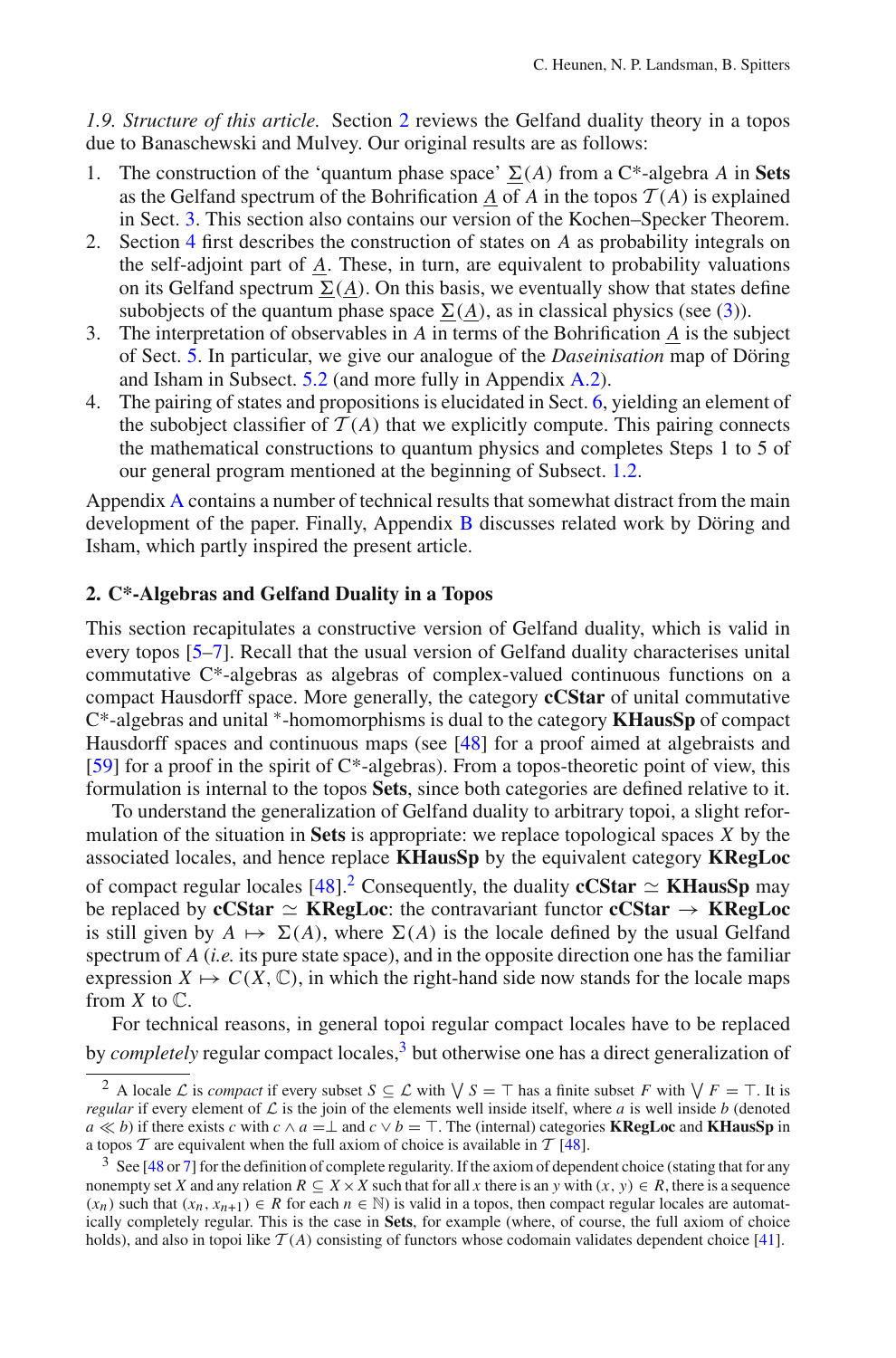*1.9. Structure of this article.* Section 2 reviews the Gelfand duality theory in a topos due to Banaschewski and Mulvey. Our original results are as follows:

1. The construction of the 'quantum phase space' $\underline{\Sigma}(A)$ from a C*-algebra $A$ in **Sets** as the Gelfand spectrum of the Bohrification $\underline{A}$ of $A$ in the topos $\mathcal{T}(A)$ is explained in Sect. 3. This section also contains our version of the Kochen–Specker Theorem.
2. Section 4 first describes the construction of states on $A$ as probability integrals on the self-adjoint part of $\underline{A}$. These, in turn, are equivalent to probability valuations on its Gelfand spectrum $\underline{\Sigma}(\underline{A})$. On this basis, we eventually show that states define subobjects of the quantum phase space $\underline{\Sigma}(\underline{A})$, as in classical physics (see (3)).
3. The interpretation of observables in $A$ in terms of the Bohrification $\underline{A}$ is the subject of Sect. 5. In particular, we give our analogue of the *Daseinisation* map of Döring and Isham in Subsect. 5.2 (and more fully in Appendix A.2).
4. The pairing of states and propositions is elucidated in Sect. 6, yielding an element of the subobject classifier of $\mathcal{T}(A)$ that we explicitly compute. This pairing connects the mathematical constructions to quantum physics and completes Steps 1 to 5 of our general program mentioned at the beginning of Subsect. 1.2.

Appendix A contains a number of technical results that somewhat distract from the main development of the paper. Finally, Appendix B discusses related work by Döring and Isham, which partly inspired the present article.

## 2. C*-Algebras and Gelfand Duality in a Topos

This section recapitulates a constructive version of Gelfand duality, which is valid in every topos [5–7]. Recall that the usual version of Gelfand duality characterises unital commutative C*-algebras as algebras of complex-valued continuous functions on a compact Hausdorff space. More generally, the category **cCStar** of unital commutative C*-algebras and unital *-homomorphisms is dual to the category **KHausSp** of compact Hausdorff spaces and continuous maps (see [48] for a proof aimed at algebraists and [59] for a proof in the spirit of C*-algebras). From a topos-theoretic point of view, this formulation is internal to the topos **Sets**, since both categories are defined relative to it.

To understand the generalization of Gelfand duality to arbitrary topoi, a slight reformulation of the situation in **Sets** is appropriate: we replace topological spaces $X$ by the associated locales, and hence replace **KHausSp** by the equivalent category **KRegLoc** of compact regular locales [48].[2] Consequently, the duality **cCStar** $\simeq$ **KHausSp** may be replaced by **cCStar** $\simeq$ **KRegLoc**: the contravariant functor **cCStar** $\to$ **KRegLoc** is still given by $A \mapsto \Sigma(A)$, where $\Sigma(A)$ is the locale defined by the usual Gelfand spectrum of $A$ (*i.e.* its pure state space), and in the opposite direction one has the familiar expression $X \mapsto C(X, \mathbb{C})$, in which the right-hand side now stands for the locale maps from $X$ to $\mathbb{C}$.

For technical reasons, in general topoi regular compact locales have to be replaced by *completely* regular compact locales,[3] but otherwise one has a direct generalization of

[2] A locale $\mathcal{L}$ is *compact* if every subset $S \subseteq \mathcal{L}$ with $\bigvee S = \top$ has a finite subset $F$ with $\bigvee F = \top$. It is *regular* if every element of $\mathcal{L}$ is the join of the elements well inside itself, where $a$ is well inside $b$ (denoted $a \ll b$) if there exists $c$ with $c \wedge a = \perp$ and $c \vee b = \top$. The (internal) categories **KRegLoc** and **KHausSp** in a topos $\mathcal{T}$ are equivalent when the full axiom of choice is available in $\mathcal{T}$ [48].

[3] See [48 or 7] for the definition of complete regularity. If the axiom of dependent choice (stating that for any nonempty set $X$ and any relation $R \subseteq X \times X$ such that for all $x$ there is an $y$ with $(x, y) \in R$, there is a sequence $(x_n)$ such that $(x_n, x_{n+1}) \in R$ for each $n \in \mathbb{N}$) is valid in a topos, then compact regular locales are automatically completely regular. This is the case in **Sets**, for example (where, of course, the full axiom of choice holds), and also in topoi like $\mathcal{T}(A)$ consisting of functors whose codomain validates dependent choice [41].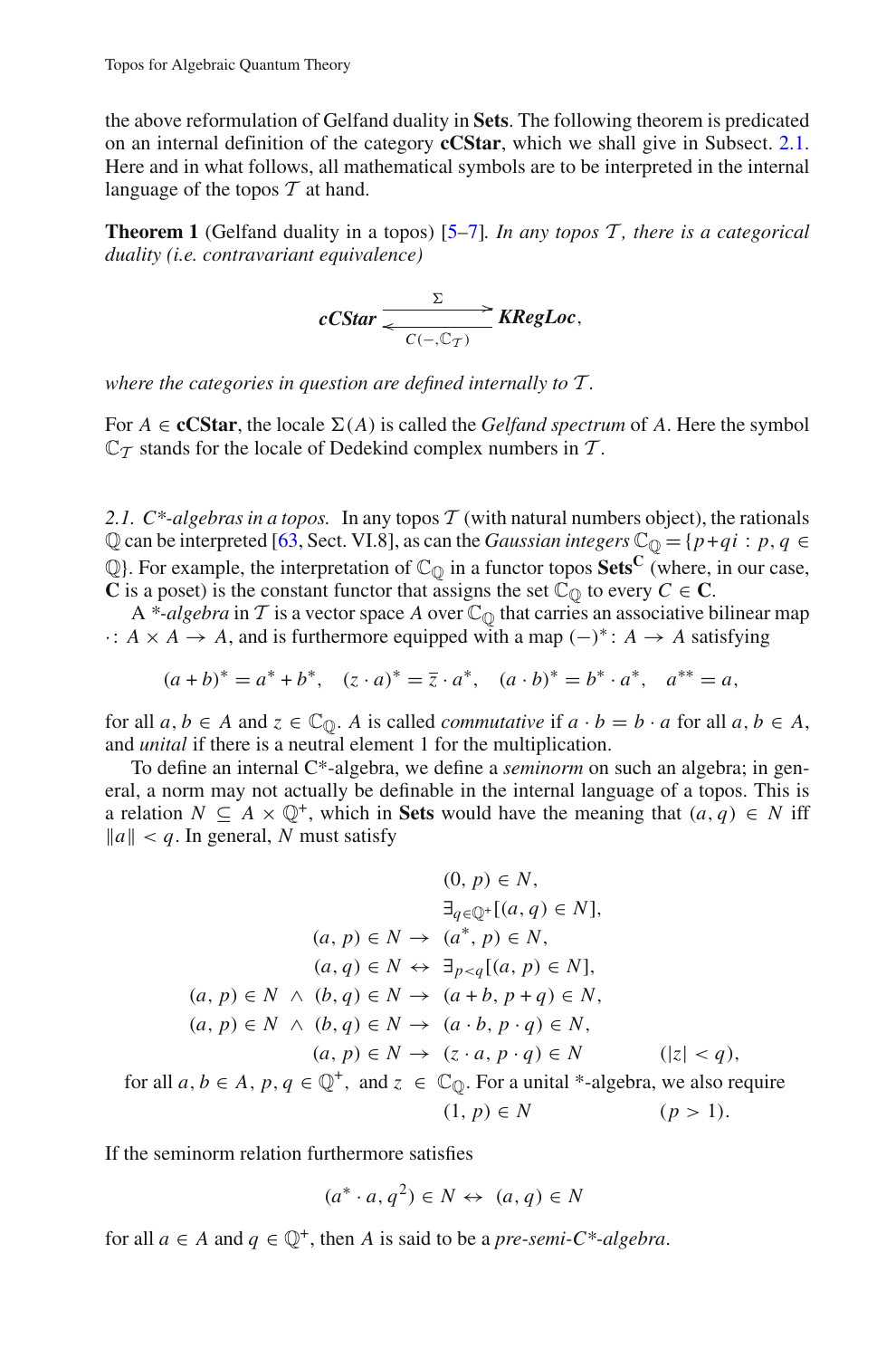the above reformulation of Gelfand duality in **Sets**. The following theorem is predicated on an internal definition of the category **cCStar**, which we shall give in Subsect. 2.1. Here and in what follows, all mathematical symbols are to be interpreted in the internal language of the topos $\mathcal{T}$ at hand.

**Theorem 1** (Gelfand duality in a topos) [5–7]. *In any topos $\mathcal{T}$, there is a categorical duality (i.e. contravariant equivalence)*

$$\textbf{\textit{cCStar}} \underset{C(-,\mathbb{C}_{\mathcal{T}})}{\overset{\Sigma}{\rightleftarrows}} \textbf{\textit{KRegLoc}},$$

*where the categories in question are defined internally to $\mathcal{T}$.*

For $A \in \mathbf{cCStar}$, the locale $\Sigma(A)$ is called the *Gelfand spectrum* of $A$. Here the symbol $\mathbb{C}_{\mathcal{T}}$ stands for the locale of Dedekind complex numbers in $\mathcal{T}$.

*2.1. C\*-algebras in a topos.* In any topos $\mathcal{T}$ (with natural numbers object), the rationals $\mathbb{Q}$ can be interpreted [63, Sect. VI.8], as can the *Gaussian integers* $\mathbb{C}_{\mathbb{Q}} = \{p + qi : p, q \in \mathbb{Q}\}$. For example, the interpretation of $\mathbb{C}_{\mathbb{Q}}$ in a functor topos $\mathbf{Sets}^{\mathbf{C}}$ (where, in our case, $\mathbf{C}$ is a poset) is the constant functor that assigns the set $\mathbb{C}_{\mathbb{Q}}$ to every $C \in \mathbf{C}$.

A *\*-algebra* in $\mathcal{T}$ is a vector space $A$ over $\mathbb{C}_{\mathbb{Q}}$ that carries an associative bilinear map $\cdot : A \times A \to A$, and is furthermore equipped with a map $(-)^* : A \to A$ satisfying

$$(a + b)^* = a^* + b^*, \quad (z \cdot a)^* = \overline{z} \cdot a^*, \quad (a \cdot b)^* = b^* \cdot a^*, \quad a^{**} = a,$$

for all $a, b \in A$ and $z \in \mathbb{C}_{\mathbb{Q}}$. $A$ is called *commutative* if $a \cdot b = b \cdot a$ for all $a, b \in A$, and *unital* if there is a neutral element 1 for the multiplication.

To define an internal C\*-algebra, we define a *seminorm* on such an algebra; in general, a norm may not actually be definable in the internal language of a topos. This is a relation $N \subseteq A \times \mathbb{Q}^+$, which in **Sets** would have the meaning that $(a, q) \in N$ iff $\|a\| < q$. In general, $N$ must satisfy

$$\begin{aligned}
&(0, p) \in N, \\
&\exists_{q \in \mathbb{Q}^+}[(a, q) \in N], \\
(a, p) \in N \;\rightarrow\; &(a^*, p) \in N, \\
(a, q) \in N \;\leftrightarrow\; &\exists_{p<q}[(a, p) \in N], \\
(a, p) \in N \;\wedge\; (b, q) \in N \;\rightarrow\; &(a + b, p + q) \in N, \\
(a, p) \in N \;\wedge\; (b, q) \in N \;\rightarrow\; &(a \cdot b, p \cdot q) \in N, \\
(a, p) \in N \;\rightarrow\; &(z \cdot a, p \cdot q) \in N \qquad (|z| < q),
\end{aligned}$$

for all $a, b \in A$, $p, q \in \mathbb{Q}^+$, and $z \in \mathbb{C}_{\mathbb{Q}}$. For a unital \*-algebra, we also require

$$(1, p) \in N \qquad (p > 1).$$

If the seminorm relation furthermore satisfies

$$(a^* \cdot a, q^2) \in N \leftrightarrow (a, q) \in N$$

for all $a \in A$ and $q \in \mathbb{Q}^+$, then $A$ is said to be a *pre-semi-C\*-algebra*.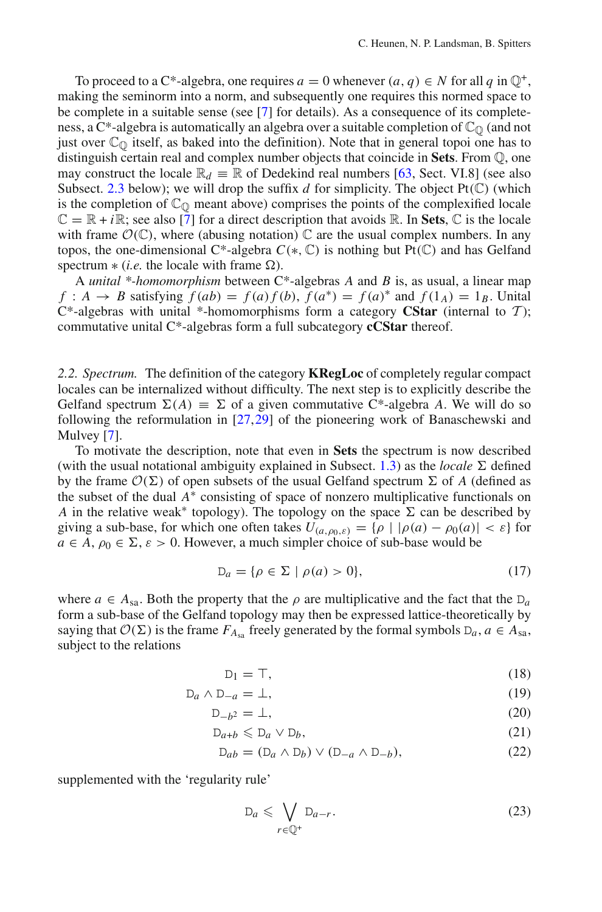To proceed to a C*-algebra, one requires $a = 0$ whenever $(a, q) \in N$ for all $q$ in $\mathbb{Q}^+$, making the seminorm into a norm, and subsequently one requires this normed space to be complete in a suitable sense (see [7] for details). As a consequence of its completeness, a C*-algebra is automatically an algebra over a suitable completion of $\mathbb{C}_\mathbb{Q}$ (and not just over $\mathbb{C}_\mathbb{Q}$ itself, as baked into the definition). Note that in general topoi one has to distinguish certain real and complex number objects that coincide in **Sets**. From $\mathbb{Q}$, one may construct the locale $\mathbb{R}_d \equiv \mathbb{R}$ of Dedekind real numbers [63, Sect. VI.8] (see also Subsect. 2.3 below); we will drop the suffix $d$ for simplicity. The object $\mathrm{Pt}(\mathbb{C})$ (which is the completion of $\mathbb{C}_\mathbb{Q}$ meant above) comprises the points of the complexified locale $\mathbb{C} = \mathbb{R} + i\mathbb{R}$; see also [7] for a direct description that avoids $\mathbb{R}$. In **Sets**, $\mathbb{C}$ is the locale with frame $\mathcal{O}(\mathbb{C})$, where (abusing notation) $\mathbb{C}$ are the usual complex numbers. In any topos, the one-dimensional C*-algebra $C(*, \mathbb{C})$ is nothing but $\mathrm{Pt}(\mathbb{C})$ and has Gelfand spectrum $*$ (*i.e.* the locale with frame $\Omega$).

A *unital \*-homomorphism* between C*-algebras $A$ and $B$ is, as usual, a linear map $f : A \to B$ satisfying $f(ab) = f(a)f(b)$, $f(a^*) = f(a)^*$ and $f(1_A) = 1_B$. Unital C*-algebras with unital *-homomorphisms form a category **CStar** (internal to $\mathcal{T}$); commutative unital C*-algebras form a full subcategory **cCStar** thereof.

*2.2. Spectrum.* The definition of the category **KRegLoc** of completely regular compact locales can be internalized without difficulty. The next step is to explicitly describe the Gelfand spectrum $\Sigma(A) \equiv \Sigma$ of a given commutative C*-algebra $A$. We will do so following the reformulation in [27,29] of the pioneering work of Banaschewski and Mulvey [7].

To motivate the description, note that even in **Sets** the spectrum is now described (with the usual notational ambiguity explained in Subsect. 1.3) as the *locale* $\Sigma$ defined by the frame $\mathcal{O}(\Sigma)$ of open subsets of the usual Gelfand spectrum $\Sigma$ of $A$ (defined as the subset of the dual $A^*$ consisting of space of nonzero multiplicative functionals on $A$ in the relative weak* topology). The topology on the space $\Sigma$ can be described by giving a sub-base, for which one often takes $U_{(a,\rho_0,\varepsilon)} = \{\rho \mid |\rho(a) - \rho_0(a)| < \varepsilon\}$ for $a \in A$, $\rho_0 \in \Sigma$, $\varepsilon > 0$. However, a much simpler choice of sub-base would be

$$\mathrm{D}_a = \{\rho \in \Sigma \mid \rho(a) > 0\}, \tag{17}$$

where $a \in A_{\mathrm{sa}}$. Both the property that the $\rho$ are multiplicative and the fact that the $\mathrm{D}_a$ form a sub-base of the Gelfand topology may then be expressed lattice-theoretically by saying that $\mathcal{O}(\Sigma)$ is the frame $F_{A_{\mathrm{sa}}}$ freely generated by the formal symbols $\mathrm{D}_a$, $a \in A_{\mathrm{sa}}$, subject to the relations

$$\mathrm{D}_1 = \top, \tag{18}$$

$$\mathrm{D}_a \wedge \mathrm{D}_{-a} = \bot, \tag{19}$$

$$\mathrm{D}_{-b^2} = \bot, \tag{20}$$

$$\mathrm{D}_{a+b} \leqslant \mathrm{D}_a \vee \mathrm{D}_b, \tag{21}$$

$$\mathrm{D}_{ab} = (\mathrm{D}_a \wedge \mathrm{D}_b) \vee (\mathrm{D}_{-a} \wedge \mathrm{D}_{-b}), \tag{22}$$

supplemented with the 'regularity rule'

$$\mathrm{D}_a \leqslant \bigvee_{r \in \mathbb{Q}^+} \mathrm{D}_{a-r}. \tag{23}$$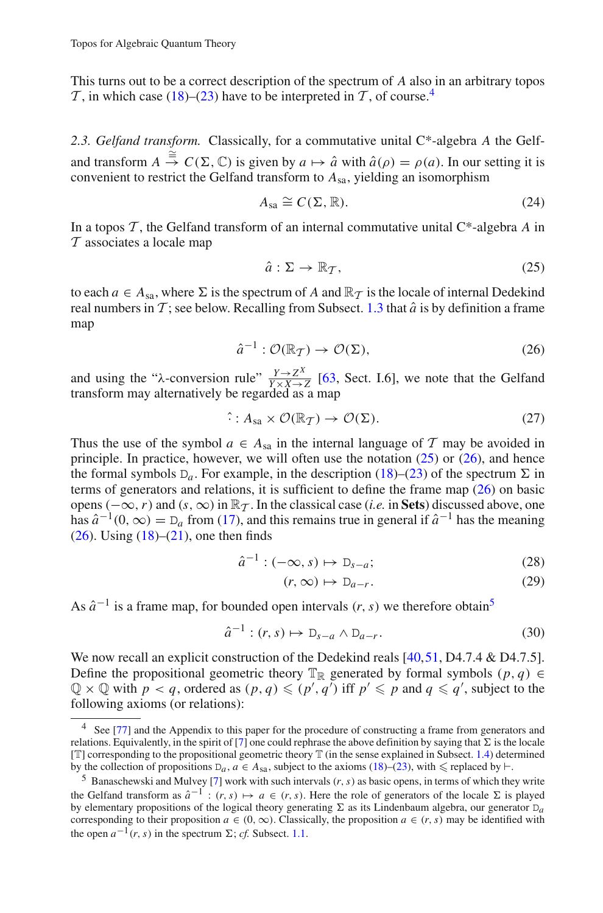This turns out to be a correct description of the spectrum of $A$ also in an arbitrary topos $\mathcal{T}$, in which case (18)–(23) have to be interpreted in $\mathcal{T}$, of course.[4]

*2.3. Gelfand transform.* Classically, for a commutative unital C*-algebra $A$ the Gelfand transform $A \stackrel{\cong}{\to} C(\Sigma, \mathbb{C})$ is given by $a \mapsto \hat{a}$ with $\hat{a}(\rho) = \rho(a)$. In our setting it is convenient to restrict the Gelfand transform to $A_{\mathrm{sa}}$, yielding an isomorphism

$$A_{\mathrm{sa}} \cong C(\Sigma, \mathbb{R}). \tag{24}$$

In a topos $\mathcal{T}$, the Gelfand transform of an internal commutative unital C*-algebra $A$ in $\mathcal{T}$ associates a locale map

$$\hat{a} : \Sigma \to \mathbb{R}_{\mathcal{T}}, \tag{25}$$

to each $a \in A_{\mathrm{sa}}$, where $\Sigma$ is the spectrum of $A$ and $\mathbb{R}_{\mathcal{T}}$ is the locale of internal Dedekind real numbers in $\mathcal{T}$; see below. Recalling from Subsect. 1.3 that $\hat{a}$ is by definition a frame map

$$\hat{a}^{-1} : \mathcal{O}(\mathbb{R}_{\mathcal{T}}) \to \mathcal{O}(\Sigma), \tag{26}$$

and using the "λ-conversion rule" $\frac{Y \to Z^X}{Y \times X \to Z}$ [63, Sect. I.6], we note that the Gelfand transform may alternatively be regarded as a map

$$\hat{\ } : A_{\mathrm{sa}} \times \mathcal{O}(\mathbb{R}_{\mathcal{T}}) \to \mathcal{O}(\Sigma). \tag{27}$$

Thus the use of the symbol $a \in A_{\mathrm{sa}}$ in the internal language of $\mathcal{T}$ may be avoided in principle. In practice, however, we will often use the notation (25) or (26), and hence the formal symbols $\mathrm{D}_a$. For example, in the description (18)–(23) of the spectrum $\Sigma$ in terms of generators and relations, it is sufficient to define the frame map (26) on basic opens $(-\infty, r)$ and $(s, \infty)$ in $\mathbb{R}_{\mathcal{T}}$. In the classical case (*i.e.* in **Sets**) discussed above, one has $\hat{a}^{-1}(0, \infty) = \mathrm{D}_a$ from (17), and this remains true in general if $\hat{a}^{-1}$ has the meaning (26). Using (18)–(21), one then finds

$$\hat{a}^{-1} : (-\infty, s) \mapsto \mathrm{D}_{s-a}; \tag{28}$$

$$(r, \infty) \mapsto \mathrm{D}_{a-r}. \tag{29}$$

As $\hat{a}^{-1}$ is a frame map, for bounded open intervals $(r, s)$ we therefore obtain[5]

$$\hat{a}^{-1} : (r, s) \mapsto \mathrm{D}_{s-a} \wedge \mathrm{D}_{a-r}. \tag{30}$$

We now recall an explicit construction of the Dedekind reals [40,51, D4.7.4 & D4.7.5]. Define the propositional geometric theory $\mathbb{T}_{\mathbb{R}}$ generated by formal symbols $(p, q) \in \mathbb{Q} \times \mathbb{Q}$ with $p < q$, ordered as $(p, q) \leqslant (p', q')$ iff $p' \leqslant p$ and $q \leqslant q'$, subject to the following axioms (or relations):

---

[4] See [77] and the Appendix to this paper for the procedure of constructing a frame from generators and relations. Equivalently, in the spirit of [7] one could rephrase the above definition by saying that $\Sigma$ is the locale $[\mathbb{T}]$ corresponding to the propositional geometric theory $\mathbb{T}$ (in the sense explained in Subsect. 1.4) determined by the collection of propositions $\mathrm{D}_a$, $a \in A_{\mathrm{sa}}$, subject to the axioms (18)–(23), with $\leqslant$ replaced by $\vdash$.

[5] Banaschewski and Mulvey [7] work with such intervals $(r, s)$ as basic opens, in terms of which they write the Gelfand transform as $\hat{a}^{-1} : (r, s) \mapsto a \in (r, s)$. Here the role of generators of the locale $\Sigma$ is played by elementary propositions of the logical theory generating $\Sigma$ as its Lindenbaum algebra, our generator $\mathrm{D}_a$ corresponding to their proposition $a \in (0, \infty)$. Classically, the proposition $a \in (r, s)$ may be identified with the open $a^{-1}(r, s)$ in the spectrum $\Sigma$; *cf.* Subsect. 1.1.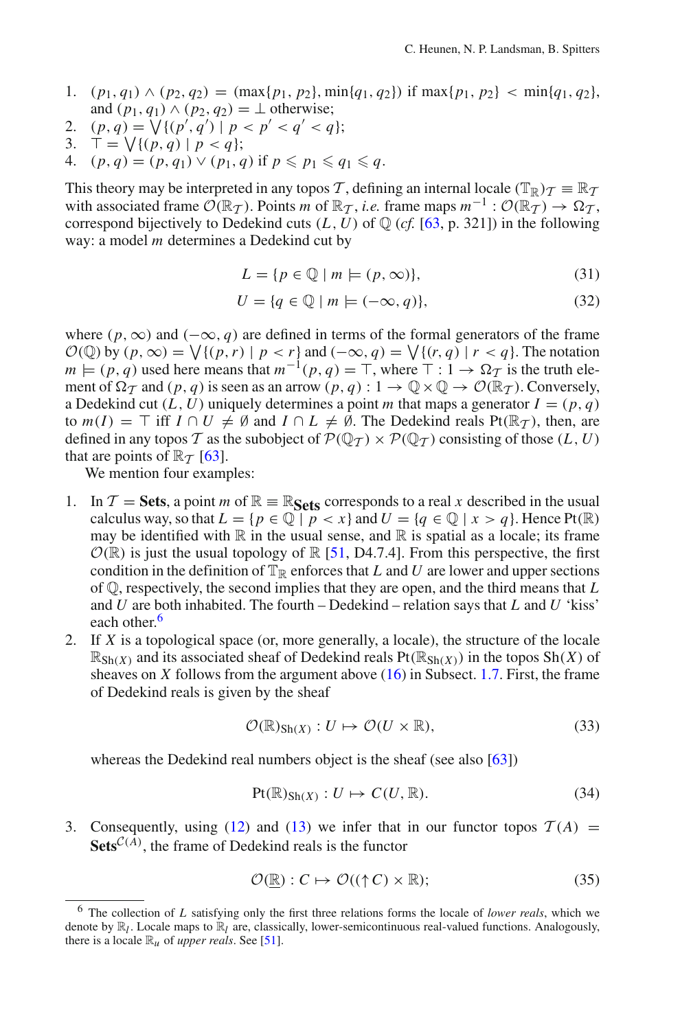1. $(p_1, q_1) \wedge (p_2, q_2) = (\max\{p_1, p_2\}, \min\{q_1, q_2\})$ if $\max\{p_1, p_2\} < \min\{q_1, q_2\}$, and $(p_1, q_1) \wedge (p_2, q_2) = \bot$ otherwise;
2. $(p, q) = \bigvee\{(p', q') \mid p < p' < q' < q\}$;
3. $\top = \bigvee\{(p, q) \mid p < q\}$;
4. $(p, q) = (p, q_1) \vee (p_1, q)$ if $p \leqslant p_1 \leqslant q_1 \leqslant q$.

This theory may be interpreted in any topos $\mathcal{T}$, defining an internal locale $(\mathbb{T}_{\mathbb{R}})_{\mathcal{T}} \equiv \mathbb{R}_{\mathcal{T}}$ with associated frame $\mathcal{O}(\mathbb{R}_{\mathcal{T}})$. Points $m$ of $\mathbb{R}_{\mathcal{T}}$, *i.e.* frame maps $m^{-1} : \mathcal{O}(\mathbb{R}_{\mathcal{T}}) \to \Omega_{\mathcal{T}}$, correspond bijectively to Dedekind cuts $(L, U)$ of $\mathbb{Q}$ (*cf.* [63, p. 321]) in the following way: a model $m$ determines a Dedekind cut by

$$L = \{p \in \mathbb{Q} \mid m \models (p, \infty)\}, \tag{31}$$

$$U = \{q \in \mathbb{Q} \mid m \models (-\infty, q)\}, \tag{32}$$

where $(p, \infty)$ and $(-\infty, q)$ are defined in terms of the formal generators of the frame $\mathcal{O}(\mathbb{Q})$ by $(p, \infty) = \bigvee\{(p, r) \mid p < r\}$ and $(-\infty, q) = \bigvee\{(r, q) \mid r < q\}$. The notation $m \models (p, q)$ used here means that $m^{-1}(p, q) = \top$, where $\top : 1 \to \Omega_{\mathcal{T}}$ is the truth element of $\Omega_{\mathcal{T}}$ and $(p, q)$ is seen as an arrow $(p, q) : 1 \to \mathbb{Q} \times \mathbb{Q} \to \mathcal{O}(\mathbb{R}_{\mathcal{T}})$. Conversely, a Dedekind cut $(L, U)$ uniquely determines a point $m$ that maps a generator $I = (p, q)$ to $m(I) = \top$ iff $I \cap U \neq \emptyset$ and $I \cap L \neq \emptyset$. The Dedekind reals $\text{Pt}(\mathbb{R}_{\mathcal{T}})$, then, are defined in any topos $\mathcal{T}$ as the subobject of $\mathcal{P}(\mathbb{Q}_{\mathcal{T}}) \times \mathcal{P}(\mathbb{Q}_{\mathcal{T}})$ consisting of those $(L, U)$ that are points of $\mathbb{R}_{\mathcal{T}}$ [63].

We mention four examples:

1. In $\mathcal{T} = \mathbf{Sets}$, a point $m$ of $\mathbb{R} \equiv \mathbb{R}_{\mathbf{Sets}}$ corresponds to a real $x$ described in the usual calculus way, so that $L = \{p \in \mathbb{Q} \mid p < x\}$ and $U = \{q \in \mathbb{Q} \mid x > q\}$. Hence $\text{Pt}(\mathbb{R})$ may be identified with $\mathbb{R}$ in the usual sense, and $\mathbb{R}$ is spatial as a locale; its frame $\mathcal{O}(\mathbb{R})$ is just the usual topology of $\mathbb{R}$ [51, D4.7.4]. From this perspective, the first condition in the definition of $\mathbb{T}_{\mathbb{R}}$ enforces that $L$ and $U$ are lower and upper sections of $\mathbb{Q}$, respectively, the second implies that they are open, and the third means that $L$ and $U$ are both inhabited. The fourth – Dedekind – relation says that $L$ and $U$ 'kiss' each other.[6]
2. If $X$ is a topological space (or, more generally, a locale), the structure of the locale $\mathbb{R}_{\text{Sh}(X)}$ and its associated sheaf of Dedekind reals $\text{Pt}(\mathbb{R}_{\text{Sh}(X)})$ in the topos $\text{Sh}(X)$ of sheaves on $X$ follows from the argument above (16) in Subsect. 1.7. First, the frame of Dedekind reals is given by the sheaf

$$\mathcal{O}(\mathbb{R})_{\text{Sh}(X)} : U \mapsto \mathcal{O}(U \times \mathbb{R}), \tag{33}$$

whereas the Dedekind real numbers object is the sheaf (see also [63])

$$\text{Pt}(\mathbb{R})_{\text{Sh}(X)} : U \mapsto C(U, \mathbb{R}). \tag{34}$$

3. Consequently, using (12) and (13) we infer that in our functor topos $\mathcal{T}(A) = \mathbf{Sets}^{\mathcal{C}(A)}$, the frame of Dedekind reals is the functor

$$\mathcal{O}(\underline{\mathbb{R}}) : C \mapsto \mathcal{O}((\uparrow C) \times \mathbb{R}); \tag{35}$$

[6] The collection of $L$ satisfying only the first three relations forms the locale of *lower reals*, which we denote by $\mathbb{R}_l$. Locale maps to $\mathbb{R}_l$ are, classically, lower-semicontinuous real-valued functions. Analogously, there is a locale $\mathbb{R}_u$ of *upper reals*. See [51].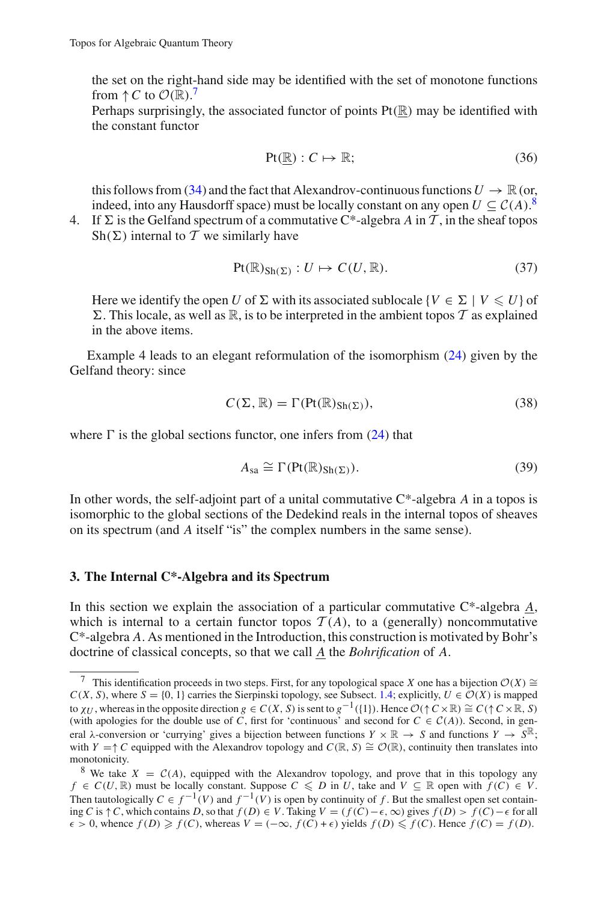the set on the right-hand side may be identified with the set of monotone functions from $\uparrow C$ to $\mathcal{O}(\mathbb{R})$.[7]

Perhaps surprisingly, the associated functor of points $\mathrm{Pt}(\underline{\mathbb{R}})$ may be identified with the constant functor

$$\mathrm{Pt}(\underline{\mathbb{R}}) : C \mapsto \mathbb{R}; \tag{36}$$

this follows from (34) and the fact that Alexandrov-continuous functions $U \to \mathbb{R}$ (or, indeed, into any Hausdorff space) must be locally constant on any open $U \subseteq \mathcal{C}(A)$.[8]

4. If $\Sigma$ is the Gelfand spectrum of a commutative C*-algebra $A$ in $\mathcal{T}$, in the sheaf topos $\mathrm{Sh}(\Sigma)$ internal to $\mathcal{T}$ we similarly have

$$\mathrm{Pt}(\mathbb{R})_{\mathrm{Sh}(\Sigma)} : U \mapsto C(U, \mathbb{R}). \tag{37}$$

Here we identify the open $U$ of $\Sigma$ with its associated sublocale $\{V \in \Sigma \mid V \leqslant U\}$ of $\Sigma$. This locale, as well as $\mathbb{R}$, is to be interpreted in the ambient topos $\mathcal{T}$ as explained in the above items.

Example 4 leads to an elegant reformulation of the isomorphism (24) given by the Gelfand theory: since

$$C(\Sigma, \mathbb{R}) = \Gamma(\mathrm{Pt}(\mathbb{R})_{\mathrm{Sh}(\Sigma)}), \tag{38}$$

where $\Gamma$ is the global sections functor, one infers from (24) that

$$A_{\mathrm{sa}} \cong \Gamma(\mathrm{Pt}(\mathbb{R})_{\mathrm{Sh}(\Sigma)}). \tag{39}$$

In other words, the self-adjoint part of a unital commutative C*-algebra $A$ in a topos is isomorphic to the global sections of the Dedekind reals in the internal topos of sheaves on its spectrum (and $A$ itself "is" the complex numbers in the same sense).

## 3. The Internal C*-Algebra and its Spectrum

In this section we explain the association of a particular commutative C*-algebra $\underline{A}$, which is internal to a certain functor topos $\mathcal{T}(A)$, to a (generally) noncommutative C*-algebra $A$. As mentioned in the Introduction, this construction is motivated by Bohr's doctrine of classical concepts, so that we call $\underline{A}$ the *Bohrification* of $A$.

---

[7] This identification proceeds in two steps. First, for any topological space $X$ one has a bijection $\mathcal{O}(X) \cong C(X, S)$, where $S = \{0, 1\}$ carries the Sierpinski topology, see Subsect. 1.4; explicitly, $U \in \mathcal{O}(X)$ is mapped to $\chi_U$, whereas in the opposite direction $g \in C(X, S)$ is sent to $g^{-1}(\{1\})$. Hence $\mathcal{O}(\uparrow C \times \mathbb{R}) \cong C(\uparrow C \times \mathbb{R}, S)$ (with apologies for the double use of $C$, first for 'continuous' and second for $C \in \mathcal{C}(A)$). Second, in general $\lambda$-conversion or 'currying' gives a bijection between functions $Y \times \mathbb{R} \to S$ and functions $Y \to S^{\mathbb{R}}$; with $Y = \uparrow C$ equipped with the Alexandrov topology and $C(\mathbb{R}, S) \cong \mathcal{O}(\mathbb{R})$, continuity then translates into monotonicity.

[8] We take $X = \mathcal{C}(A)$, equipped with the Alexandrov topology, and prove that in this topology any $f \in C(U, \mathbb{R})$ must be locally constant. Suppose $C \leqslant D$ in $U$, take and $V \subseteq \mathbb{R}$ open with $f(C) \in V$. Then tautologically $C \in f^{-1}(V)$ and $f^{-1}(V)$ is open by continuity of $f$. But the smallest open set containing $C$ is $\uparrow C$, which contains $D$, so that $f(D) \in V$. Taking $V = (f(C) - \epsilon, \infty)$ gives $f(D) > f(C) - \epsilon$ for all $\epsilon > 0$, whence $f(D) \geqslant f(C)$, whereas $V = (-\infty, f(C) + \epsilon)$ yields $f(D) \leqslant f(C)$. Hence $f(C) = f(D)$.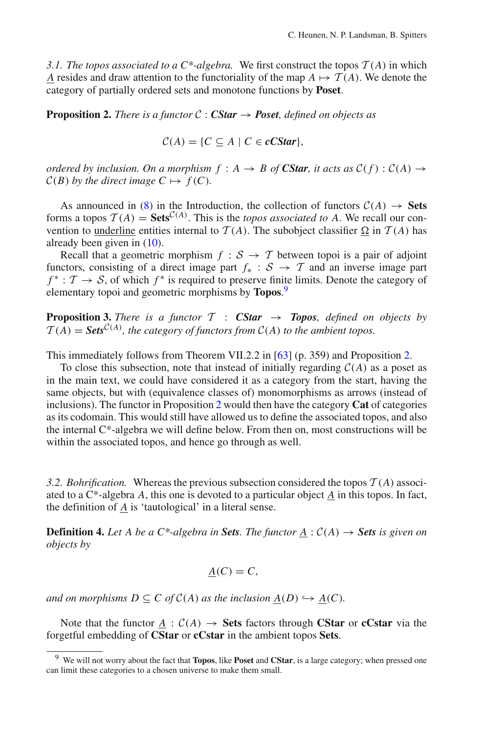*3.1. The topos associated to a C\*-algebra.* We first construct the topos $\mathcal{T}(A)$ in which $\underline{A}$ resides and draw attention to the functoriality of the map $A \mapsto \mathcal{T}(A)$. We denote the category of partially ordered sets and monotone functions by **Poset**.

**Proposition 2.** *There is a functor $\mathcal{C}$ : **CStar** $\to$ **Poset**, defined on objects as*

$$\mathcal{C}(A) = \{C \subseteq A \mid C \in \textbf{\textit{cCStar}}\},$$

*ordered by inclusion. On a morphism $f : A \to B$ of **CStar**, it acts as $\mathcal{C}(f) : \mathcal{C}(A) \to \mathcal{C}(B)$ by the direct image $C \mapsto f(C)$.*

As announced in (8) in the Introduction, the collection of functors $\mathcal{C}(A) \to$ **Sets** forms a topos $\mathcal{T}(A) = \textbf{Sets}^{\mathcal{C}(A)}$. This is the *topos associated to* $A$. We recall our convention to underline entities internal to $\mathcal{T}(A)$. The subobject classifier $\underline{\Omega}$ in $\mathcal{T}(A)$ has already been given in (10).

Recall that a geometric morphism $f : \mathcal{S} \to \mathcal{T}$ between topoi is a pair of adjoint functors, consisting of a direct image part $f_* : \mathcal{S} \to \mathcal{T}$ and an inverse image part $f^* : \mathcal{T} \to \mathcal{S}$, of which $f^*$ is required to preserve finite limits. Denote the category of elementary topoi and geometric morphisms by **Topos**.[9]

**Proposition 3.** *There is a functor $\mathcal{T}$ : **CStar** $\to$ **Topos**, defined on objects by $\mathcal{T}(A) = \textbf{\textit{Sets}}^{\mathcal{C}(A)}$, the category of functors from $\mathcal{C}(A)$ to the ambient topos.*

This immediately follows from Theorem VII.2.2 in [63] (p. 359) and Proposition 2.

To close this subsection, note that instead of initially regarding $\mathcal{C}(A)$ as a poset as in the main text, we could have considered it as a category from the start, having the same objects, but with (equivalence classes of) monomorphisms as arrows (instead of inclusions). The functor in Proposition 2 would then have the category **Cat** of categories as its codomain. This would still have allowed us to define the associated topos, and also the internal C\*-algebra we will define below. From then on, most constructions will be within the associated topos, and hence go through as well.

*3.2. Bohrification.* Whereas the previous subsection considered the topos $\mathcal{T}(A)$ associated to a C\*-algebra $A$, this one is devoted to a particular object $\underline{A}$ in this topos. In fact, the definition of $\underline{A}$ is 'tautological' in a literal sense.

**Definition 4.** *Let $A$ be a C\*-algebra in **Sets**. The functor $\underline{A} : \mathcal{C}(A) \to$ **Sets** is given on objects by*

$$\underline{A}(C) = C,$$

*and on morphisms $D \subseteq C$ of $\mathcal{C}(A)$ as the inclusion $\underline{A}(D) \hookrightarrow \underline{A}(C)$.*

Note that the functor $\underline{A} : \mathcal{C}(A) \to$ **Sets** factors through **CStar** or **cCstar** via the forgetful embedding of **CStar** or **cCstar** in the ambient topos **Sets**.

[9] We will not worry about the fact that **Topos**, like **Poset** and **CStar**, is a large category; when pressed one can limit these categories to a chosen universe to make them small.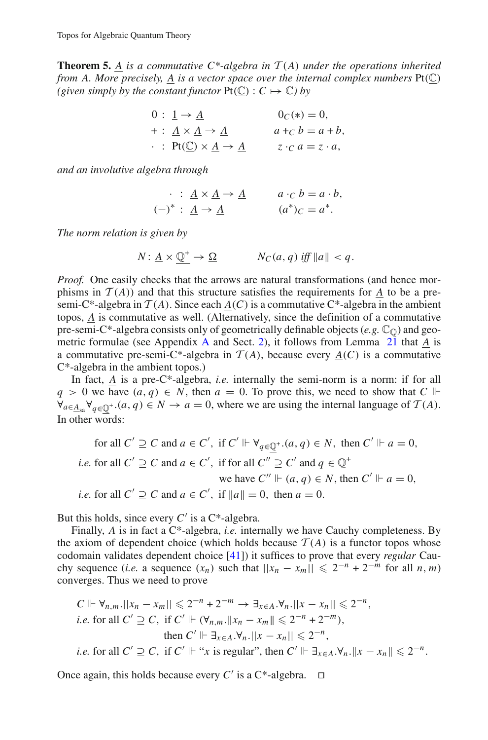**Theorem 5.** *$\underline{A}$ is a commutative C\*-algebra in $\mathcal{T}(A)$ under the operations inherited from $A$. More precisely, $\underline{A}$ is a vector space over the internal complex numbers $\mathrm{Pt}(\underline{\mathbb{C}})$ (given simply by the constant functor $\mathrm{Pt}(\underline{\mathbb{C}}) : C \mapsto \mathbb{C}$) by*

$$
\begin{aligned}
0 &: \underline{1} \to \underline{A} & 0_C(*) &= 0, \\
+ &: \underline{A} \times \underline{A} \to \underline{A} & a +_C b &= a + b, \\
\cdot &: \mathrm{Pt}(\underline{\mathbb{C}}) \times \underline{A} \to \underline{A} & z \cdot_C a &= z \cdot a,
\end{aligned}
$$

*and an involutive algebra through*

$$
\begin{aligned}
\cdot &: \underline{A} \times \underline{A} \to \underline{A} & a \cdot_C b &= a \cdot b, \\
(-)^* &: \underline{A} \to \underline{A} & (a^*)_C &= a^*.
\end{aligned}
$$

*The norm relation is given by*

$$
N : \underline{A} \times \underline{\mathbb{Q}}^+ \to \underline{\Omega} \qquad\qquad N_C(a, q) \text{ iff } \|a\| < q.
$$

*Proof.* One easily checks that the arrows are natural transformations (and hence morphisms in $\mathcal{T}(A)$) and that this structure satisfies the requirements for $\underline{A}$ to be a pre-semi-C\*-algebra in $\mathcal{T}(A)$. Since each $\underline{A}(C)$ is a commutative C\*-algebra in the ambient topos, $\underline{A}$ is commutative as well. (Alternatively, since the definition of a commutative pre-semi-C\*-algebra consists only of geometrically definable objects (*e.g.* $\mathbb{C}_{\mathbb{Q}}$) and geometric formulae (see Appendix A and Sect. 2), it follows from Lemma 21 that $\underline{A}$ is a commutative pre-semi-C\*-algebra in $\mathcal{T}(A)$, because every $\underline{A}(C)$ is a commutative C\*-algebra in the ambient topos.)

In fact, $\underline{A}$ is a pre-C\*-algebra, *i.e.* internally the semi-norm is a norm: if for all $q > 0$ we have $(a, q) \in N$, then $a = 0$. To prove this, we need to show that $C \Vdash \forall_{a \in \underline{A}_{\mathrm{sa}}} \forall_{q \in \underline{\mathbb{Q}}^+}.(a, q) \in N \to a = 0$, where we are using the internal language of $\mathcal{T}(A)$. In other words:

$$
\begin{aligned}
&\text{for all } C' \supseteq C \text{ and } a \in C',\ \text{if } C' \Vdash \forall_{q \in \underline{\mathbb{Q}}^+}.(a, q) \in N,\ \text{then } C' \Vdash a = 0, \\
&\textit{i.e. } \text{for all } C' \supseteq C \text{ and } a \in C',\ \text{if for all } C'' \supseteq C' \text{ and } q \in \mathbb{Q}^+ \\
&\qquad\qquad\qquad\qquad\qquad\quad \text{we have } C'' \Vdash (a, q) \in N, \text{ then } C' \Vdash a = 0, \\
&\textit{i.e. } \text{for all } C' \supseteq C \text{ and } a \in C',\ \text{if } \|a\| = 0,\ \text{then } a = 0.
\end{aligned}
$$

But this holds, since every $C'$ is a C\*-algebra.

Finally, $\underline{A}$ is in fact a C\*-algebra, *i.e.* internally we have Cauchy completeness. By the axiom of dependent choice (which holds because $\mathcal{T}(A)$ is a functor topos whose codomain validates dependent choice [41]) it suffices to prove that every *regular* Cauchy sequence (*i.e.* a sequence $(x_n)$ such that $\|x_n - x_m\| \leqslant 2^{-n} + 2^{-m}$ for all $n, m$) converges. Thus we need to prove

$$
\begin{aligned}
&C \Vdash \forall_{n,m}.\|x_n - x_m\| \leqslant 2^{-n} + 2^{-m} \to \exists_{x \in A}.\forall_n.\|x - x_n\| \leqslant 2^{-n}, \\
&\textit{i.e. } \text{for all } C' \supseteq C,\ \text{if } C' \Vdash (\forall_{n,m}.\|x_n - x_m\| \leqslant 2^{-n} + 2^{-m}), \\
&\qquad\qquad\qquad\qquad \text{then } C' \Vdash \exists_{x \in A}.\forall_n.\|x - x_n\| \leqslant 2^{-n}, \\
&\textit{i.e. } \text{for all } C' \supseteq C,\ \text{if } C' \Vdash \text{“}x \text{ is regular”},\ \text{then } C' \Vdash \exists_{x \in A}.\forall_n.\|x - x_n\| \leqslant 2^{-n}.
\end{aligned}
$$

Once again, this holds because every $C'$ is a C\*-algebra. $\square$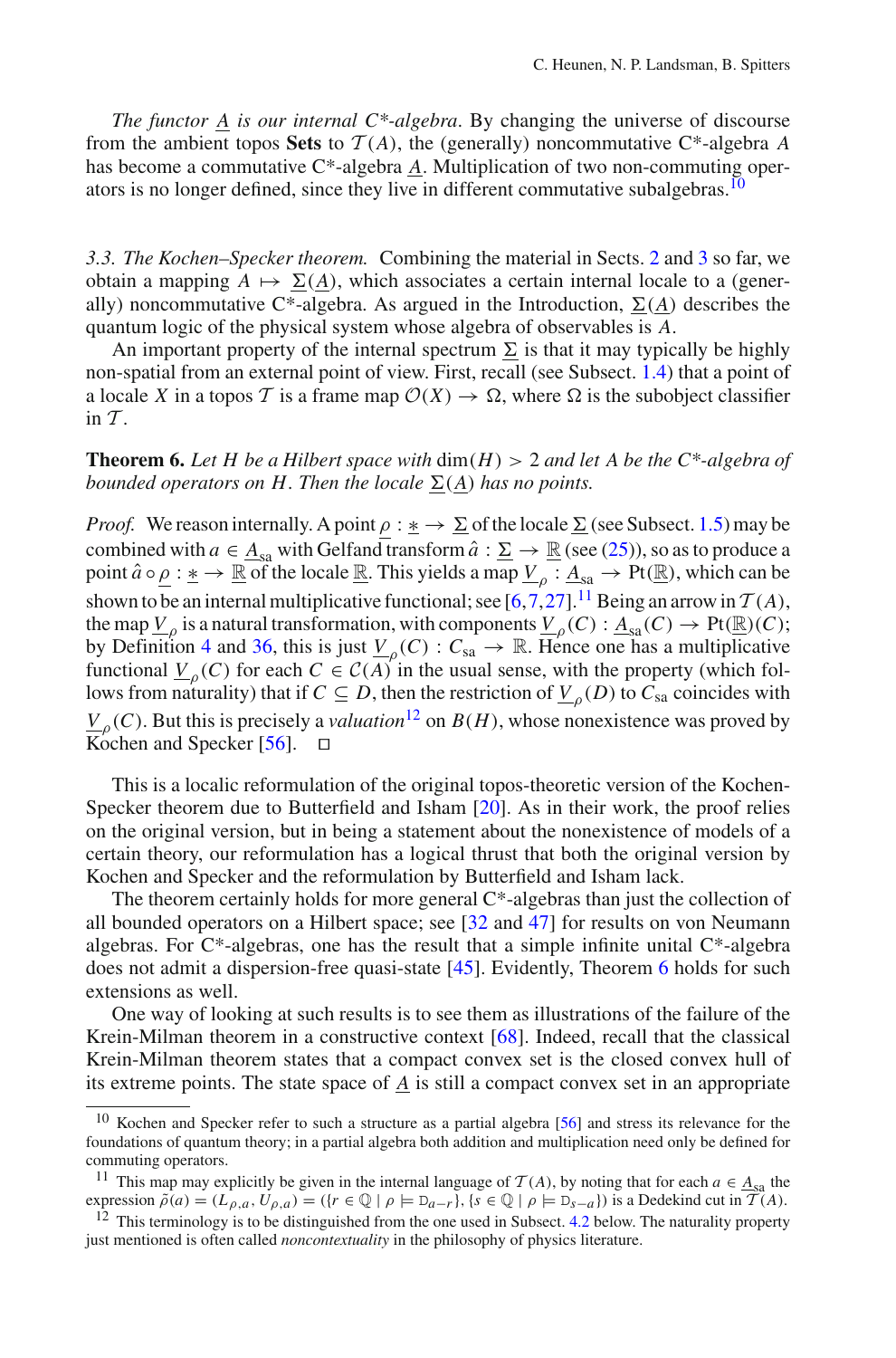*The functor $\underline{A}$ is our internal C\*-algebra.* By changing the universe of discourse from the ambient topos **Sets** to $\mathcal{T}(A)$, the (generally) noncommutative C\*-algebra $A$ has become a commutative C\*-algebra $\underline{A}$. Multiplication of two non-commuting operators is no longer defined, since they live in different commutative subalgebras.[10]

*3.3. The Kochen–Specker theorem.* Combining the material in Sects. 2 and 3 so far, we obtain a mapping $A \mapsto \underline{\Sigma}(\underline{A})$, which associates a certain internal locale to a (generally) noncommutative C\*-algebra. As argued in the Introduction, $\underline{\Sigma}(\underline{A})$ describes the quantum logic of the physical system whose algebra of observables is $A$.

An important property of the internal spectrum $\underline{\Sigma}$ is that it may typically be highly non-spatial from an external point of view. First, recall (see Subsect. 1.4) that a point of a locale $X$ in a topos $\mathcal{T}$ is a frame map $\mathcal{O}(X) \to \Omega$, where $\Omega$ is the subobject classifier in $\mathcal{T}$.

**Theorem 6.** *Let $H$ be a Hilbert space with $\dim(H) > 2$ and let $A$ be the C\*-algebra of bounded operators on $H$. Then the locale $\underline{\Sigma}(\underline{A})$ has no points.*

*Proof.* We reason internally. A point $\underline{\rho} : \underline{*} \to \underline{\Sigma}$ of the locale $\underline{\Sigma}$ (see Subsect. 1.5) may be combined with $a \in \underline{A}_{\mathrm{sa}}$ with Gelfand transform $\hat{a} : \underline{\Sigma} \to \underline{\mathbb{R}}$ (see (25)), so as to produce a point $\hat{a} \circ \underline{\rho} : \underline{*} \to \underline{\mathbb{R}}$ of the locale $\underline{\mathbb{R}}$. This yields a map $\underline{V}_{\rho} : \underline{A}_{\mathrm{sa}} \to \mathrm{Pt}(\underline{\mathbb{R}})$, which can be shown to be an internal multiplicative functional; see [6,7,27].[11] Being an arrow in $\mathcal{T}(A)$, the map $\underline{V}_{\rho}$ is a natural transformation, with components $\underline{V}_{\rho}(C) : \underline{A}_{\mathrm{sa}}(C) \to \mathrm{Pt}(\underline{\mathbb{R}})(C)$; by Definition 4 and 36, this is just $\underline{V}_{\rho}(C) : C_{\mathrm{sa}} \to \mathbb{R}$. Hence one has a multiplicative functional $\underline{V}_{\rho}(C)$ for each $C \in \mathcal{C}(A)$ in the usual sense, with the property (which follows from naturality) that if $C \subseteq D$, then the restriction of $\underline{V}_{\rho}(D)$ to $C_{\mathrm{sa}}$ coincides with $\underline{V}_{\rho}(C)$. But this is precisely a *valuation*[12] on $B(H)$, whose nonexistence was proved by Kochen and Specker [56]. □

This is a localic reformulation of the original topos-theoretic version of the Kochen-Specker theorem due to Butterfield and Isham [20]. As in their work, the proof relies on the original version, but in being a statement about the nonexistence of models of a certain theory, our reformulation has a logical thrust that both the original version by Kochen and Specker and the reformulation by Butterfield and Isham lack.

The theorem certainly holds for more general C\*-algebras than just the collection of all bounded operators on a Hilbert space; see [32 and 47] for results on von Neumann algebras. For C\*-algebras, one has the result that a simple infinite unital C\*-algebra does not admit a dispersion-free quasi-state [45]. Evidently, Theorem 6 holds for such extensions as well.

One way of looking at such results is to see them as illustrations of the failure of the Krein-Milman theorem in a constructive context [68]. Indeed, recall that the classical Krein-Milman theorem states that a compact convex set is the closed convex hull of its extreme points. The state space of $\underline{A}$ is still a compact convex set in an appropriate

---

[10] Kochen and Specker refer to such a structure as a partial algebra [56] and stress its relevance for the foundations of quantum theory; in a partial algebra both addition and multiplication need only be defined for commuting operators.

[11] This map may explicitly be given in the internal language of $\mathcal{T}(A)$, by noting that for each $a \in \underline{A}_{\mathrm{sa}}$ the expression $\tilde{\rho}(a) = (L_{\rho,a}, U_{\rho,a}) = (\{r \in \mathbb{Q} \mid \rho \models \mathrm{D}_{a-r}\}, \{s \in \mathbb{Q} \mid \rho \models \mathrm{D}_{s-a}\})$ is a Dedekind cut in $\mathcal{T}(A)$.

[12] This terminology is to be distinguished from the one used in Subsect. 4.2 below. The naturality property just mentioned is often called *noncontextuality* in the philosophy of physics literature.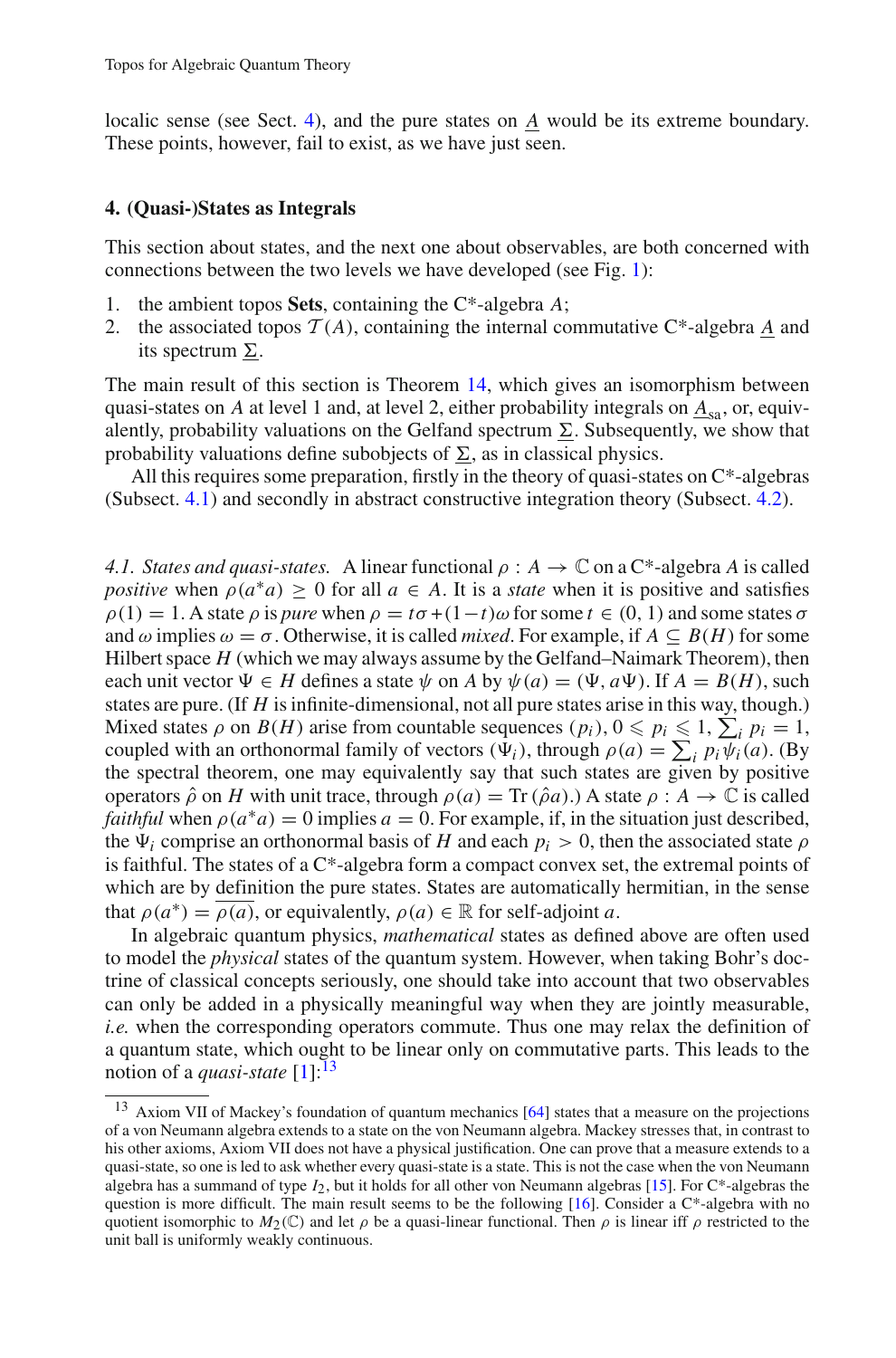localic sense (see Sect. 4), and the pure states on $\underline{A}$ would be its extreme boundary. These points, however, fail to exist, as we have just seen.

## 4. (Quasi-)States as Integrals

This section about states, and the next one about observables, are both concerned with connections between the two levels we have developed (see Fig. 1):

1. the ambient topos **Sets**, containing the C*-algebra $A$;
2. the associated topos $\mathcal{T}(A)$, containing the internal commutative C*-algebra $\underline{A}$ and its spectrum $\underline{\Sigma}$.

The main result of this section is Theorem 14, which gives an isomorphism between quasi-states on $A$ at level 1 and, at level 2, either probability integrals on $\underline{A}_{\mathrm{sa}}$, or, equivalently, probability valuations on the Gelfand spectrum $\underline{\Sigma}$. Subsequently, we show that probability valuations define subobjects of $\underline{\Sigma}$, as in classical physics.

All this requires some preparation, firstly in the theory of quasi-states on C*-algebras (Subsect. 4.1) and secondly in abstract constructive integration theory (Subsect. 4.2).

*4.1. States and quasi-states.* A linear functional $\rho : A \to \mathbb{C}$ on a C*-algebra $A$ is called *positive* when $\rho(a^*a) \geq 0$ for all $a \in A$. It is a *state* when it is positive and satisfies $\rho(1) = 1$. A state $\rho$ is *pure* when $\rho = t\sigma + (1-t)\omega$ for some $t \in (0, 1)$ and some states $\sigma$ and $\omega$ implies $\omega = \sigma$. Otherwise, it is called *mixed*. For example, if $A \subseteq B(H)$ for some Hilbert space $H$ (which we may always assume by the Gelfand–Naimark Theorem), then each unit vector $\Psi \in H$ defines a state $\psi$ on $A$ by $\psi(a) = (\Psi, a\Psi)$. If $A = B(H)$, such states are pure. (If $H$ is infinite-dimensional, not all pure states arise in this way, though.) Mixed states $\rho$ on $B(H)$ arise from countable sequences $(p_i)$, $0 \leqslant p_i \leqslant 1$, $\sum_i p_i = 1$, coupled with an orthonormal family of vectors $(\Psi_i)$, through $\rho(a) = \sum_i p_i \psi_i(a)$. (By the spectral theorem, one may equivalently say that such states are given by positive operators $\hat{\rho}$ on $H$ with unit trace, through $\rho(a) = \mathrm{Tr}\,(\hat{\rho}a)$.) A state $\rho : A \to \mathbb{C}$ is called *faithful* when $\rho(a^*a) = 0$ implies $a = 0$. For example, if, in the situation just described, the $\Psi_i$ comprise an orthonormal basis of $H$ and each $p_i > 0$, then the associated state $\rho$ is faithful. The states of a C*-algebra form a compact convex set, the extremal points of which are by definition the pure states. States are automatically hermitian, in the sense that $\rho(a^*) = \overline{\rho(a)}$, or equivalently, $\rho(a) \in \mathbb{R}$ for self-adjoint $a$.

In algebraic quantum physics, *mathematical* states as defined above are often used to model the *physical* states of the quantum system. However, when taking Bohr's doctrine of classical concepts seriously, one should take into account that two observables can only be added in a physically meaningful way when they are jointly measurable, *i.e.* when the corresponding operators commute. Thus one may relax the definition of a quantum state, which ought to be linear only on commutative parts. This leads to the notion of a *quasi-state* [1]:[13]

[13] Axiom VII of Mackey's foundation of quantum mechanics [64] states that a measure on the projections of a von Neumann algebra extends to a state on the von Neumann algebra. Mackey stresses that, in contrast to his other axioms, Axiom VII does not have a physical justification. One can prove that a measure extends to a quasi-state, so one is led to ask whether every quasi-state is a state. This is not the case when the von Neumann algebra has a summand of type $I_2$, but it holds for all other von Neumann algebras [15]. For C*-algebras the question is more difficult. The main result seems to be the following [16]. Consider a C*-algebra with no quotient isomorphic to $M_2(\mathbb{C})$ and let $\rho$ be a quasi-linear functional. Then $\rho$ is linear iff $\rho$ restricted to the unit ball is uniformly weakly continuous.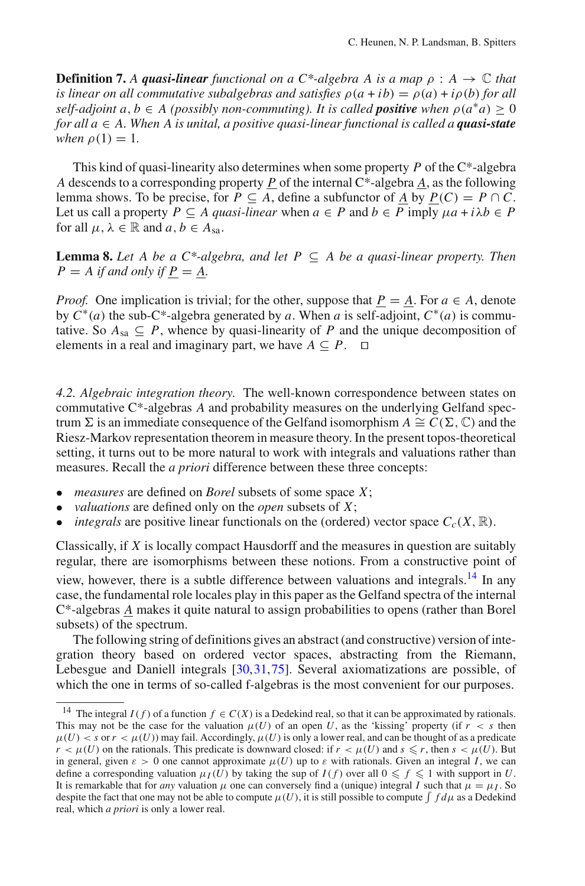**Definition 7.** *A **quasi-linear** functional on a C\*-algebra $A$ is a map $\rho : A \to \mathbb{C}$ that is linear on all commutative subalgebras and satisfies $\rho(a + ib) = \rho(a) + i\rho(b)$ for all self-adjoint $a, b \in A$ (possibly non-commuting). It is called **positive** when $\rho(a^*a) \geq 0$ for all $a \in A$. When $A$ is unital, a positive quasi-linear functional is called a **quasi-state** when $\rho(1) = 1$.*

This kind of quasi-linearity also determines when some property $P$ of the C\*-algebra $A$ descends to a corresponding property $\underline{P}$ of the internal C\*-algebra $\underline{A}$, as the following lemma shows. To be precise, for $P \subseteq A$, define a subfunctor of $\underline{A}$ by $\underline{P}(C) = P \cap C$. Let us call a property $P \subseteq A$ *quasi-linear* when $a \in P$ and $b \in P$ imply $\mu a + i\lambda b \in P$ for all $\mu, \lambda \in \mathbb{R}$ and $a, b \in A_{\text{sa}}$.

**Lemma 8.** *Let $A$ be a C\*-algebra, and let $P \subseteq A$ be a quasi-linear property. Then $P = A$ if and only if $\underline{P} = \underline{A}$.*

*Proof.* One implication is trivial; for the other, suppose that $\underline{P} = \underline{A}$. For $a \in A$, denote by $C^*(a)$ the sub-C\*-algebra generated by $a$. When $a$ is self-adjoint, $C^*(a)$ is commutative. So $A_{\text{sa}} \subseteq P$, whence by quasi-linearity of $P$ and the unique decomposition of elements in a real and imaginary part, we have $A \subseteq P$. $\square$

*4.2. Algebraic integration theory.* The well-known correspondence between states on commutative C\*-algebras $A$ and probability measures on the underlying Gelfand spectrum $\Sigma$ is an immediate consequence of the Gelfand isomorphism $A \cong C(\Sigma, \mathbb{C})$ and the Riesz-Markov representation theorem in measure theory. In the present topos-theoretical setting, it turns out to be more natural to work with integrals and valuations rather than measures. Recall the *a priori* difference between these three concepts:

- *measures* are defined on *Borel* subsets of some space $X$;
- *valuations* are defined only on the *open* subsets of $X$;
- *integrals* are positive linear functionals on the (ordered) vector space $C_c(X, \mathbb{R})$.

Classically, if $X$ is locally compact Hausdorff and the measures in question are suitably regular, there are isomorphisms between these notions. From a constructive point of view, however, there is a subtle difference between valuations and integrals.[14] In any case, the fundamental role locales play in this paper as the Gelfand spectra of the internal C\*-algebras $\underline{A}$ makes it quite natural to assign probabilities to opens (rather than Borel subsets) of the spectrum.

The following string of definitions gives an abstract (and constructive) version of integration theory based on ordered vector spaces, abstracting from the Riemann, Lebesgue and Daniell integrals [30,31,75]. Several axiomatizations are possible, of which the one in terms of so-called f-algebras is the most convenient for our purposes.

---

[14] The integral $I(f)$ of a function $f \in C(X)$ is a Dedekind real, so that it can be approximated by rationals. This may not be the case for the valuation $\mu(U)$ of an open $U$, as the 'kissing' property (if $r < s$ then $\mu(U) < s$ or $r < \mu(U)$) may fail. Accordingly, $\mu(U)$ is only a lower real, and can be thought of as a predicate $r < \mu(U)$ on the rationals. This predicate is downward closed: if $r < \mu(U)$ and $s \leqslant r$, then $s < \mu(U)$. But in general, given $\varepsilon > 0$ one cannot approximate $\mu(U)$ up to $\varepsilon$ with rationals. Given an integral $I$, we can define a corresponding valuation $\mu_I(U)$ by taking the sup of $I(f)$ over all $0 \leqslant f \leqslant 1$ with support in $U$. It is remarkable that for *any* valuation $\mu$ one can conversely find a (unique) integral $I$ such that $\mu = \mu_I$. So despite the fact that one may not be able to compute $\mu(U)$, it is still possible to compute $\int f d\mu$ as a Dedekind real, which *a priori* is only a lower real.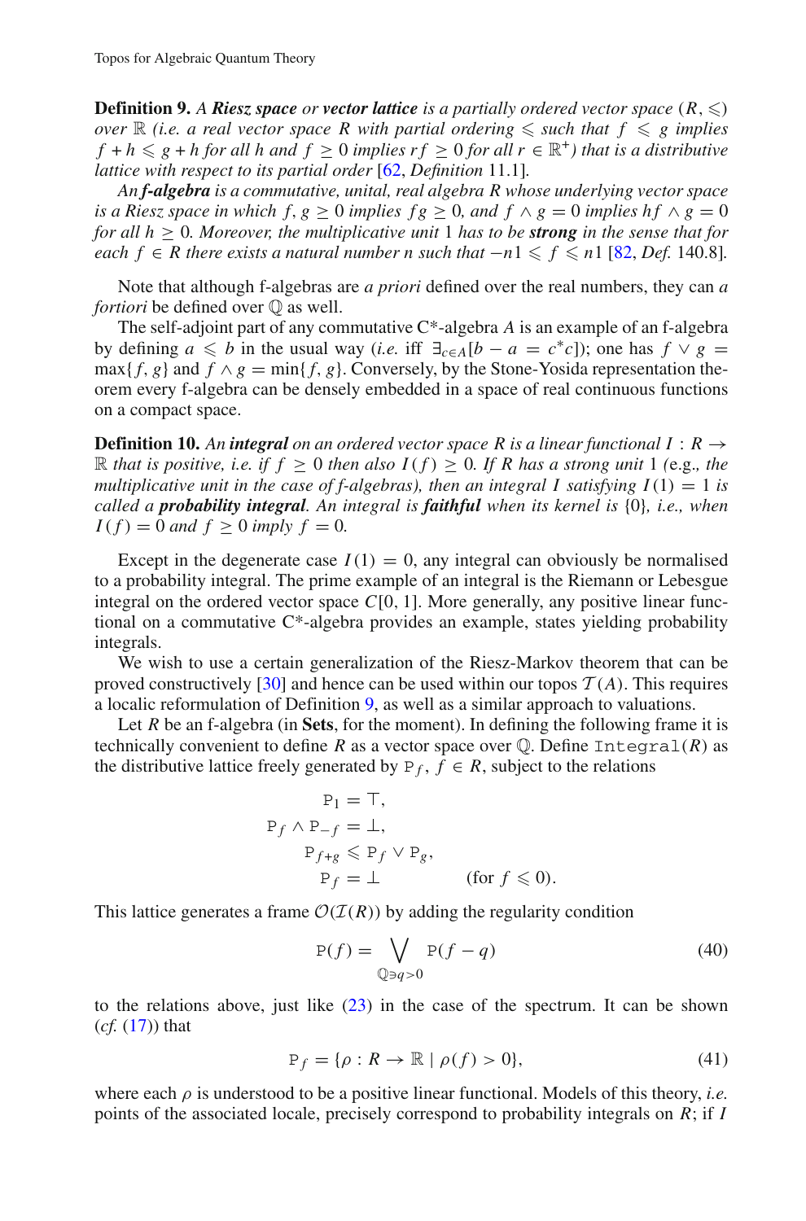**Definition 9.** *A **Riesz space** or **vector lattice** is a partially ordered vector space* $(R, \leqslant)$ *over* $\mathbb{R}$ *(i.e. a real vector space* $R$ *with partial ordering* $\leqslant$ *such that* $f \leqslant g$ *implies* $f + h \leqslant g + h$ *for all* $h$ *and* $f \geq 0$ *implies* $rf \geq 0$ *for all* $r \in \mathbb{R}^+$*) that is a distributive lattice with respect to its partial order* [62, *Definition* 11.1].

*An **f-algebra** is a commutative, unital, real algebra* $R$ *whose underlying vector space is a Riesz space in which* $f, g \geq 0$ *implies* $fg \geq 0$*, and* $f \wedge g = 0$ *implies* $hf \wedge g = 0$ *for all* $h \geq 0$*. Moreover, the multiplicative unit* $1$ *has to be **strong** in the sense that for each* $f \in R$ *there exists a natural number* $n$ *such that* $-n1 \leqslant f \leqslant n1$ [82, *Def.* 140.8].

Note that although f-algebras are *a priori* defined over the real numbers, they can *a fortiori* be defined over $\mathbb{Q}$ as well.

The self-adjoint part of any commutative C*-algebra $A$ is an example of an f-algebra by defining $a \leqslant b$ in the usual way (*i.e.* iff $\exists_{c \in A}[b - a = c^*c]$); one has $f \vee g = \max\{f, g\}$ and $f \wedge g = \min\{f, g\}$. Conversely, by the Stone-Yosida representation theorem every f-algebra can be densely embedded in a space of real continuous functions on a compact space.

**Definition 10.** *An **integral** on an ordered vector space* $R$ *is a linear functional* $I : R \to \mathbb{R}$ *that is positive, i.e. if* $f \geq 0$ *then also* $I(f) \geq 0$*. If* $R$ *has a strong unit* $1$ *(*e.g.*, the multiplicative unit in the case of f-algebras), then an integral* $I$ *satisfying* $I(1) = 1$ *is called a **probability integral**. An integral is **faithful** when its kernel is* $\{0\}$*, i.e., when* $I(f) = 0$ *and* $f \geq 0$ *imply* $f = 0$*.*

Except in the degenerate case $I(1) = 0$, any integral can obviously be normalised to a probability integral. The prime example of an integral is the Riemann or Lebesgue integral on the ordered vector space $C[0, 1]$. More generally, any positive linear functional on a commutative C*-algebra provides an example, states yielding probability integrals.

We wish to use a certain generalization of the Riesz-Markov theorem that can be proved constructively [30] and hence can be used within our topos $\mathcal{T}(A)$. This requires a localic reformulation of Definition 9, as well as a similar approach to valuations.

Let $R$ be an f-algebra (in **Sets**, for the moment). In defining the following frame it is technically convenient to define $R$ as a vector space over $\mathbb{Q}$. Define $\mathtt{Integral}(R)$ as the distributive lattice freely generated by $\mathtt{P}_f$, $f \in R$, subject to the relations

$$
\begin{aligned}
\mathtt{P}_1 &= \top, \\
\mathtt{P}_f \wedge \mathtt{P}_{-f} &= \bot, \\
\mathtt{P}_{f+g} &\leqslant \mathtt{P}_f \vee \mathtt{P}_g, \\
\mathtt{P}_f &= \bot \qquad\qquad (\text{for } f \leqslant 0).
\end{aligned}
$$

This lattice generates a frame $\mathcal{O}(\mathcal{I}(R))$ by adding the regularity condition

$$
\mathtt{P}(f) = \bigvee_{\mathbb{Q} \ni q > 0} \mathtt{P}(f - q) \tag{40}
$$

to the relations above, just like (23) in the case of the spectrum. It can be shown (*cf.* (17)) that

$$
\mathtt{P}_f = \{\rho : R \to \mathbb{R} \mid \rho(f) > 0\}, \tag{41}
$$

where each $\rho$ is understood to be a positive linear functional. Models of this theory, *i.e.* points of the associated locale, precisely correspond to probability integrals on $R$; if $I$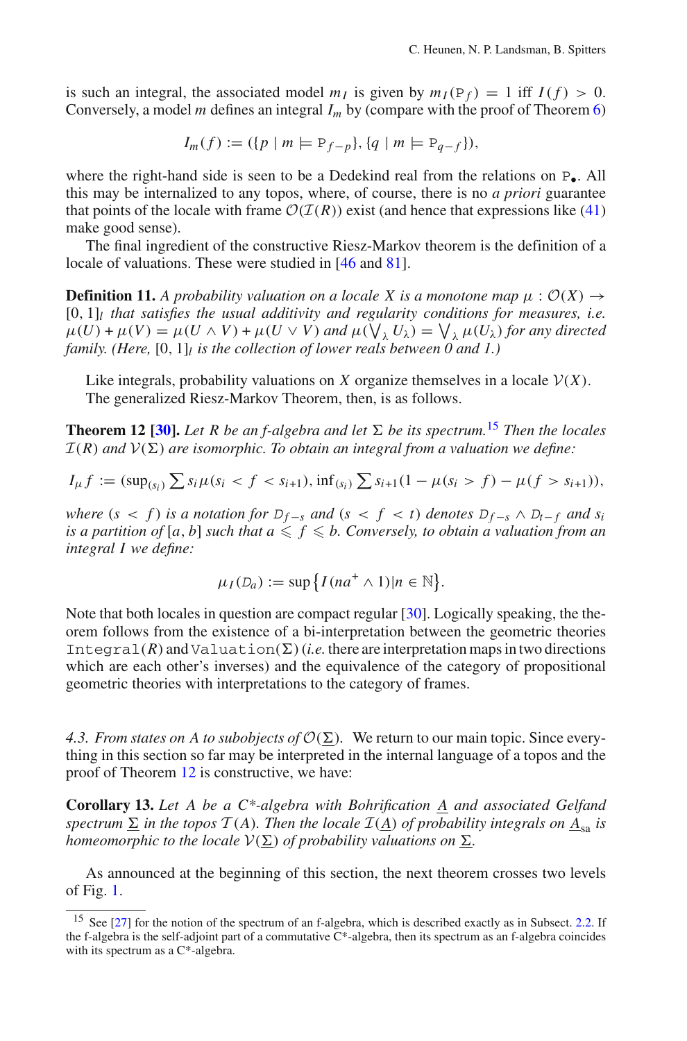is such an integral, the associated model $m_I$ is given by $m_I(\mathtt{P}_f) = 1$ iff $I(f) > 0$. Conversely, a model $m$ defines an integral $I_m$ by (compare with the proof of Theorem 6)

$$I_m(f) := (\{p \mid m \models \mathtt{P}_{f-p}\}, \{q \mid m \models \mathtt{P}_{q-f}\}),$$

where the right-hand side is seen to be a Dedekind real from the relations on $\mathtt{P}_\bullet$. All this may be internalized to any topos, where, of course, there is no *a priori* guarantee that points of the locale with frame $\mathcal{O}(\mathcal{I}(R))$ exist (and hence that expressions like (41) make good sense).

The final ingredient of the constructive Riesz-Markov theorem is the definition of a locale of valuations. These were studied in [46 and 81].

**Definition 11.** *A probability valuation on a locale $X$ is a monotone map $\mu : \mathcal{O}(X) \to [0,1]_l$ that satisfies the usual additivity and regularity conditions for measures, i.e. $\mu(U) + \mu(V) = \mu(U \wedge V) + \mu(U \vee V)$ and $\mu(\bigvee_\lambda U_\lambda) = \bigvee_\lambda \mu(U_\lambda)$ for any directed family. (Here, $[0,1]_l$ is the collection of lower reals between 0 and 1.)*

Like integrals, probability valuations on $X$ organize themselves in a locale $\mathcal{V}(X)$. The generalized Riesz-Markov Theorem, then, is as follows.

**Theorem 12 [30].** *Let $R$ be an f-algebra and let $\Sigma$ be its spectrum.*[15] *Then the locales $\mathcal{I}(R)$ and $\mathcal{V}(\Sigma)$ are isomorphic. To obtain an integral from a valuation we define:*

$$I_\mu f := (\sup_{(s_i)} \sum s_i \mu(s_i < f < s_{i+1}), \inf_{(s_i)} \sum s_{i+1}(1 - \mu(s_i > f) - \mu(f > s_{i+1})),$$

*where $(s < f)$ is a notation for $D_{f-s}$ and $(s < f < t)$ denotes $D_{f-s} \wedge D_{t-f}$ and $s_i$ is a partition of $[a,b]$ such that $a \leqslant f \leqslant b$. Conversely, to obtain a valuation from an integral $I$ we define:*

$$\mu_I(D_a) := \sup\left\{ I(na^+ \wedge 1) | n \in \mathbb{N}\right\}.$$

Note that both locales in question are compact regular [30]. Logically speaking, the theorem follows from the existence of a bi-interpretation between the geometric theories $\mathtt{Integral}(R)$ and $\mathtt{Valuation}(\Sigma)$ (*i.e.* there are interpretation maps in two directions which are each other's inverses) and the equivalence of the category of propositional geometric theories with interpretations to the category of frames.

*4.3. From states on $A$ to subobjects of $\mathcal{O}(\underline{\Sigma})$.* We return to our main topic. Since everything in this section so far may be interpreted in the internal language of a topos and the proof of Theorem 12 is constructive, we have:

**Corollary 13.** *Let $A$ be a C\*-algebra with Bohrification $\underline{A}$ and associated Gelfand spectrum $\underline{\Sigma}$ in the topos $\mathcal{T}(A)$. Then the locale $\mathcal{I}(\underline{A})$ of probability integrals on $\underline{A}_{\mathrm{sa}}$ is homeomorphic to the locale $\mathcal{V}(\underline{\Sigma})$ of probability valuations on $\underline{\Sigma}$.*

As announced at the beginning of this section, the next theorem crosses two levels of Fig. 1.

---

[15] See [27] for the notion of the spectrum of an f-algebra, which is described exactly as in Subsect. 2.2. If the f-algebra is the self-adjoint part of a commutative C\*-algebra, then its spectrum as an f-algebra coincides with its spectrum as a C\*-algebra.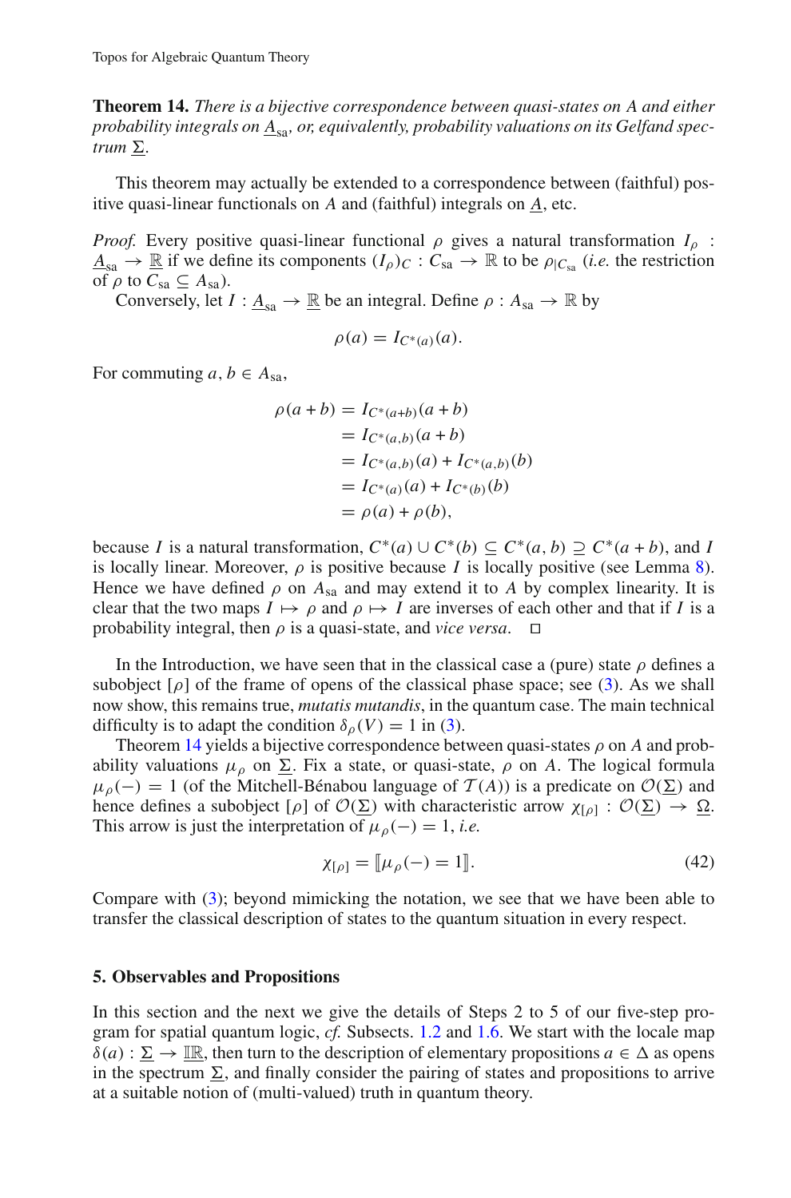**Theorem 14.** *There is a bijective correspondence between quasi-states on $A$ and either probability integrals on $\underline{A}_{\mathrm{sa}}$, or, equivalently, probability valuations on its Gelfand spectrum $\underline{\Sigma}$.*

This theorem may actually be extended to a correspondence between (faithful) positive quasi-linear functionals on $A$ and (faithful) integrals on $\underline{A}$, etc.

*Proof.* Every positive quasi-linear functional $\rho$ gives a natural transformation $I_\rho : \underline{A}_{\mathrm{sa}} \to \underline{\mathbb{R}}$ if we define its components $(I_\rho)_C : C_{\mathrm{sa}} \to \mathbb{R}$ to be $\rho_{|C_{\mathrm{sa}}}$ (*i.e.* the restriction of $\rho$ to $C_{\mathrm{sa}} \subseteq A_{\mathrm{sa}}$).

Conversely, let $I : \underline{A}_{\mathrm{sa}} \to \underline{\mathbb{R}}$ be an integral. Define $\rho : A_{\mathrm{sa}} \to \mathbb{R}$ by

$$\rho(a) = I_{C^*(a)}(a).$$

For commuting $a, b \in A_{\mathrm{sa}}$,

$$\begin{aligned}
\rho(a+b) &= I_{C^*(a+b)}(a+b) \\
&= I_{C^*(a,b)}(a+b) \\
&= I_{C^*(a,b)}(a) + I_{C^*(a,b)}(b) \\
&= I_{C^*(a)}(a) + I_{C^*(b)}(b) \\
&= \rho(a) + \rho(b),
\end{aligned}$$

because $I$ is a natural transformation, $C^*(a) \cup C^*(b) \subseteq C^*(a,b) \supseteq C^*(a+b)$, and $I$ is locally linear. Moreover, $\rho$ is positive because $I$ is locally positive (see Lemma 8). Hence we have defined $\rho$ on $A_{\mathrm{sa}}$ and may extend it to $A$ by complex linearity. It is clear that the two maps $I \mapsto \rho$ and $\rho \mapsto I$ are inverses of each other and that if $I$ is a probability integral, then $\rho$ is a quasi-state, and *vice versa*. $\square$

In the Introduction, we have seen that in the classical case a (pure) state $\rho$ defines a subobject $[\rho]$ of the frame of opens of the classical phase space; see (3). As we shall now show, this remains true, *mutatis mutandis*, in the quantum case. The main technical difficulty is to adapt the condition $\delta_\rho(V) = 1$ in (3).

Theorem 14 yields a bijective correspondence between quasi-states $\rho$ on $A$ and probability valuations $\mu_\rho$ on $\underline{\Sigma}$. Fix a state, or quasi-state, $\rho$ on $A$. The logical formula $\mu_\rho(-) = 1$ (of the Mitchell-Bénabou language of $\mathcal{T}(A)$) is a predicate on $\mathcal{O}(\underline{\Sigma})$ and hence defines a subobject $[\rho]$ of $\mathcal{O}(\underline{\Sigma})$ with characteristic arrow $\chi_{[\rho]} : \mathcal{O}(\underline{\Sigma}) \to \underline{\Omega}$. This arrow is just the interpretation of $\mu_\rho(-) = 1$, *i.e.*

$$\chi_{[\rho]} = [\![\mu_\rho(-) = 1]\!]. \tag{42}$$

Compare with (3); beyond mimicking the notation, we see that we have been able to transfer the classical description of states to the quantum situation in every respect.

## 5. Observables and Propositions

In this section and the next we give the details of Steps 2 to 5 of our five-step program for spatial quantum logic, *cf.* Subsects. 1.2 and 1.6. We start with the locale map $\delta(a) : \underline{\Sigma} \to \underline{\mathbb{IR}}$, then turn to the description of elementary propositions $a \in \Delta$ as opens in the spectrum $\underline{\Sigma}$, and finally consider the pairing of states and propositions to arrive at a suitable notion of (multi-valued) truth in quantum theory.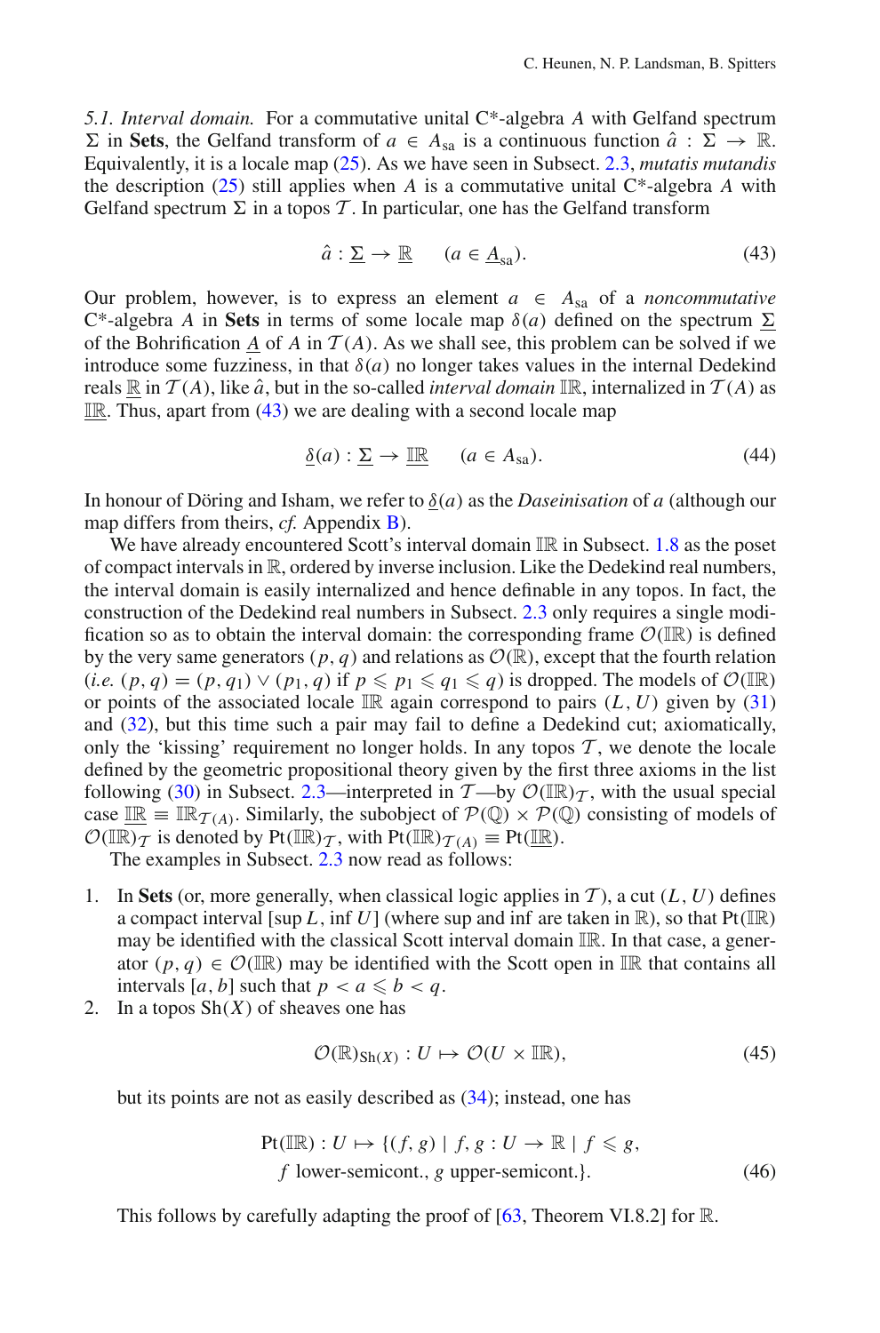*5.1. Interval domain.* For a commutative unital C*-algebra $A$ with Gelfand spectrum $\Sigma$ in **Sets**, the Gelfand transform of $a \in A_{\text{sa}}$ is a continuous function $\hat{a} : \Sigma \to \mathbb{R}$. Equivalently, it is a locale map (25). As we have seen in Subsect. 2.3, *mutatis mutandis* the description (25) still applies when $A$ is a commutative unital C*-algebra $A$ with Gelfand spectrum $\Sigma$ in a topos $\mathcal{T}$. In particular, one has the Gelfand transform

$$\hat{a} : \underline{\Sigma} \to \underline{\mathbb{R}} \qquad (a \in \underline{A}_{\text{sa}}). \tag{43}$$

Our problem, however, is to express an element $a \in A_{\text{sa}}$ of a *noncommutative* C*-algebra $A$ in **Sets** in terms of some locale map $\delta(a)$ defined on the spectrum $\underline{\Sigma}$ of the Bohrification $\underline{A}$ of $A$ in $\mathcal{T}(A)$. As we shall see, this problem can be solved if we introduce some fuzziness, in that $\delta(a)$ no longer takes values in the internal Dedekind reals $\underline{\mathbb{R}}$ in $\mathcal{T}(A)$, like $\hat{a}$, but in the so-called *interval domain* $\mathbb{IR}$, internalized in $\mathcal{T}(A)$ as $\underline{\mathbb{IR}}$. Thus, apart from (43) we are dealing with a second locale map

$$\underline{\delta}(a) : \underline{\Sigma} \to \underline{\mathbb{IR}} \qquad (a \in A_{\text{sa}}). \tag{44}$$

In honour of Döring and Isham, we refer to $\underline{\delta}(a)$ as the *Daseinisation* of $a$ (although our map differs from theirs, *cf.* Appendix B).

We have already encountered Scott's interval domain $\mathbb{IR}$ in Subsect. 1.8 as the poset of compact intervals in $\mathbb{R}$, ordered by inverse inclusion. Like the Dedekind real numbers, the interval domain is easily internalized and hence definable in any topos. In fact, the construction of the Dedekind real numbers in Subsect. 2.3 only requires a single modification so as to obtain the interval domain: the corresponding frame $\mathcal{O}(\mathbb{IR})$ is defined by the very same generators $(p, q)$ and relations as $\mathcal{O}(\mathbb{R})$, except that the fourth relation (*i.e.* $(p, q) = (p, q_1) \vee (p_1, q)$ if $p \leqslant p_1 \leqslant q_1 \leqslant q$) is dropped. The models of $\mathcal{O}(\mathbb{IR})$ or points of the associated locale $\mathbb{IR}$ again correspond to pairs $(L, U)$ given by (31) and (32), but this time such a pair may fail to define a Dedekind cut; axiomatically, only the 'kissing' requirement no longer holds. In any topos $\mathcal{T}$, we denote the locale defined by the geometric propositional theory given by the first three axioms in the list following (30) in Subsect. 2.3—interpreted in $\mathcal{T}$—by $\mathcal{O}(\mathbb{IR})_{\mathcal{T}}$, with the usual special case $\underline{\mathbb{IR}} \equiv \mathbb{IR}_{\mathcal{T}(A)}$. Similarly, the subobject of $\mathcal{P}(\mathbb{Q}) \times \mathcal{P}(\mathbb{Q})$ consisting of models of $\mathcal{O}(\mathbb{IR})_{\mathcal{T}}$ is denoted by $\text{Pt}(\mathbb{IR})_{\mathcal{T}}$, with $\text{Pt}(\mathbb{IR})_{\mathcal{T}(A)} \equiv \text{Pt}(\underline{\mathbb{IR}})$.

The examples in Subsect. 2.3 now read as follows:

1. In **Sets** (or, more generally, when classical logic applies in $\mathcal{T}$), a cut $(L, U)$ defines a compact interval $[\sup L, \inf U]$ (where sup and inf are taken in $\mathbb{R}$), so that $\text{Pt}(\mathbb{IR})$ may be identified with the classical Scott interval domain $\mathbb{IR}$. In that case, a generator $(p, q) \in \mathcal{O}(\mathbb{IR})$ may be identified with the Scott open in $\mathbb{IR}$ that contains all intervals $[a, b]$ such that $p < a \leqslant b < q$.
2. In a topos $\text{Sh}(X)$ of sheaves one has

$$\mathcal{O}(\mathbb{R})_{\text{Sh}(X)} : U \mapsto \mathcal{O}(U \times \mathbb{IR}), \tag{45}$$

but its points are not as easily described as (34); instead, one has

$$\begin{aligned}\text{Pt}(\mathbb{IR}) : U \mapsto \{(f, g) \mid\ & f, g : U \to \mathbb{R} \mid f \leqslant g, \\ & f \text{ lower-semicont., } g \text{ upper-semicont.}\}.\end{aligned} \tag{46}$$

This follows by carefully adapting the proof of [63, Theorem VI.8.2] for $\mathbb{R}$.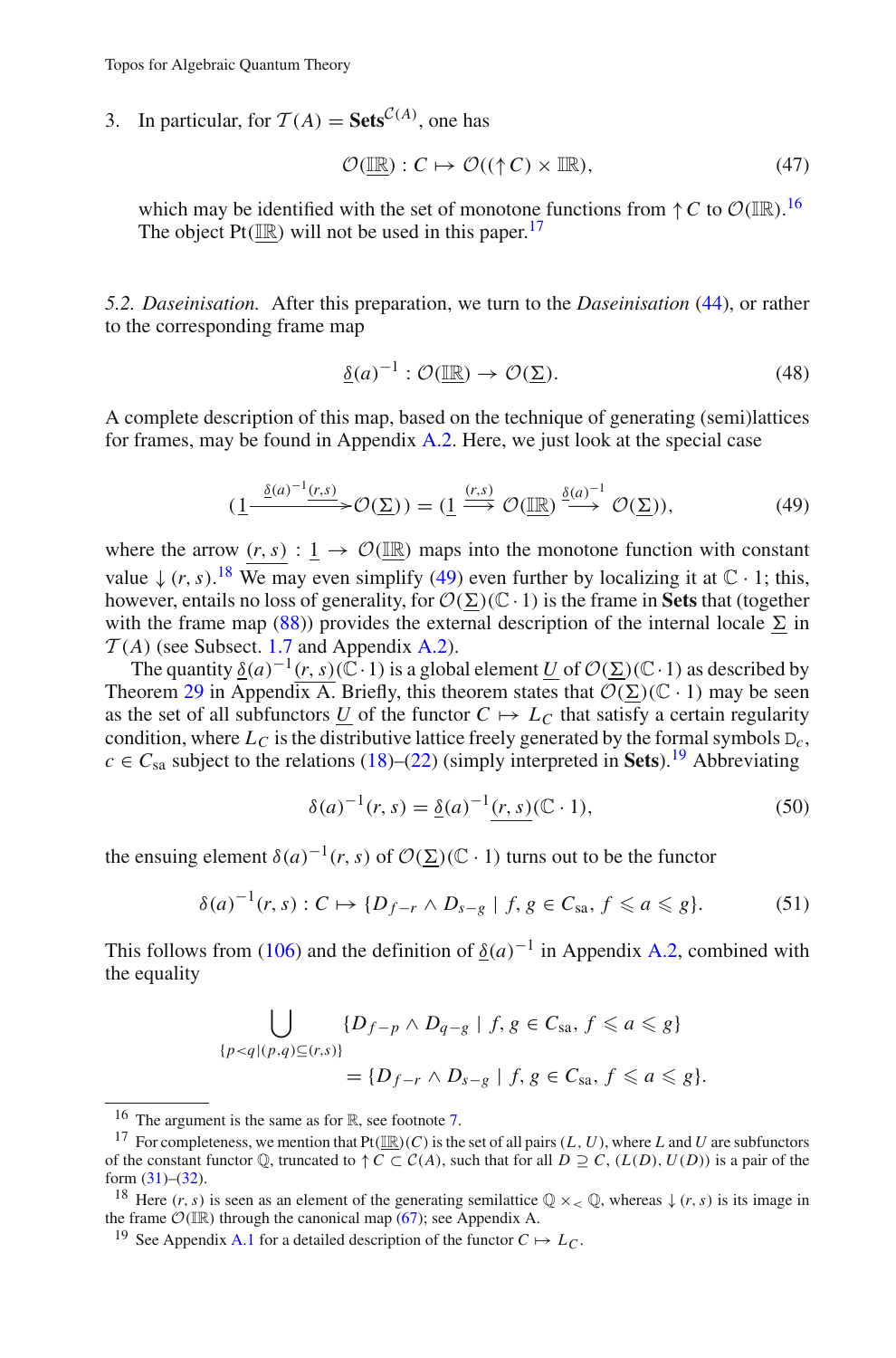3. In particular, for $\mathcal{T}(A) = \mathbf{Sets}^{\mathcal{C}(A)}$, one has

$$\mathcal{O}(\underline{\mathbb{IR}}) : C \mapsto \mathcal{O}((\uparrow C) \times \mathbb{IR}), \tag{47}$$

which may be identified with the set of monotone functions from $\uparrow C$ to $\mathcal{O}(\mathbb{IR})$.[16] The object $\mathrm{Pt}(\underline{\mathbb{IR}})$ will not be used in this paper.[17]

*5.2. Daseinisation.* After this preparation, we turn to the *Daseinisation* (44), or rather to the corresponding frame map

$$\underline{\delta}(a)^{-1} : \mathcal{O}(\underline{\mathbb{IR}}) \to \mathcal{O}(\underline{\Sigma}). \tag{48}$$

A complete description of this map, based on the technique of generating (semi)lattices for frames, may be found in Appendix A.2. Here, we just look at the special case

$$\left(\underline{1} \xrightarrow{\underline{\delta}(a)^{-1}\underline{(r,s)}} \mathcal{O}(\underline{\Sigma})\right) = \left(\underline{1} \xrightarrow{\underline{(r,s)}} \mathcal{O}(\underline{\mathbb{IR}}) \xrightarrow{\underline{\delta}(a)^{-1}} \mathcal{O}(\underline{\Sigma})\right), \tag{49}$$

where the arrow $\underline{(r,s)} : \underline{1} \to \mathcal{O}(\underline{\mathbb{IR}})$ maps into the monotone function with constant value $\downarrow(r,s)$.[18] We may even simplify (49) even further by localizing it at $\mathbb{C}\cdot 1$; this, however, entails no loss of generality, for $\mathcal{O}(\underline{\Sigma})(\mathbb{C}\cdot 1)$ is the frame in **Sets** that (together with the frame map (88)) provides the external description of the internal locale $\underline{\Sigma}$ in $\mathcal{T}(A)$ (see Subsect. 1.7 and Appendix A.2).

The quantity $\underline{\delta}(a)^{-1}\underline{(r,s)}(\mathbb{C}\cdot 1)$ is a global element $\underline{U}$ of $\mathcal{O}(\underline{\Sigma})(\mathbb{C}\cdot 1)$ as described by Theorem 29 in Appendix A. Briefly, this theorem states that $\mathcal{O}(\underline{\Sigma})(\mathbb{C}\cdot 1)$ may be seen as the set of all subfunctors $\underline{U}$ of the functor $C \mapsto L_C$ that satisfy a certain regularity condition, where $L_C$ is the distributive lattice freely generated by the formal symbols $\mathbb{D}_c$, $c \in C_{\mathrm{sa}}$ subject to the relations (18)–(22) (simply interpreted in **Sets**).[19] Abbreviating

$$\delta(a)^{-1}(r,s) = \underline{\delta}(a)^{-1}\underline{(r,s)}(\mathbb{C}\cdot 1), \tag{50}$$

the ensuing element $\delta(a)^{-1}(r,s)$ of $\mathcal{O}(\underline{\Sigma})(\mathbb{C}\cdot 1)$ turns out to be the functor

$$\delta(a)^{-1}(r,s) : C \mapsto \{D_{f-r} \wedge D_{s-g} \mid f, g \in C_{\mathrm{sa}},\ f \leqslant a \leqslant g\}. \tag{51}$$

This follows from (106) and the definition of $\underline{\delta}(a)^{-1}$ in Appendix A.2, combined with the equality

$$\begin{aligned} \bigcup_{\{p<q \mid (p,q)\subseteq(r,s)\}} &\{D_{f-p} \wedge D_{q-g} \mid f, g \in C_{\mathrm{sa}},\ f \leqslant a \leqslant g\} \\ &= \{D_{f-r} \wedge D_{s-g} \mid f, g \in C_{\mathrm{sa}},\ f \leqslant a \leqslant g\}. \end{aligned}$$

---

[16] The argument is the same as for $\mathbb{R}$, see footnote 7.

[17] For completeness, we mention that $\mathrm{Pt}(\underline{\mathbb{IR}})(C)$ is the set of all pairs $(L, U)$, where $L$ and $U$ are subfunctors of the constant functor $\mathbb{Q}$, truncated to $\uparrow C \subset \mathcal{C}(A)$, such that for all $D \supseteq C$, $(L(D), U(D))$ is a pair of the form (31)–(32).

[18] Here $(r,s)$ is seen as an element of the generating semilattice $\mathbb{Q} \times_< \mathbb{Q}$, whereas $\downarrow(r,s)$ is its image in the frame $\mathcal{O}(\mathbb{IR})$ through the canonical map (67); see Appendix A.

[19] See Appendix A.1 for a detailed description of the functor $C \mapsto L_C$.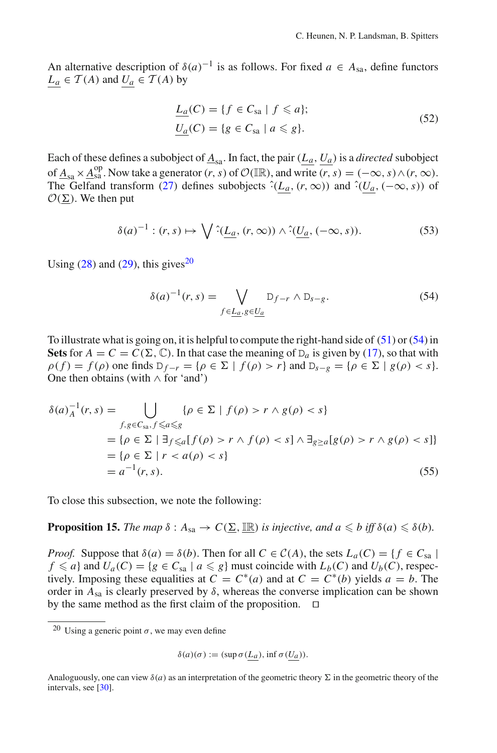An alternative description of $\delta(a)^{-1}$ is as follows. For fixed $a \in A_{\mathrm{sa}}$, define functors $\underline{L_a} \in \mathcal{T}(A)$ and $\underline{U_a} \in \mathcal{T}(A)$ by

$$
\begin{aligned}
\underline{L_a}(C) &= \{f \in C_{\mathrm{sa}} \mid f \leqslant a\};\\
\underline{U_a}(C) &= \{g \in C_{\mathrm{sa}} \mid a \leqslant g\}.
\end{aligned}
\tag{52}
$$

Each of these defines a subobject of $\underline{A}_{\mathrm{sa}}$. In fact, the pair $(\underline{L_a}, \underline{U_a})$ is a *directed* subobject of $\underline{A}_{\mathrm{sa}} \times \underline{A}_{\mathrm{sa}}^{\mathrm{op}}$. Now take a generator $(r, s)$ of $\mathcal{O}(\mathbb{IR})$, and write $(r, s) = (-\infty, s) \wedge (r, \infty)$. The Gelfand transform (27) defines subobjects $\hat{\ }(\underline{L_a}, (r, \infty))$ and $\hat{\ }(\underline{U_a}, (-\infty, s))$ of $\mathcal{O}(\underline{\Sigma})$. We then put

$$
\delta(a)^{-1} : (r, s) \mapsto \bigvee \hat{\ }(\underline{L_a}, (r, \infty)) \wedge \hat{\ }(\underline{U_a}, (-\infty, s)). \tag{53}
$$

Using (28) and (29), this gives[20]

$$
\delta(a)^{-1}(r, s) = \bigvee_{f \in \underline{L_a}, g \in \underline{U_a}} \mathrm{D}_{f-r} \wedge \mathrm{D}_{s-g}. \tag{54}
$$

To illustrate what is going on, it is helpful to compute the right-hand side of (51) or (54) in **Sets** for $A = C = C(\Sigma, \mathbb{C})$. In that case the meaning of $\mathrm{D}_a$ is given by (17), so that with $\rho(f) = f(\rho)$ one finds $\mathrm{D}_{f-r} = \{\rho \in \Sigma \mid f(\rho) > r\}$ and $\mathrm{D}_{s-g} = \{\rho \in \Sigma \mid g(\rho) < s\}$. One then obtains (with $\wedge$ for 'and')

$$
\begin{aligned}
\delta(a)_A^{-1}(r, s) &= \bigcup_{f, g \in C_{\mathrm{sa}}, f \leqslant a \leqslant g} \{\rho \in \Sigma \mid f(\rho) > r \wedge g(\rho) < s\}\\
&= \{\rho \in \Sigma \mid \exists_{f \leqslant a}[f(\rho) > r \wedge f(\rho) < s] \wedge \exists_{g \geq a}[g(\rho) > r \wedge g(\rho) < s]\}\\
&= \{\rho \in \Sigma \mid r < a(\rho) < s\}\\
&= a^{-1}(r, s).
\end{aligned}
\tag{55}
$$

To close this subsection, we note the following:

**Proposition 15.** *The map $\delta : A_{\mathrm{sa}} \to C(\underline{\Sigma}, \underline{\mathbb{IR}})$ is injective, and $a \leqslant b$ iff $\delta(a) \leqslant \delta(b)$.*

*Proof.* Suppose that $\delta(a) = \delta(b)$. Then for all $C \in \mathcal{C}(A)$, the sets $L_a(C) = \{f \in C_{\mathrm{sa}} \mid f \leqslant a\}$ and $U_a(C) = \{g \in C_{\mathrm{sa}} \mid a \leqslant g\}$ must coincide with $L_b(C)$ and $U_b(C)$, respectively. Imposing these equalities at $C = C^*(a)$ and at $C = C^*(b)$ yields $a = b$. The order in $A_{\mathrm{sa}}$ is clearly preserved by $\delta$, whereas the converse implication can be shown by the same method as the first claim of the proposition. $\square$

---

[20] Using a generic point $\sigma$, we may even define

$$
\delta(a)(\sigma) := (\sup \sigma(\underline{L_a}), \inf \sigma(\underline{U_a})).
$$

Analoguously, one can view $\delta(a)$ as an interpretation of the geometric theory $\Sigma$ in the geometric theory of the intervals, see [30].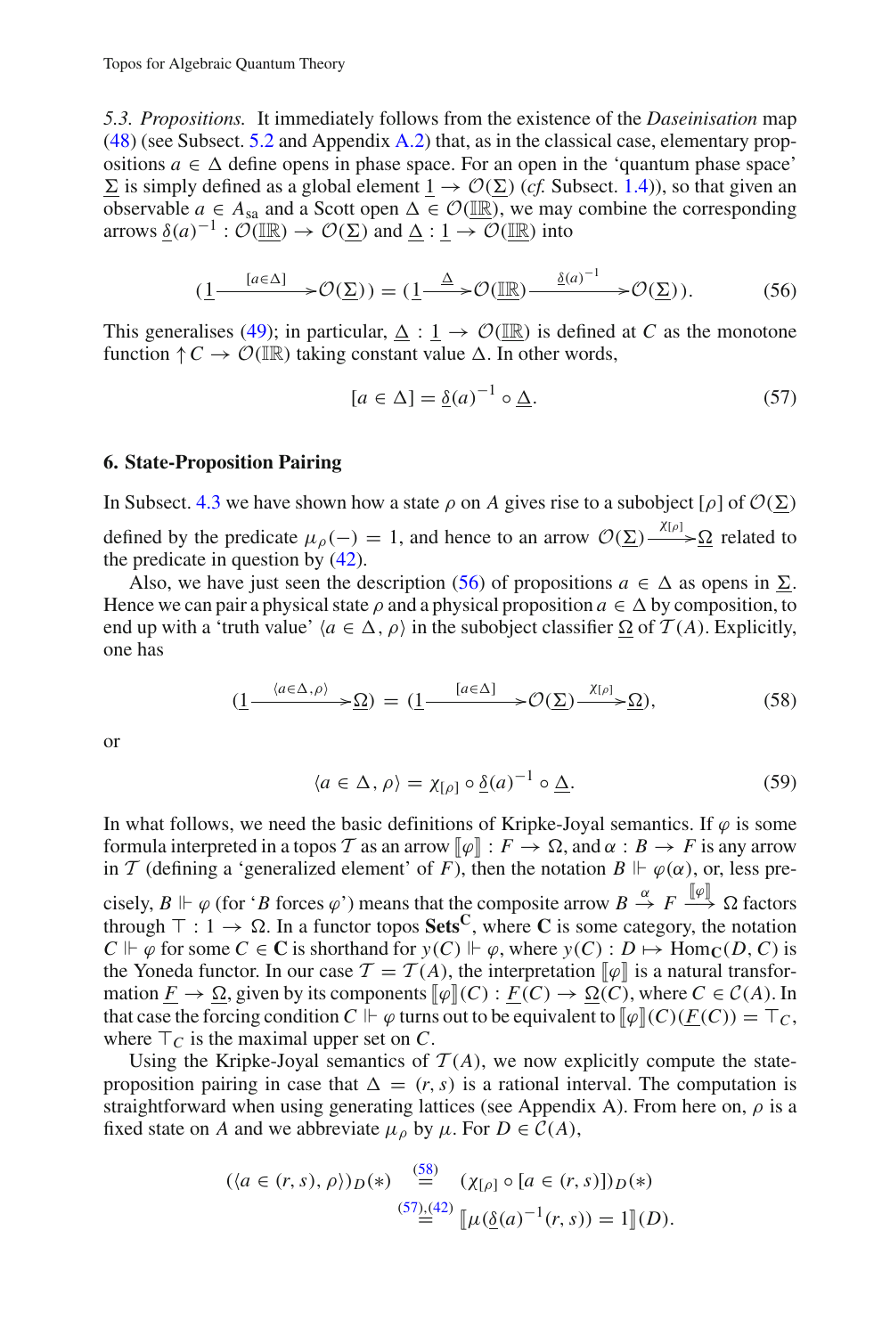*5.3. Propositions.* It immediately follows from the existence of the *Daseinisation* map (48) (see Subsect. 5.2 and Appendix A.2) that, as in the classical case, elementary propositions $a \in \Delta$ define opens in phase space. For an open in the 'quantum phase space' $\underline{\Sigma}$ is simply defined as a global element $\underline{1} \to \mathcal{O}(\underline{\Sigma})$ (*cf.* Subsect. 1.4)), so that given an observable $a \in A_{\mathrm{sa}}$ and a Scott open $\Delta \in \mathcal{O}(\mathbb{IR})$, we may combine the corresponding arrows $\underline{\delta}(a)^{-1} : \mathcal{O}(\underline{\mathbb{IR}}) \to \mathcal{O}(\underline{\Sigma})$ and $\underline{\Delta} : \underline{1} \to \mathcal{O}(\underline{\mathbb{IR}})$ into

$$(\underline{1} \xrightarrow{[a\in\Delta]} \mathcal{O}(\underline{\Sigma})) = (\underline{1} \xrightarrow{\underline{\Delta}} \mathcal{O}(\underline{\mathbb{IR}}) \xrightarrow{\underline{\delta}(a)^{-1}} \mathcal{O}(\underline{\Sigma})). \tag{56}$$

This generalises (49); in particular, $\underline{\Delta} : \underline{1} \to \mathcal{O}(\underline{\mathbb{IR}})$ is defined at $C$ as the monotone function $\uparrow C \to \mathcal{O}(\mathbb{IR})$ taking constant value $\Delta$. In other words,

$$[a \in \Delta] = \underline{\delta}(a)^{-1} \circ \underline{\Delta}. \tag{57}$$

## 6. State-Proposition Pairing

In Subsect. 4.3 we have shown how a state $\rho$ on $A$ gives rise to a subobject $[\rho]$ of $\mathcal{O}(\underline{\Sigma})$ defined by the predicate $\mu_\rho(-) = 1$, and hence to an arrow $\mathcal{O}(\underline{\Sigma}) \xrightarrow{\chi_{[\rho]}} \underline{\Omega}$ related to the predicate in question by (42).

Also, we have just seen the description (56) of propositions $a \in \Delta$ as opens in $\underline{\Sigma}$. Hence we can pair a physical state $\rho$ and a physical proposition $a \in \Delta$ by composition, to end up with a 'truth value' $\langle a \in \Delta, \rho\rangle$ in the subobject classifier $\underline{\Omega}$ of $\mathcal{T}(A)$. Explicitly, one has

$$(\underline{1} \xrightarrow{\langle a\in\Delta,\rho\rangle} \underline{\Omega}) = (\underline{1} \xrightarrow{[a\in\Delta]} \mathcal{O}(\underline{\Sigma}) \xrightarrow{\chi_{[\rho]}} \underline{\Omega}), \tag{58}$$

or

$$\langle a \in \Delta, \rho\rangle = \chi_{[\rho]} \circ \underline{\delta}(a)^{-1} \circ \underline{\Delta}. \tag{59}$$

In what follows, we need the basic definitions of Kripke-Joyal semantics. If $\varphi$ is some formula interpreted in a topos $\mathcal{T}$ as an arrow $[\![\varphi]\!] : F \to \Omega$, and $\alpha : B \to F$ is any arrow in $\mathcal{T}$ (defining a 'generalized element' of $F$), then the notation $B \Vdash \varphi(\alpha)$, or, less precisely, $B \Vdash \varphi$ (for '$B$ forces $\varphi$') means that the composite arrow $B \xrightarrow{\alpha} F \xrightarrow{[\![\varphi]\!]} \Omega$ factors through $\top : 1 \to \Omega$. In a functor topos $\mathbf{Sets}^{\mathbf{C}}$, where $\mathbf{C}$ is some category, the notation $C \Vdash \varphi$ for some $C \in \mathbf{C}$ is shorthand for $y(C) \Vdash \varphi$, where $y(C) : D \mapsto \mathrm{Hom}_{\mathbf{C}}(D, C)$ is the Yoneda functor. In our case $\mathcal{T} = \mathcal{T}(A)$, the interpretation $[\![\varphi]\!]$ is a natural transformation $\underline{F} \to \underline{\Omega}$, given by its components $[\![\varphi]\!](C) : \underline{F}(C) \to \underline{\Omega}(C)$, where $C \in \mathcal{C}(A)$. In that case the forcing condition $C \Vdash \varphi$ turns out to be equivalent to $[\![\varphi]\!](C)(\underline{F}(C)) = \top_C$, where $\top_C$ is the maximal upper set on $C$.

Using the Kripke-Joyal semantics of $\mathcal{T}(A)$, we now explicitly compute the state-proposition pairing in case that $\Delta = (r, s)$ is a rational interval. The computation is straightforward when using generating lattices (see Appendix A). From here on, $\rho$ is a fixed state on $A$ and we abbreviate $\mu_\rho$ by $\mu$. For $D \in \mathcal{C}(A)$,

$$\begin{aligned}
(\langle a \in (r, s), \rho\rangle)_D(*) &\overset{(58)}{=} (\chi_{[\rho]} \circ [a \in (r, s)])_D(*) \\
&\overset{(57),(42)}{=} [\![\mu(\underline{\delta}(a)^{-1}(r, s)) = 1]\!](D).
\end{aligned}$$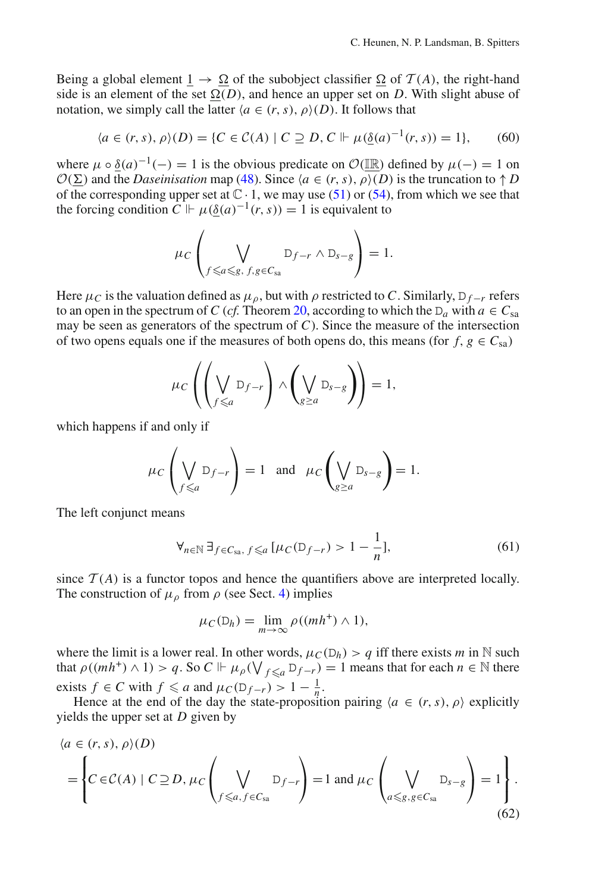Being a global element $\underline{1} \to \underline{\Omega}$ of the subobject classifier $\underline{\Omega}$ of $\mathcal{T}(A)$, the right-hand side is an element of the set $\underline{\Omega}(D)$, and hence an upper set on $D$. With slight abuse of notation, we simply call the latter $\langle a \in (r, s), \rho\rangle(D)$. It follows that

$$\langle a \in (r, s), \rho\rangle(D) = \{C \in \mathcal{C}(A) \mid C \supseteq D, C \Vdash \mu(\underline{\delta}(a)^{-1}(r, s)) = 1\}, \tag{60}$$

where $\mu \circ \underline{\delta}(a)^{-1}(-) = 1$ is the obvious predicate on $\mathcal{O}(\underline{\mathbb{IR}})$ defined by $\mu(-) = 1$ on $\mathcal{O}(\underline{\Sigma})$ and the *Daseinisation* map (48). Since $\langle a \in (r, s), \rho\rangle(D)$ is the truncation to $\uparrow D$ of the corresponding upper set at $\mathbb{C} \cdot 1$, we may use (51) or (54), from which we see that the forcing condition $C \Vdash \mu(\underline{\delta}(a)^{-1}(r, s)) = 1$ is equivalent to

$$\mu_C\left(\bigvee_{f \leqslant a \leqslant g,\ f, g \in C_{\mathrm{sa}}} \mathrm{D}_{f-r} \wedge \mathrm{D}_{s-g}\right) = 1.$$

Here $\mu_C$ is the valuation defined as $\mu_\rho$, but with $\rho$ restricted to $C$. Similarly, $\mathrm{D}_{f-r}$ refers to an open in the spectrum of $C$ (*cf.* Theorem 20, according to which the $\mathrm{D}_a$ with $a \in C_{\mathrm{sa}}$ may be seen as generators of the spectrum of $C$). Since the measure of the intersection of two opens equals one if the measures of both opens do, this means (for $f, g \in C_{\mathrm{sa}}$)

$$\mu_C\left(\left(\bigvee_{f \leqslant a} \mathrm{D}_{f-r}\right) \wedge \left(\bigvee_{g \geq a} \mathrm{D}_{s-g}\right)\right) = 1,$$

which happens if and only if

$$\mu_C\left(\bigvee_{f \leqslant a} \mathrm{D}_{f-r}\right) = 1 \quad \text{and} \quad \mu_C\left(\bigvee_{g \geq a} \mathrm{D}_{s-g}\right) = 1.$$

The left conjunct means

$$\forall_{n \in \mathbb{N}}\, \exists_{f \in C_{\mathrm{sa}},\, f \leqslant a}\, [\mu_C(\mathrm{D}_{f-r}) > 1 - \frac{1}{n}], \tag{61}$$

since $\mathcal{T}(A)$ is a functor topos and hence the quantifiers above are interpreted locally. The construction of $\mu_\rho$ from $\rho$ (see Sect. 4) implies

$$\mu_C(\mathrm{D}_h) = \lim_{m \to \infty} \rho((mh^+) \wedge 1),$$

where the limit is a lower real. In other words, $\mu_C(\mathrm{D}_h) > q$ iff there exists $m$ in $\mathbb{N}$ such that $\rho((mh^+) \wedge 1) > q$. So $C \Vdash \mu_\rho(\bigvee_{f \leqslant a} \mathrm{D}_{f-r}) = 1$ means that for each $n \in \mathbb{N}$ there exists $f \in C$ with $f \leqslant a$ and $\mu_C(\mathrm{D}_{f-r}) > 1 - \frac{1}{n}$.

Hence at the end of the day the state-proposition pairing $\langle a \in (r, s), \rho\rangle$ explicitly yields the upper set at $D$ given by

$$\begin{aligned}
&\langle a \in (r, s), \rho\rangle(D) \\
&= \left\{C \in \mathcal{C}(A) \mid C \supseteq D, \mu_C\left(\bigvee_{f \leqslant a, f \in C_{\mathrm{sa}}} \mathrm{D}_{f-r}\right) = 1 \text{ and } \mu_C\left(\bigvee_{a \leqslant g, g \in C_{\mathrm{sa}}} \mathrm{D}_{s-g}\right) = 1\right\}.
\end{aligned} \tag{62}$$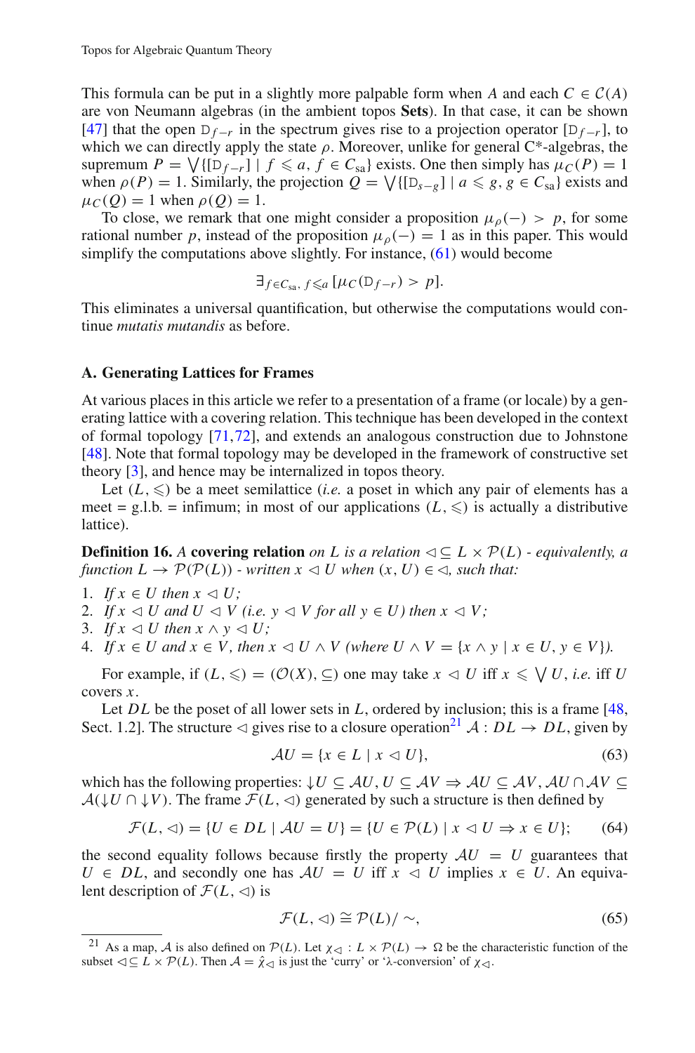This formula can be put in a slightly more palpable form when $A$ and each $C \in \mathcal{C}(A)$ are von Neumann algebras (in the ambient topos **Sets**). In that case, it can be shown [47] that the open $\mathbb{D}_{f-r}$ in the spectrum gives rise to a projection operator $[\mathbb{D}_{f-r}]$, to which we can directly apply the state $\rho$. Moreover, unlike for general C*-algebras, the supremum $P = \bigvee\{[\mathbb{D}_{f-r}] \mid f \leqslant a, f \in C_{\text{sa}}\}$ exists. One then simply has $\mu_C(P) = 1$ when $\rho(P) = 1$. Similarly, the projection $Q = \bigvee\{[\mathbb{D}_{s-g}] \mid a \leqslant g, g \in C_{\text{sa}}\}$ exists and $\mu_C(Q) = 1$ when $\rho(Q) = 1$.

To close, we remark that one might consider a proposition $\mu_\rho(-) > p$, for some rational number $p$, instead of the proposition $\mu_\rho(-) = 1$ as in this paper. This would simplify the computations above slightly. For instance, (61) would become

$$\exists_{f \in C_{\text{sa}},\, f \leqslant a} [\mu_C(\mathbb{D}_{f-r}) > p].$$

This eliminates a universal quantification, but otherwise the computations would continue *mutatis mutandis* as before.

## A. Generating Lattices for Frames

At various places in this article we refer to a presentation of a frame (or locale) by a generating lattice with a covering relation. This technique has been developed in the context of formal topology [71,72], and extends an analogous construction due to Johnstone [48]. Note that formal topology may be developed in the framework of constructive set theory [3], and hence may be internalized in topos theory.

Let $(L, \leqslant)$ be a meet semilattice (*i.e.* a poset in which any pair of elements has a meet = g.l.b. = infimum; in most of our applications $(L, \leqslant)$ is actually a distributive lattice).

**Definition 16.** *A* **covering relation** *on $L$ is a relation $\lhd \subseteq L \times \mathcal{P}(L)$ - equivalently, a function $L \to \mathcal{P}(\mathcal{P}(L))$ - written $x \lhd U$ when $(x, U) \in \lhd$, such that:*

1. *If $x \in U$ then $x \lhd U$;*
2. *If $x \lhd U$ and $U \lhd V$ (i.e. $y \lhd V$ for all $y \in U$) then $x \lhd V$;*
3. *If $x \lhd U$ then $x \wedge y \lhd U$;*
4. *If $x \in U$ and $x \in V$, then $x \lhd U \wedge V$ (where $U \wedge V = \{x \wedge y \mid x \in U, y \in V\}$).*

For example, if $(L, \leqslant) = (\mathcal{O}(X), \subseteq)$ one may take $x \lhd U$ iff $x \leqslant \bigvee U$, *i.e.* iff $U$ covers $x$.

Let $DL$ be the poset of all lower sets in $L$, ordered by inclusion; this is a frame [48, Sect. 1.2]. The structure $\lhd$ gives rise to a closure operation[21] $\mathcal{A} : DL \to DL$, given by

$$\mathcal{A}U = \{x \in L \mid x \lhd U\}, \tag{63}$$

which has the following properties: $\downarrow U \subseteq \mathcal{A}U$, $U \subseteq \mathcal{A}V \Rightarrow \mathcal{A}U \subseteq \mathcal{A}V$, $\mathcal{A}U \cap \mathcal{A}V \subseteq \mathcal{A}(\downarrow U \cap \downarrow V)$. The frame $\mathcal{F}(L, \lhd)$ generated by such a structure is then defined by

$$\mathcal{F}(L, \lhd) = \{U \in DL \mid \mathcal{A}U = U\} = \{U \in \mathcal{P}(L) \mid x \lhd U \Rightarrow x \in U\}; \tag{64}$$

the second equality follows because firstly the property $\mathcal{A}U = U$ guarantees that $U \in DL$, and secondly one has $\mathcal{A}U = U$ iff $x \lhd U$ implies $x \in U$. An equivalent description of $\mathcal{F}(L, \lhd)$ is

$$\mathcal{F}(L, \lhd) \cong \mathcal{P}(L)/\sim, \tag{65}$$

[21] As a map, $\mathcal{A}$ is also defined on $\mathcal{P}(L)$. Let $\chi_\lhd : L \times \mathcal{P}(L) \to \Omega$ be the characteristic function of the subset $\lhd \subseteq L \times \mathcal{P}(L)$. Then $\mathcal{A} = \hat{\chi}_\lhd$ is just the 'curry' or '$\lambda$-conversion' of $\chi_\lhd$.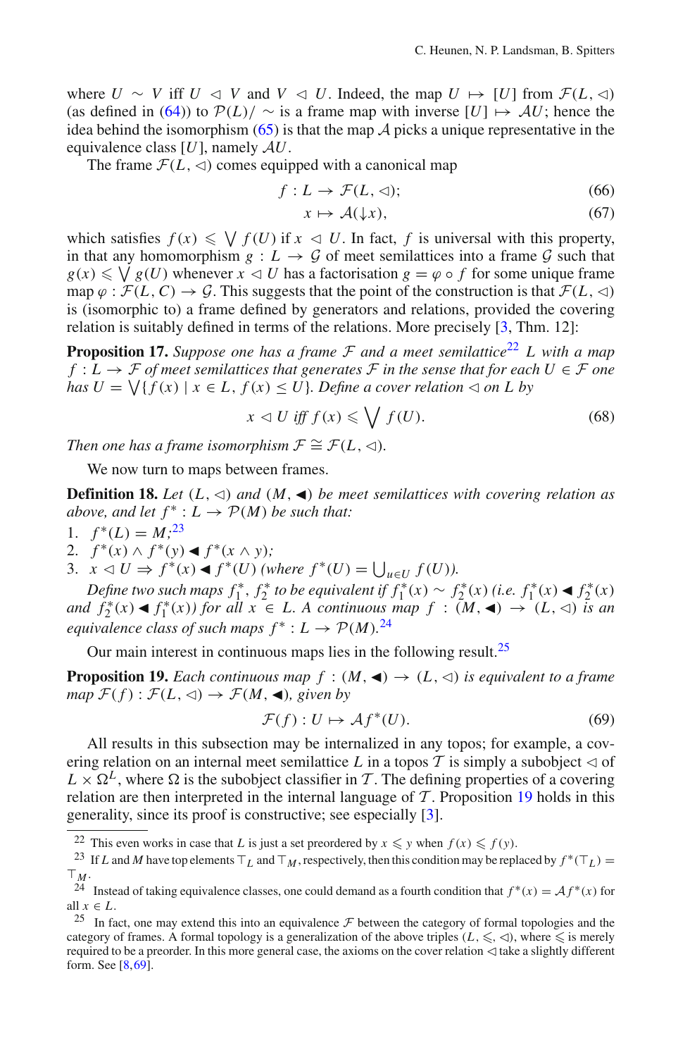where $U \sim V$ iff $U \lhd V$ and $V \lhd U$. Indeed, the map $U \mapsto [U]$ from $\mathcal{F}(L, \lhd)$ (as defined in (64)) to $\mathcal{P}(L)/\sim$ is a frame map with inverse $[U] \mapsto \mathcal{A}U$; hence the idea behind the isomorphism (65) is that the map $\mathcal{A}$ picks a unique representative in the equivalence class $[U]$, namely $\mathcal{A}U$.

The frame $\mathcal{F}(L, \lhd)$ comes equipped with a canonical map

$$f : L \to \mathcal{F}(L, \lhd); \tag{66}$$

$$x \mapsto \mathcal{A}(\downarrow x), \tag{67}$$

which satisfies $f(x) \leqslant \bigvee f(U)$ if $x \lhd U$. In fact, $f$ is universal with this property, in that any homomorphism $g : L \to \mathcal{G}$ of meet semilattices into a frame $\mathcal{G}$ such that $g(x) \leqslant \bigvee g(U)$ whenever $x \lhd U$ has a factorisation $g = \varphi \circ f$ for some unique frame map $\varphi : \mathcal{F}(L, C) \to \mathcal{G}$. This suggests that the point of the construction is that $\mathcal{F}(L, \lhd)$ is (isomorphic to) a frame defined by generators and relations, provided the covering relation is suitably defined in terms of the relations. More precisely [3, Thm. 12]:

**Proposition 17.** *Suppose one has a frame $\mathcal{F}$ and a meet semilattice*[22] *$L$ with a map $f : L \to \mathcal{F}$ of meet semilattices that generates $\mathcal{F}$ in the sense that for each $U \in \mathcal{F}$ one has $U = \bigvee \{f(x) \mid x \in L,\ f(x) \leq U\}$. Define a cover relation $\lhd$ on $L$ by*

$$x \lhd U \text{ iff } f(x) \leqslant \bigvee f(U). \tag{68}$$

*Then one has a frame isomorphism $\mathcal{F} \cong \mathcal{F}(L, \lhd)$.*

We now turn to maps between frames.

**Definition 18.** *Let $(L, \lhd)$ and $(M, \blacktriangleleft)$ be meet semilattices with covering relation as above, and let $f^* : L \to \mathcal{P}(M)$ be such that:*

1. *$f^*(L) = M$;*[23]
2. *$f^*(x) \wedge f^*(y) \blacktriangleleft f^*(x \wedge y)$;*
3. *$x \lhd U \Rightarrow f^*(x) \blacktriangleleft f^*(U)$ (where $f^*(U) = \bigcup_{u \in U} f(U)$).*

*Define two such maps $f_1^*, f_2^*$ to be equivalent if $f_1^*(x) \sim f_2^*(x)$ (i.e. $f_1^*(x) \blacktriangleleft f_2^*(x)$ and $f_2^*(x) \blacktriangleleft f_1^*(x)$) for all $x \in L$. A continuous map $f : (M, \blacktriangleleft) \to (L, \lhd)$ is an equivalence class of such maps $f^* : L \to \mathcal{P}(M)$.*[24]

Our main interest in continuous maps lies in the following result.[25]

**Proposition 19.** *Each continuous map $f : (M, \blacktriangleleft) \to (L, \lhd)$ is equivalent to a frame map $\mathcal{F}(f) : \mathcal{F}(L, \lhd) \to \mathcal{F}(M, \blacktriangleleft)$, given by*

$$\mathcal{F}(f) : U \mapsto \mathcal{A}f^*(U). \tag{69}$$

All results in this subsection may be internalized in any topos; for example, a covering relation on an internal meet semilattice $L$ in a topos $\mathcal{T}$ is simply a subobject $\lhd$ of $L \times \Omega^L$, where $\Omega$ is the subobject classifier in $\mathcal{T}$. The defining properties of a covering relation are then interpreted in the internal language of $\mathcal{T}$. Proposition 19 holds in this generality, since its proof is constructive; see especially [3].

---

[22] This even works in case that $L$ is just a set preordered by $x \leqslant y$ when $f(x) \leqslant f(y)$.

[23] If $L$ and $M$ have top elements $\top_L$ and $\top_M$, respectively, then this condition may be replaced by $f^*(\top_L) = \top_M$.

[24] Instead of taking equivalence classes, one could demand as a fourth condition that $f^*(x) = \mathcal{A}f^*(x)$ for all $x \in L$.

[25] In fact, one may extend this into an equivalence $\mathcal{F}$ between the category of formal topologies and the category of frames. A formal topology is a generalization of the above triples $(L, \leqslant, \lhd)$, where $\leqslant$ is merely required to be a preorder. In this more general case, the axioms on the cover relation $\lhd$ take a slightly different form. See [8,69].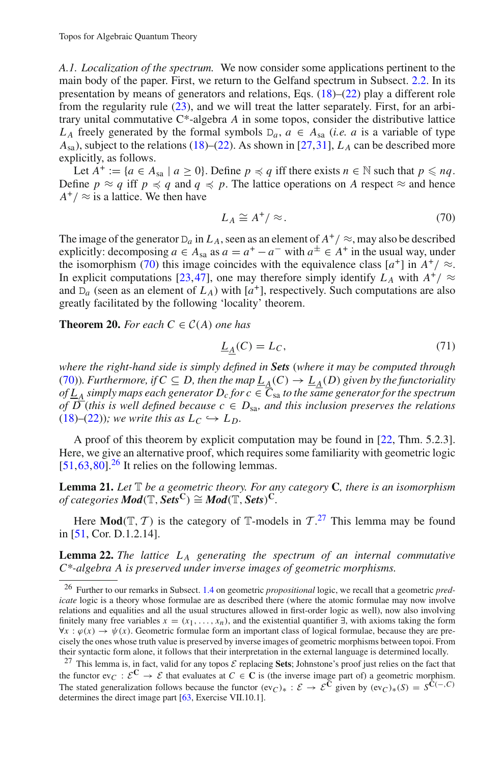*A.1. Localization of the spectrum.* We now consider some applications pertinent to the main body of the paper. First, we return to the Gelfand spectrum in Subsect. 2.2. In its presentation by means of generators and relations, Eqs. (18)–(22) play a different role from the regularity rule (23), and we will treat the latter separately. First, for an arbitrary unital commutative C*-algebra $A$ in some topos, consider the distributive lattice $L_A$ freely generated by the formal symbols $\mathrm{D}_a$, $a \in A_{\mathrm{sa}}$ (*i.e.* $a$ is a variable of type $A_{\mathrm{sa}}$), subject to the relations (18)–(22). As shown in [27,31], $L_A$ can be described more explicitly, as follows.

Let $A^+ := \{a \in A_{\mathrm{sa}} \mid a \geq 0\}$. Define $p \preccurlyeq q$ iff there exists $n \in \mathbb{N}$ such that $p \leqslant nq$. Define $p \approx q$ iff $p \preccurlyeq q$ and $q \preccurlyeq p$. The lattice operations on $A$ respect $\approx$ and hence $A^+/\approx$ is a lattice. We then have

$$L_A \cong A^+/\approx. \tag{70}$$

The image of the generator $\mathrm{D}_a$ in $L_A$, seen as an element of $A^+/\approx$, may also be described explicitly: decomposing $a \in A_{\mathrm{sa}}$ as $a = a^+ - a^-$ with $a^{\pm} \in A^+$ in the usual way, under the isomorphism (70) this image coincides with the equivalence class $[a^+]$ in $A^+/\approx$. In explicit computations [23,47], one may therefore simply identify $L_A$ with $A^+/\approx$ and $\mathrm{D}_a$ (seen as an element of $L_A$) with $[a^+]$, respectively. Such computations are also greatly facilitated by the following 'locality' theorem.

**Theorem 20.** *For each $C \in \mathcal{C}(A)$ one has*

$$\underline{L_A}(C) = L_C, \tag{71}$$

*where the right-hand side is simply defined in **Sets** (where it may be computed through (70)). Furthermore, if $C \subseteq D$, then the map $\underline{L_A}(C) \to \underline{L_A}(D)$ given by the functoriality of $\underline{L_A}$ simply maps each generator $D_c$ for $c \in C_{\mathrm{sa}}$ to the same generator for the spectrum of $D$ (this is well defined because $c \in D_{\mathrm{sa}}$, and this inclusion preserves the relations (18)–(22)); we write this as $L_C \hookrightarrow L_D$.*

A proof of this theorem by explicit computation may be found in [22, Thm. 5.2.3]. Here, we give an alternative proof, which requires some familiarity with geometric logic [51,63,80].[26] It relies on the following lemmas.

**Lemma 21.** *Let $\mathbb{T}$ be a geometric theory. For any category* $\mathbf{C}$*, there is an isomorphism of categories* ***Mod***$(\mathbb{T}, \textbf{\textit{Sets}}^{\mathbf{C}}) \cong$ ***Mod***$(\mathbb{T}, \textbf{\textit{Sets}})^{\mathbf{C}}$.

Here $\mathbf{Mod}(\mathbb{T}, \mathcal{T})$ is the category of $\mathbb{T}$-models in $\mathcal{T}$.[27] This lemma may be found in [51, Cor. D.1.2.14].

**Lemma 22.** *The lattice $L_A$ generating the spectrum of an internal commutative C\*-algebra $A$ is preserved under inverse images of geometric morphisms.*

---

[26] Further to our remarks in Subsect. 1.4 on geometric *propositional* logic, we recall that a geometric *predicate* logic is a theory whose formulae are as described there (where the atomic formulae may now involve relations and equalities and all the usual structures allowed in first-order logic as well), now also involving finitely many free variables $x = (x_1, \ldots, x_n)$, and the existential quantifier $\exists$, with axioms taking the form $\forall x : \varphi(x) \to \psi(x)$. Geometric formulae form an important class of logical formulae, because they are precisely the ones whose truth value is preserved by inverse images of geometric morphisms between topoi. From their syntactic form alone, it follows that their interpretation in the external language is determined locally.

[27] This lemma is, in fact, valid for any topos $\mathcal{E}$ replacing **Sets**; Johnstone's proof just relies on the fact that the functor $\mathrm{ev}_C : \mathcal{E}^{\mathbf{C}} \to \mathcal{E}$ that evaluates at $C \in \mathbf{C}$ is (the inverse image part of) a geometric morphism. The stated generalization follows because the functor $(\mathrm{ev}_C)_* : \mathcal{E} \to \mathcal{E}^{\mathbf{C}}$ given by $(\mathrm{ev}_C)_*(S) = S^{\mathbf{C}(-,C)}$ determines the direct image part [63, Exercise VII.10.1].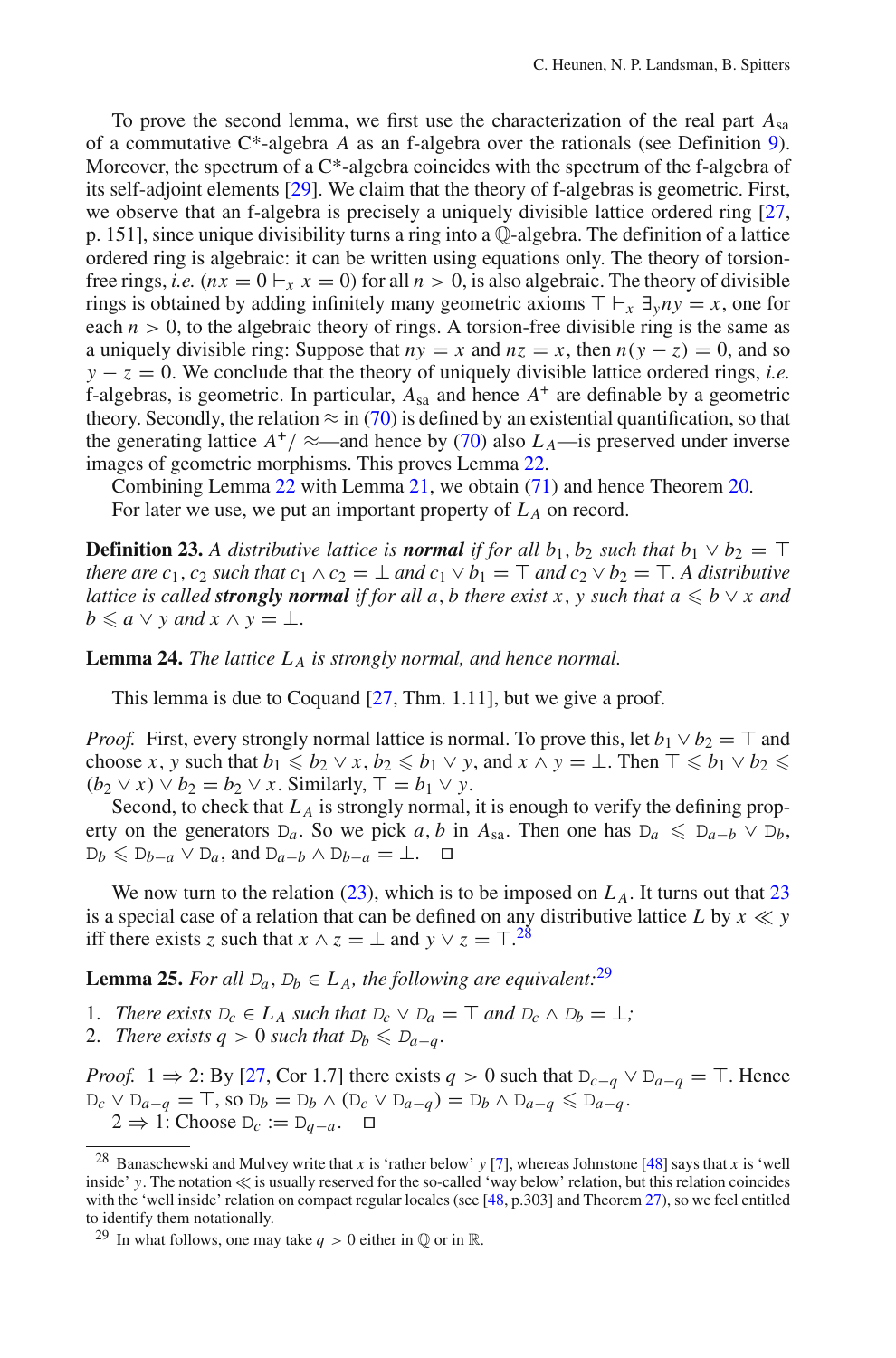To prove the second lemma, we first use the characterization of the real part $A_{\mathrm{sa}}$ of a commutative C*-algebra $A$ as an f-algebra over the rationals (see Definition 9). Moreover, the spectrum of a C*-algebra coincides with the spectrum of the f-algebra of its self-adjoint elements [29]. We claim that the theory of f-algebras is geometric. First, we observe that an f-algebra is precisely a uniquely divisible lattice ordered ring [27, p. 151], since unique divisibility turns a ring into a $\mathbb{Q}$-algebra. The definition of a lattice ordered ring is algebraic: it can be written using equations only. The theory of torsion-free rings, *i.e.* ($nx = 0 \vdash_x x = 0$) for all $n > 0$, is also algebraic. The theory of divisible rings is obtained by adding infinitely many geometric axioms $\top \vdash_x \exists_y ny = x$, one for each $n > 0$, to the algebraic theory of rings. A torsion-free divisible ring is the same as a uniquely divisible ring: Suppose that $ny = x$ and $nz = x$, then $n(y - z) = 0$, and so $y - z = 0$. We conclude that the theory of uniquely divisible lattice ordered rings, *i.e.* f-algebras, is geometric. In particular, $A_{\mathrm{sa}}$ and hence $A^+$ are definable by a geometric theory. Secondly, the relation $\approx$ in (70) is defined by an existential quantification, so that the generating lattice $A^+/\approx$—and hence by (70) also $L_A$—is preserved under inverse images of geometric morphisms. This proves Lemma 22.

Combining Lemma 22 with Lemma 21, we obtain (71) and hence Theorem 20.

For later use, we put an important property of $L_A$ on record.

**Definition 23.** *A distributive lattice is* ***normal*** *if for all $b_1, b_2$ such that $b_1 \vee b_2 = \top$ there are $c_1, c_2$ such that $c_1 \wedge c_2 = \bot$ and $c_1 \vee b_1 = \top$ and $c_2 \vee b_2 = \top$. A distributive lattice is called* ***strongly normal*** *if for all $a, b$ there exist $x, y$ such that $a \leqslant b \vee x$ and $b \leqslant a \vee y$ and $x \wedge y = \bot$.*

**Lemma 24.** *The lattice $L_A$ is strongly normal, and hence normal.*

This lemma is due to Coquand [27, Thm. 1.11], but we give a proof.

*Proof.* First, every strongly normal lattice is normal. To prove this, let $b_1 \vee b_2 = \top$ and choose $x, y$ such that $b_1 \leqslant b_2 \vee x$, $b_2 \leqslant b_1 \vee y$, and $x \wedge y = \bot$. Then $\top \leqslant b_1 \vee b_2 \leqslant (b_2 \vee x) \vee b_2 = b_2 \vee x$. Similarly, $\top = b_1 \vee y$.

Second, to check that $L_A$ is strongly normal, it is enough to verify the defining property on the generators $\mathrm{D}_a$. So we pick $a, b$ in $A_{\mathrm{sa}}$. Then one has $\mathrm{D}_a \leqslant \mathrm{D}_{a-b} \vee \mathrm{D}_b$, $\mathrm{D}_b \leqslant \mathrm{D}_{b-a} \vee \mathrm{D}_a$, and $\mathrm{D}_{a-b} \wedge \mathrm{D}_{b-a} = \bot$. □

We now turn to the relation (23), which is to be imposed on $L_A$. It turns out that 23 is a special case of a relation that can be defined on any distributive lattice $L$ by $x \ll y$ iff there exists $z$ such that $x \wedge z = \bot$ and $y \vee z = \top$.[28]

**Lemma 25.** *For all $\mathrm{D}_a, \mathrm{D}_b \in L_A$, the following are equivalent:*[29]

1. *There exists $\mathrm{D}_c \in L_A$ such that $\mathrm{D}_c \vee \mathrm{D}_a = \top$ and $\mathrm{D}_c \wedge \mathrm{D}_b = \bot$;*
2. *There exists $q > 0$ such that $\mathrm{D}_b \leqslant \mathrm{D}_{a-q}$.*

*Proof.* $1 \Rightarrow 2$: By [27, Cor 1.7] there exists $q > 0$ such that $\mathrm{D}_{c-q} \vee \mathrm{D}_{a-q} = \top$. Hence $\mathrm{D}_c \vee \mathrm{D}_{a-q} = \top$, so $\mathrm{D}_b = \mathrm{D}_b \wedge (\mathrm{D}_c \vee \mathrm{D}_{a-q}) = \mathrm{D}_b \wedge \mathrm{D}_{a-q} \leqslant \mathrm{D}_{a-q}$.

$2 \Rightarrow 1$: Choose $\mathrm{D}_c := \mathrm{D}_{q-a}$. □

---

[28] Banaschewski and Mulvey write that $x$ is 'rather below' $y$ [7], whereas Johnstone [48] says that $x$ is 'well inside' $y$. The notation $\ll$ is usually reserved for the so-called 'way below' relation, but this relation coincides with the 'well inside' relation on compact regular locales (see [48, p.303] and Theorem 27), so we feel entitled to identify them notationally.

[29] In what follows, one may take $q > 0$ either in $\mathbb{Q}$ or in $\mathbb{R}$.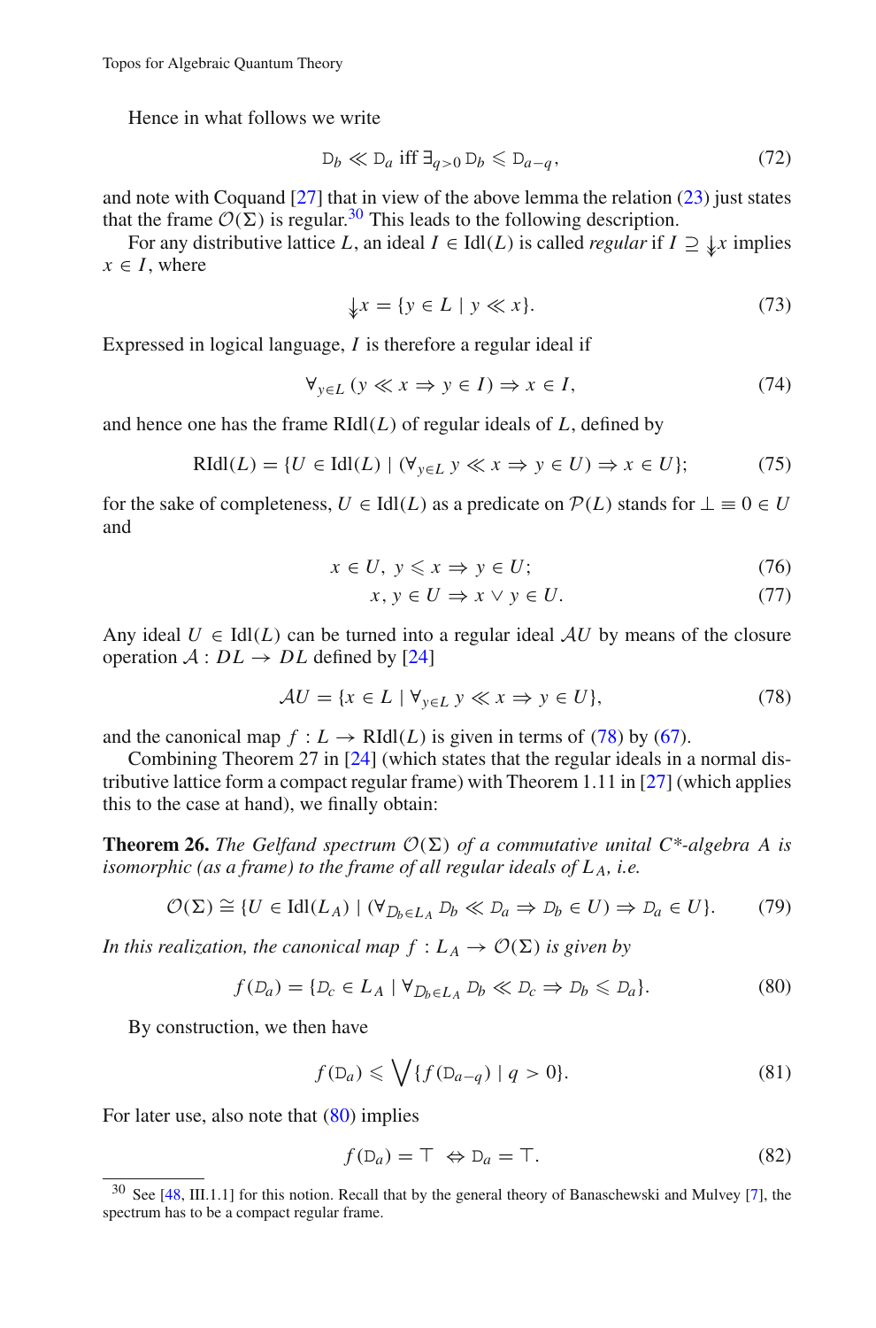Hence in what follows we write

$$\mathbb{D}_b \ll \mathbb{D}_a \text{ iff } \exists_{q>0}\, \mathbb{D}_b \leqslant \mathbb{D}_{a-q}, \tag{72}$$

and note with Coquand [27] that in view of the above lemma the relation (23) just states that the frame $\mathcal{O}(\Sigma)$ is regular.[30] This leads to the following description.

For any distributive lattice $L$, an ideal $I \in \mathrm{Idl}(L)$ is called *regular* if $I \supseteq \Downarrow x$ implies $x \in I$, where

$$\Downarrow x = \{y \in L \mid y \ll x\}. \tag{73}$$

Expressed in logical language, $I$ is therefore a regular ideal if

$$\forall_{y \in L}\, (y \ll x \Rightarrow y \in I) \Rightarrow x \in I, \tag{74}$$

and hence one has the frame $\mathrm{RIdl}(L)$ of regular ideals of $L$, defined by

$$\mathrm{RIdl}(L) = \{U \in \mathrm{Idl}(L) \mid (\forall_{y \in L}\, y \ll x \Rightarrow y \in U) \Rightarrow x \in U\}; \tag{75}$$

for the sake of completeness, $U \in \mathrm{Idl}(L)$ as a predicate on $\mathcal{P}(L)$ stands for $\perp \equiv 0 \in U$ and

$$x \in U,\ y \leqslant x \Rightarrow y \in U; \tag{76}$$

$$x, y \in U \Rightarrow x \vee y \in U. \tag{77}$$

Any ideal $U \in \mathrm{Idl}(L)$ can be turned into a regular ideal $\mathcal{A}U$ by means of the closure operation $\mathcal{A} : DL \to DL$ defined by [24]

$$\mathcal{A}U = \{x \in L \mid \forall_{y \in L}\, y \ll x \Rightarrow y \in U\}, \tag{78}$$

and the canonical map $f : L \to \mathrm{RIdl}(L)$ is given in terms of (78) by (67).

Combining Theorem 27 in [24] (which states that the regular ideals in a normal distributive lattice form a compact regular frame) with Theorem 1.11 in [27] (which applies this to the case at hand), we finally obtain:

**Theorem 26.** *The Gelfand spectrum $\mathcal{O}(\Sigma)$ of a commutative unital C\*-algebra $A$ is isomorphic (as a frame) to the frame of all regular ideals of $L_A$, i.e.*

$$\mathcal{O}(\Sigma) \cong \{U \in \mathrm{Idl}(L_A) \mid (\forall_{\mathbb{D}_b \in L_A}\, \mathbb{D}_b \ll \mathbb{D}_a \Rightarrow \mathbb{D}_b \in U) \Rightarrow \mathbb{D}_a \in U\}. \tag{79}$$

*In this realization, the canonical map $f : L_A \to \mathcal{O}(\Sigma)$ is given by*

$$f(\mathbb{D}_a) = \{\mathbb{D}_c \in L_A \mid \forall_{\mathbb{D}_b \in L_A}\, \mathbb{D}_b \ll \mathbb{D}_c \Rightarrow \mathbb{D}_b \leqslant \mathbb{D}_a\}. \tag{80}$$

By construction, we then have

$$f(\mathbb{D}_a) \leqslant \bigvee \{f(\mathbb{D}_{a-q}) \mid q > 0\}. \tag{81}$$

For later use, also note that (80) implies

$$f(\mathbb{D}_a) = \top \Leftrightarrow \mathbb{D}_a = \top. \tag{82}$$

[30] See [48, III.1.1] for this notion. Recall that by the general theory of Banaschewski and Mulvey [7], the spectrum has to be a compact regular frame.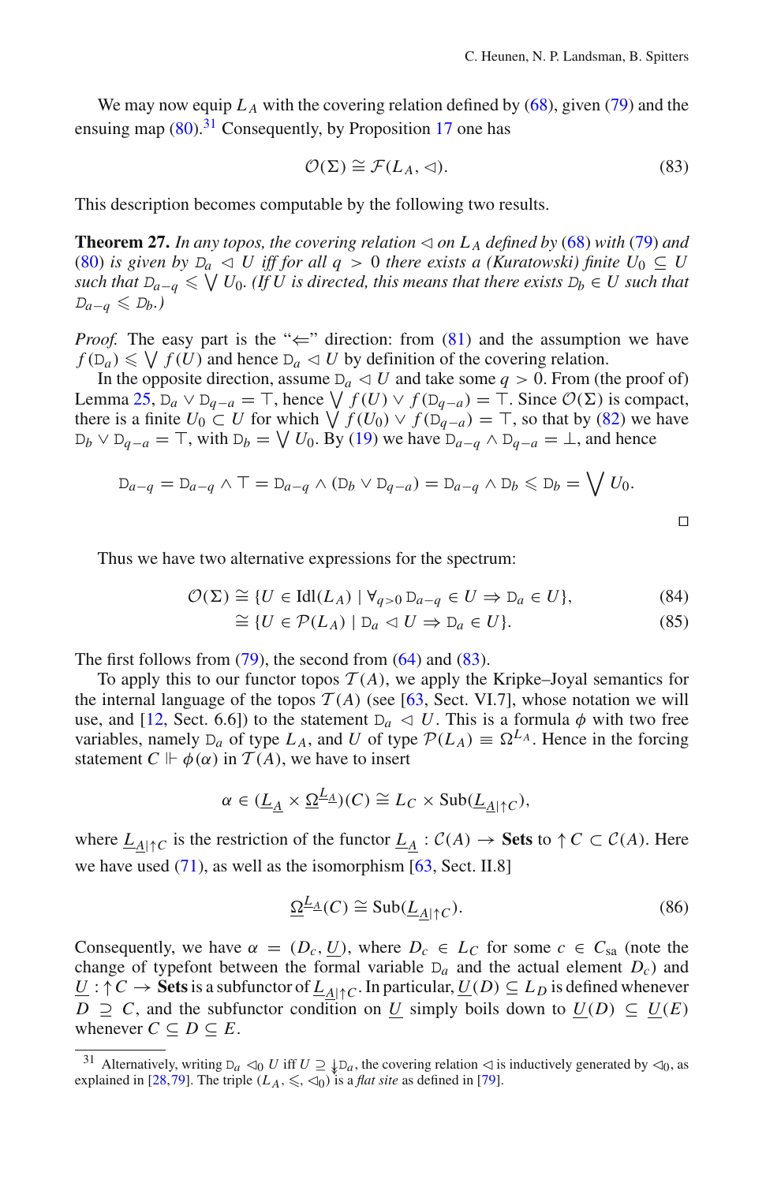We may now equip $L_A$ with the covering relation defined by (68), given (79) and the ensuing map (80).[31] Consequently, by Proposition 17 one has

$$\mathcal{O}(\Sigma) \cong \mathcal{F}(L_A, \lhd). \tag{83}$$

This description becomes computable by the following two results.

**Theorem 27.** *In any topos, the covering relation $\lhd$ on $L_A$ defined by (68) with (79) and (80) is given by $\mathtt{D}_a \lhd U$ iff for all $q > 0$ there exists a (Kuratowski) finite $U_0 \subseteq U$ such that $\mathtt{D}_{a-q} \leqslant \bigvee U_0$. (If $U$ is directed, this means that there exists $\mathtt{D}_b \in U$ such that $\mathtt{D}_{a-q} \leqslant \mathtt{D}_b$.)*

*Proof.* The easy part is the "$\Leftarrow$" direction: from (81) and the assumption we have $f(\mathtt{D}_a) \leqslant \bigvee f(U)$ and hence $\mathtt{D}_a \lhd U$ by definition of the covering relation.

In the opposite direction, assume $\mathtt{D}_a \lhd U$ and take some $q > 0$. From (the proof of) Lemma 25, $\mathtt{D}_a \vee \mathtt{D}_{q-a} = \top$, hence $\bigvee f(U) \vee f(\mathtt{D}_{q-a}) = \top$. Since $\mathcal{O}(\Sigma)$ is compact, there is a finite $U_0 \subset U$ for which $\bigvee f(U_0) \vee f(\mathtt{D}_{q-a}) = \top$, so that by (82) we have $\mathtt{D}_b \vee \mathtt{D}_{q-a} = \top$, with $\mathtt{D}_b = \bigvee U_0$. By (19) we have $\mathtt{D}_{a-q} \wedge \mathtt{D}_{q-a} = \bot$, and hence

$$\mathtt{D}_{a-q} = \mathtt{D}_{a-q} \wedge \top = \mathtt{D}_{a-q} \wedge (\mathtt{D}_b \vee \mathtt{D}_{q-a}) = \mathtt{D}_{a-q} \wedge \mathtt{D}_b \leqslant \mathtt{D}_b = \bigvee U_0.$$

□

Thus we have two alternative expressions for the spectrum:

$$\mathcal{O}(\Sigma) \cong \{U \in \mathrm{Idl}(L_A) \mid \forall_{q>0}\, \mathtt{D}_{a-q} \in U \Rightarrow \mathtt{D}_a \in U\}, \tag{84}$$

$$\cong \{U \in \mathcal{P}(L_A) \mid \mathtt{D}_a \lhd U \Rightarrow \mathtt{D}_a \in U\}. \tag{85}$$

The first follows from (79), the second from (64) and (83).

To apply this to our functor topos $\mathcal{T}(A)$, we apply the Kripke–Joyal semantics for the internal language of the topos $\mathcal{T}(A)$ (see [63, Sect. VI.7], whose notation we will use, and [12, Sect. 6.6]) to the statement $\mathtt{D}_a \lhd U$. This is a formula $\phi$ with two free variables, namely $\mathtt{D}_a$ of type $L_A$, and $U$ of type $\mathcal{P}(L_A) \equiv \Omega^{L_A}$. Hence in the forcing statement $C \Vdash \phi(\alpha)$ in $\mathcal{T}(A)$, we have to insert

$$\alpha \in (\underline{L_A} \times \underline{\Omega}^{\underline{L_A}})(C) \cong L_C \times \mathrm{Sub}(\underline{L_A}_{|\uparrow C}),$$

where $\underline{L_A}_{|\uparrow C}$ is the restriction of the functor $\underline{L_A} : \mathcal{C}(A) \to \mathbf{Sets}$ to $\uparrow C \subset \mathcal{C}(A)$. Here we have used (71), as well as the isomorphism [63, Sect. II.8]

$$\underline{\Omega}^{\underline{L_A}}(C) \cong \mathrm{Sub}(\underline{L_A}_{|\uparrow C}). \tag{86}$$

Consequently, we have $\alpha = (D_c, \underline{U})$, where $D_c \in L_C$ for some $c \in C_{\mathrm{sa}}$ (note the change of typefont between the formal variable $\mathtt{D}_a$ and the actual element $D_c$) and $\underline{U} : \uparrow C \to \mathbf{Sets}$ is a subfunctor of $\underline{L_A}_{|\uparrow C}$. In particular, $\underline{U}(D) \subseteq L_D$ is defined whenever $D \supseteq C$, and the subfunctor condition on $\underline{U}$ simply boils down to $\underline{U}(D) \subseteq \underline{U}(E)$ whenever $C \subseteq D \subseteq E$.

---

[31] Alternatively, writing $\mathtt{D}_a \lhd_0 U$ iff $U \supseteq \downarrow \mathtt{D}_a$, the covering relation $\lhd$ is inductively generated by $\lhd_0$, as explained in [28,79]. The triple $(L_A, \leqslant, \lhd_0)$ is a *flat site* as defined in [79].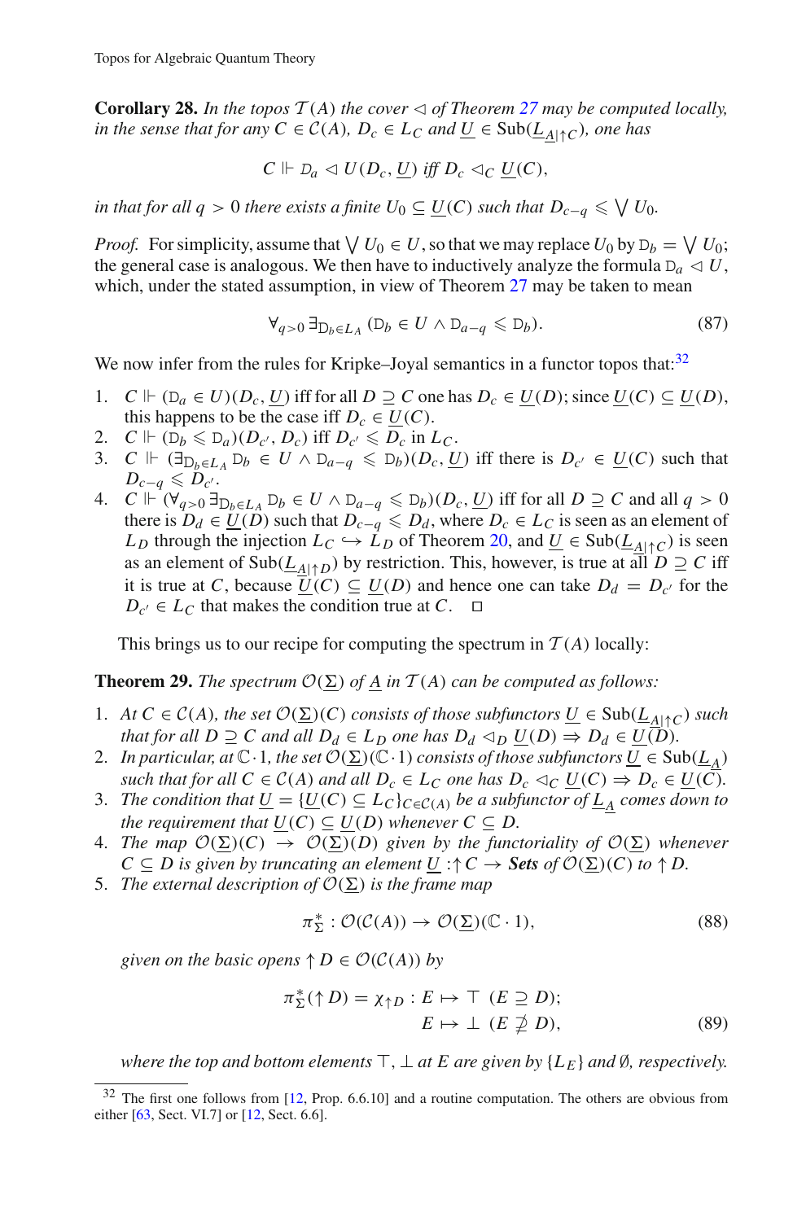**Corollary 28.** *In the topos $\mathcal{T}(A)$ the cover $\triangleleft$ of Theorem 27 may be computed locally, in the sense that for any $C \in \mathcal{C}(A)$, $D_c \in L_C$ and $\underline{U} \in \mathrm{Sub}(\underline{L}_{\underline{A}|\uparrow C})$, one has*

$$C \Vdash \mathbb{D}_a \triangleleft U(D_c, \underline{U}) \text{ iff } D_c \triangleleft_C \underline{U}(C),$$

*in that for all $q > 0$ there exists a finite $U_0 \subseteq \underline{U}(C)$ such that $D_{c-q} \leqslant \bigvee U_0$.*

*Proof.* For simplicity, assume that $\bigvee U_0 \in U$, so that we may replace $U_0$ by $\mathbb{D}_b = \bigvee U_0$; the general case is analogous. We then have to inductively analyze the formula $\mathbb{D}_a \triangleleft U$, which, under the stated assumption, in view of Theorem 27 may be taken to mean

$$\forall_{q>0} \exists_{\mathbb{D}_b \in L_A} (\mathbb{D}_b \in U \wedge \mathbb{D}_{a-q} \leqslant \mathbb{D}_b). \tag{87}$$

We now infer from the rules for Kripke–Joyal semantics in a functor topos that:[32]

1. $C \Vdash (\mathbb{D}_a \in U)(D_c, \underline{U})$ iff for all $D \supseteq C$ one has $D_c \in \underline{U}(D)$; since $\underline{U}(C) \subseteq \underline{U}(D)$, this happens to be the case iff $D_c \in \underline{U}(C)$.
2. $C \Vdash (\mathbb{D}_b \leqslant \mathbb{D}_a)(D_{c'}, D_c)$ iff $D_{c'} \leqslant D_c$ in $L_C$.
3. $C \Vdash (\exists_{\mathbb{D}_b \in L_A} \mathbb{D}_b \in U \wedge \mathbb{D}_{a-q} \leqslant \mathbb{D}_b)(D_c, \underline{U})$ iff there is $D_{c'} \in \underline{U}(C)$ such that $D_{c-q} \leqslant D_{c'}$.
4. $C \Vdash (\forall_{q>0} \exists_{\mathbb{D}_b \in L_A} \mathbb{D}_b \in U \wedge \mathbb{D}_{a-q} \leqslant \mathbb{D}_b)(D_c, \underline{U})$ iff for all $D \supseteq C$ and all $q > 0$ there is $D_d \in \underline{U}(D)$ such that $D_{c-q} \leqslant D_d$, where $D_c \in L_C$ is seen as an element of $L_D$ through the injection $L_C \hookrightarrow L_D$ of Theorem 20, and $\underline{U} \in \mathrm{Sub}(\underline{L}_{\underline{A}|\uparrow C})$ is seen as an element of $\mathrm{Sub}(\underline{L}_{\underline{A}|\uparrow D})$ by restriction. This, however, is true at all $D \supseteq C$ iff it is true at $C$, because $\underline{U}(C) \subseteq \underline{U}(D)$ and hence one can take $D_d = D_{c'}$ for the $D_{c'} \in L_C$ that makes the condition true at $C$. □

This brings us to our recipe for computing the spectrum in $\mathcal{T}(A)$ locally:

**Theorem 29.** *The spectrum $\mathcal{O}(\underline{\Sigma})$ of $\underline{A}$ in $\mathcal{T}(A)$ can be computed as follows:*

1. *At $C \in \mathcal{C}(A)$, the set $\mathcal{O}(\underline{\Sigma})(C)$ consists of those subfunctors $\underline{U} \in \mathrm{Sub}(\underline{L}_{\underline{A}|\uparrow C})$ such that for all $D \supseteq C$ and all $D_d \in L_D$ one has $D_d \triangleleft_D \underline{U}(D) \Rightarrow D_d \in \underline{U}(D)$.*
2. *In particular, at $\mathbb{C} \cdot 1$, the set $\mathcal{O}(\underline{\Sigma})(\mathbb{C} \cdot 1)$ consists of those subfunctors $\underline{U} \in \mathrm{Sub}(\underline{L}_{\underline{A}})$ such that for all $C \in \mathcal{C}(A)$ and all $D_c \in L_C$ one has $D_c \triangleleft_C \underline{U}(C) \Rightarrow D_c \in \underline{U}(C)$.*
3. *The condition that $\underline{U} = \{\underline{U}(C) \subseteq L_C\}_{C \in \mathcal{C}(A)}$ be a subfunctor of $\underline{L}_{\underline{A}}$ comes down to the requirement that $\underline{U}(C) \subseteq \underline{U}(D)$ whenever $C \subseteq D$.*
4. *The map $\mathcal{O}(\underline{\Sigma})(C) \to \mathcal{O}(\underline{\Sigma})(D)$ given by the functoriality of $\mathcal{O}(\underline{\Sigma})$ whenever $C \subseteq D$ is given by truncating an element $\underline{U} : \uparrow C \to$ **Sets** of $\mathcal{O}(\underline{\Sigma})(C)$ to $\uparrow D$.*
5. *The external description of $\mathcal{O}(\underline{\Sigma})$ is the frame map*

$$\pi_{\Sigma}^* : \mathcal{O}(\mathcal{C}(A)) \to \mathcal{O}(\underline{\Sigma})(\mathbb{C} \cdot 1), \tag{88}$$

*given on the basic opens $\uparrow D \in \mathcal{O}(\mathcal{C}(A))$ by*

$$\pi_{\Sigma}^*(\uparrow D) = \chi_{\uparrow D} : E \mapsto \top \ (E \supseteq D); \qquad E \mapsto \bot \ (E \not\supseteq D), \tag{89}$$

*where the top and bottom elements $\top, \bot$ at $E$ are given by $\{L_E\}$ and $\emptyset$, respectively.*

---

[32] The first one follows from [12, Prop. 6.6.10] and a routine computation. The others are obvious from either [63, Sect. VI.7] or [12, Sect. 6.6].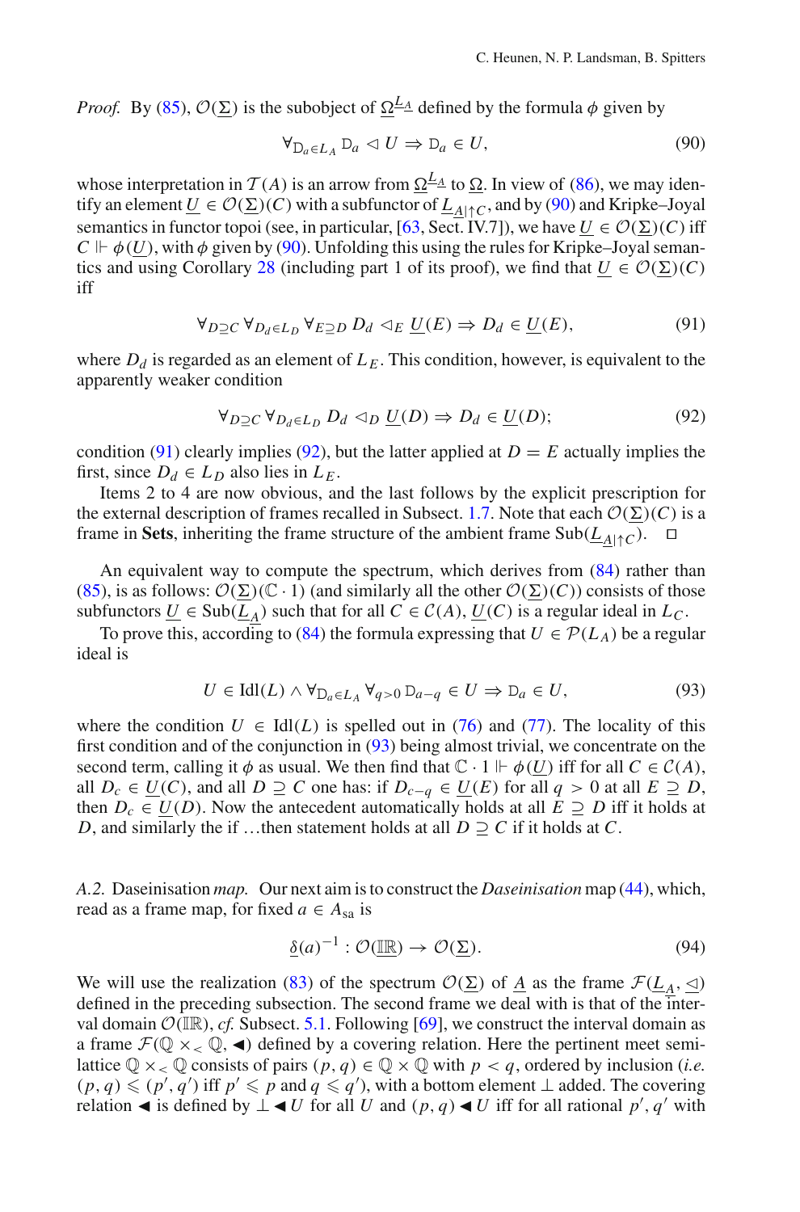*Proof.* By (85), $\mathcal{O}(\underline{\Sigma})$ is the subobject of $\underline{\Omega}^{\underline{L}_A}$ defined by the formula $\phi$ given by

$$\forall_{\mathbb{D}_a \in L_A} \mathbb{D}_a \lhd U \Rightarrow \mathbb{D}_a \in U, \tag{90}$$

whose interpretation in $\mathcal{T}(A)$ is an arrow from $\underline{\Omega}^{\underline{L}_A}$ to $\underline{\Omega}$. In view of (86), we may identify an element $\underline{U} \in \mathcal{O}(\underline{\Sigma})(C)$ with a subfunctor of $\underline{L}_{A|\uparrow C}$, and by (90) and Kripke–Joyal semantics in functor topoi (see, in particular, [63, Sect. IV.7]), we have $\underline{U} \in \mathcal{O}(\underline{\Sigma})(C)$ iff $C \Vdash \phi(\underline{U})$, with $\phi$ given by (90). Unfolding this using the rules for Kripke–Joyal semantics and using Corollary 28 (including part 1 of its proof), we find that $\underline{U} \in \mathcal{O}(\underline{\Sigma})(C)$ iff

$$\forall_{D \supseteq C} \forall_{D_d \in L_D} \forall_{E \supseteq D} D_d \lhd_E \underline{U}(E) \Rightarrow D_d \in \underline{U}(E), \tag{91}$$

where $D_d$ is regarded as an element of $L_E$. This condition, however, is equivalent to the apparently weaker condition

$$\forall_{D \supseteq C} \forall_{D_d \in L_D} D_d \lhd_D \underline{U}(D) \Rightarrow D_d \in \underline{U}(D); \tag{92}$$

condition (91) clearly implies (92), but the latter applied at $D = E$ actually implies the first, since $D_d \in L_D$ also lies in $L_E$.

Items 2 to 4 are now obvious, and the last follows by the explicit prescription for the external description of frames recalled in Subsect. 1.7. Note that each $\mathcal{O}(\underline{\Sigma})(C)$ is a frame in **Sets**, inheriting the frame structure of the ambient frame $\mathrm{Sub}(\underline{L}_{A|\uparrow C})$. □

An equivalent way to compute the spectrum, which derives from (84) rather than (85), is as follows: $\mathcal{O}(\underline{\Sigma})(\mathbb{C} \cdot 1)$ (and similarly all the other $\mathcal{O}(\underline{\Sigma})(C)$) consists of those subfunctors $\underline{U} \in \mathrm{Sub}(\underline{L}_A)$ such that for all $C \in \mathcal{C}(A)$, $\underline{U}(C)$ is a regular ideal in $L_C$.

To prove this, according to (84) the formula expressing that $U \in \mathcal{P}(L_A)$ be a regular ideal is

$$U \in \mathrm{Idl}(L) \wedge \forall_{\mathbb{D}_a \in L_A} \forall_{q>0} \mathbb{D}_{a-q} \in U \Rightarrow \mathbb{D}_a \in U, \tag{93}$$

where the condition $U \in \mathrm{Idl}(L)$ is spelled out in (76) and (77). The locality of this first condition and of the conjunction in (93) being almost trivial, we concentrate on the second term, calling it $\phi$ as usual. We then find that $\mathbb{C} \cdot 1 \Vdash \phi(\underline{U})$ iff for all $C \in \mathcal{C}(A)$, all $D_c \in \underline{U}(C)$, and all $D \supseteq C$ one has: if $D_{c-q} \in \underline{U}(E)$ for all $q > 0$ at all $E \supseteq D$, then $D_c \in \underline{U}(D)$. Now the antecedent automatically holds at all $E \supseteq D$ iff it holds at $D$, and similarly the if …then statement holds at all $D \supseteq C$ if it holds at $C$.

*A.2.* Daseinisation *map.* Our next aim is to construct the *Daseinisation* map (44), which, read as a frame map, for fixed $a \in A_{\mathrm{sa}}$ is

$$\underline{\delta}(a)^{-1} : \mathcal{O}(\mathbb{IR}) \to \mathcal{O}(\underline{\Sigma}). \tag{94}$$

We will use the realization (83) of the spectrum $\mathcal{O}(\underline{\Sigma})$ of $\underline{A}$ as the frame $\mathcal{F}(\underline{L}_A, \underline{\lhd})$ defined in the preceding subsection. The second frame we deal with is that of the interval domain $\mathcal{O}(\mathbb{IR})$, *cf.* Subsect. 5.1. Following [69], we construct the interval domain as a frame $\mathcal{F}(\mathbb{Q} \times_< \mathbb{Q}, \blacktriangleleft)$ defined by a covering relation. Here the pertinent meet semilattice $\mathbb{Q} \times_< \mathbb{Q}$ consists of pairs $(p, q) \in \mathbb{Q} \times \mathbb{Q}$ with $p < q$, ordered by inclusion (*i.e.* $(p, q) \leqslant (p', q')$ iff $p' \leqslant p$ and $q \leqslant q'$), with a bottom element $\perp$ added. The covering relation $\blacktriangleleft$ is defined by $\perp \blacktriangleleft U$ for all $U$ and $(p, q) \blacktriangleleft U$ iff for all rational $p', q'$ with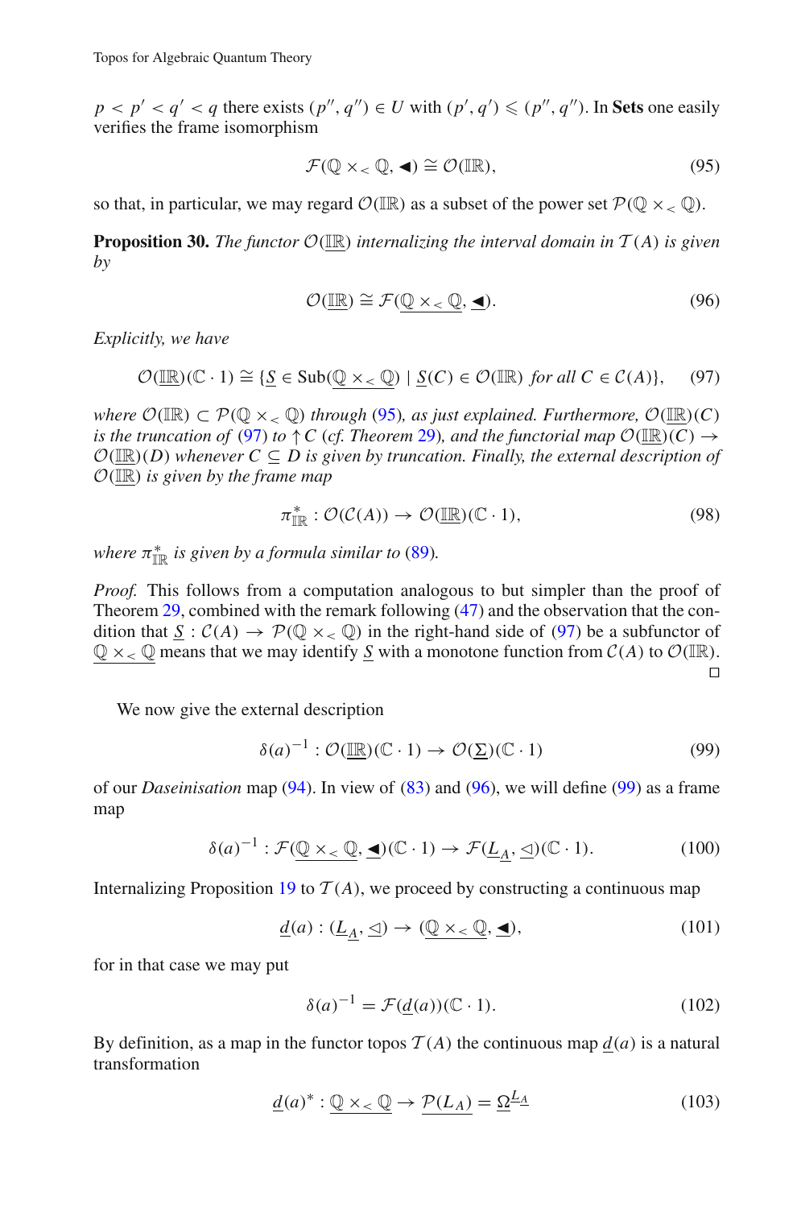$p < p' < q' < q$ there exists $(p'', q'') \in U$ with $(p', q') \leqslant (p'', q'')$. In **Sets** one easily verifies the frame isomorphism

$$\mathcal{F}(\mathbb{Q} \times_{<} \mathbb{Q}, \blacktriangleleft) \cong \mathcal{O}(\mathbb{IR}), \tag{95}$$

so that, in particular, we may regard $\mathcal{O}(\mathbb{IR})$ as a subset of the power set $\mathcal{P}(\mathbb{Q} \times_{<} \mathbb{Q})$.

**Proposition 30.** *The functor $\mathcal{O}(\underline{\mathbb{IR}})$ internalizing the interval domain in $\mathcal{T}(A)$ is given by*

$$\mathcal{O}(\underline{\mathbb{IR}}) \cong \mathcal{F}(\underline{\mathbb{Q} \times_{<} \mathbb{Q}}, \underline{\blacktriangleleft}). \tag{96}$$

*Explicitly, we have*

$$\mathcal{O}(\underline{\mathbb{IR}})(\mathbb{C} \cdot 1) \cong \{\underline{S} \in \mathrm{Sub}(\underline{\mathbb{Q} \times_{<} \mathbb{Q}}) \mid \underline{S}(C) \in \mathcal{O}(\mathbb{IR}) \text{ for all } C \in \mathcal{C}(A)\}, \tag{97}$$

*where $\mathcal{O}(\mathbb{IR}) \subset \mathcal{P}(\mathbb{Q} \times_{<} \mathbb{Q})$ through (95), as just explained. Furthermore, $\mathcal{O}(\underline{\mathbb{IR}})(C)$ is the truncation of (97) to $\uparrow C$ (cf. Theorem 29), and the functorial map $\mathcal{O}(\underline{\mathbb{IR}})(C) \to \mathcal{O}(\underline{\mathbb{IR}})(D)$ whenever $C \subseteq D$ is given by truncation. Finally, the external description of $\mathcal{O}(\underline{\mathbb{IR}})$ is given by the frame map*

$$\pi^*_{\mathbb{IR}} : \mathcal{O}(\mathcal{C}(A)) \to \mathcal{O}(\underline{\mathbb{IR}})(\mathbb{C} \cdot 1), \tag{98}$$

*where $\pi^*_{\mathbb{IR}}$ is given by a formula similar to (89).*

*Proof.* This follows from a computation analogous to but simpler than the proof of Theorem 29, combined with the remark following (47) and the observation that the condition that $\underline{S} : \mathcal{C}(A) \to \mathcal{P}(\mathbb{Q} \times_{<} \mathbb{Q})$ in the right-hand side of (97) be a subfunctor of $\underline{\mathbb{Q} \times_{<} \mathbb{Q}}$ means that we may identify $\underline{S}$ with a monotone function from $\mathcal{C}(A)$ to $\mathcal{O}(\mathbb{IR})$. □

We now give the external description

$$\delta(a)^{-1} : \mathcal{O}(\underline{\mathbb{IR}})(\mathbb{C} \cdot 1) \to \mathcal{O}(\underline{\Sigma})(\mathbb{C} \cdot 1) \tag{99}$$

of our *Daseinisation* map (94). In view of (83) and (96), we will define (99) as a frame map

$$\delta(a)^{-1} : \mathcal{F}(\underline{\mathbb{Q} \times_{<} \mathbb{Q}}, \underline{\blacktriangleleft})(\mathbb{C} \cdot 1) \to \mathcal{F}(\underline{L_A}, \underline{\lhd})(\mathbb{C} \cdot 1). \tag{100}$$

Internalizing Proposition 19 to $\mathcal{T}(A)$, we proceed by constructing a continuous map

$$\underline{d}(a) : (\underline{L_A}, \underline{\lhd}) \to (\underline{\mathbb{Q} \times_{<} \mathbb{Q}}, \underline{\blacktriangleleft}), \tag{101}$$

for in that case we may put

$$\delta(a)^{-1} = \mathcal{F}(\underline{d}(a))(\mathbb{C} \cdot 1). \tag{102}$$

By definition, as a map in the functor topos $\mathcal{T}(A)$ the continuous map $\underline{d}(a)$ is a natural transformation

$$\underline{d}(a)^* : \underline{\mathbb{Q} \times_{<} \mathbb{Q}} \to \underline{\mathcal{P}(L_A)} = \underline{\Omega}^{\underline{L_A}} \tag{103}$$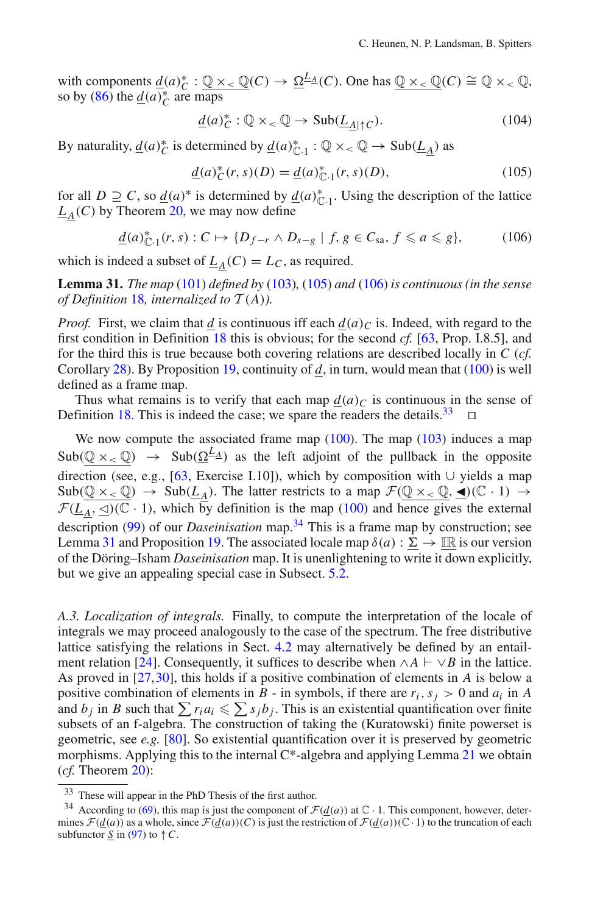with components $\underline{d}(a)^*_C : \underline{\mathbb{Q} \times_< \mathbb{Q}}(C) \to \underline{\Omega}^{\underline{L}_A}(C)$. One has $\underline{\mathbb{Q} \times_< \mathbb{Q}}(C) \cong \mathbb{Q} \times_< \mathbb{Q}$, so by (86) the $\underline{d}(a)^*_C$ are maps

$$\underline{d}(a)^*_C : \mathbb{Q} \times_< \mathbb{Q} \to \mathrm{Sub}(\underline{L}_{A|\uparrow C}). \tag{104}$$

By naturality, $\underline{d}(a)^*_C$ is determined by $\underline{d}(a)^*_{\mathbb{C}\cdot 1} : \mathbb{Q} \times_< \mathbb{Q} \to \mathrm{Sub}(\underline{L}_A)$ as

$$\underline{d}(a)^*_C(r,s)(D) = \underline{d}(a)^*_{\mathbb{C}\cdot 1}(r,s)(D), \tag{105}$$

for all $D \supseteq C$, so $\underline{d}(a)^*$ is determined by $\underline{d}(a)^*_{\mathbb{C}\cdot 1}$. Using the description of the lattice $\underline{L}_A(C)$ by Theorem 20, we may now define

$$\underline{d}(a)^*_{\mathbb{C}\cdot 1}(r,s) : C \mapsto \{D_{f-r} \wedge D_{s-g} \mid f, g \in C_{\mathrm{sa}},\ f \leqslant a \leqslant g\}, \tag{106}$$

which is indeed a subset of $\underline{L}_A(C) = L_C$, as required.

**Lemma 31.** *The map* (101) *defined by* (103), (105) *and* (106) *is continuous (in the sense of Definition* 18*, internalized to* $\mathcal{T}(A)$*).*

*Proof.* First, we claim that $\underline{d}$ is continuous iff each $\underline{d}(a)_C$ is. Indeed, with regard to the first condition in Definition 18 this is obvious; for the second *cf.* [63, Prop. I.8.5], and for the third this is true because both covering relations are described locally in $C$ (*cf.* Corollary 28). By Proposition 19, continuity of $\underline{d}$, in turn, would mean that (100) is well defined as a frame map.

Thus what remains is to verify that each map $\underline{d}(a)_C$ is continuous in the sense of Definition 18. This is indeed the case; we spare the readers the details.[33] $\square$

We now compute the associated frame map (100). The map (103) induces a map $\mathrm{Sub}(\mathbb{Q} \times_< \mathbb{Q}) \to \mathrm{Sub}(\underline{\Omega}^{\underline{L}_A})$ as the left adjoint of the pullback in the opposite direction (see, e.g., [63, Exercise I.10]), which by composition with $\cup$ yields a map $\mathrm{Sub}(\mathbb{Q} \times_< \mathbb{Q}) \to \mathrm{Sub}(\underline{L}_A)$. The latter restricts to a map $\mathcal{F}(\underline{\mathbb{Q} \times_< \mathbb{Q}}, \blacktriangleleft)(\mathbb{C}\cdot 1) \to \mathcal{F}(\underline{L}_A, \triangleleft)(\mathbb{C}\cdot 1)$, which by definition is the map (100) and hence gives the external description (99) of our *Daseinisation* map.[34] This is a frame map by construction; see Lemma 31 and Proposition 19. The associated locale map $\delta(a) : \underline{\Sigma} \to \underline{\mathbb{IR}}$ is our version of the Döring–Isham *Daseinisation* map. It is unenlightening to write it down explicitly, but we give an appealing special case in Subsect. 5.2.

*A.3. Localization of integrals.* Finally, to compute the interpretation of the locale of integrals we may proceed analogously to the case of the spectrum. The free distributive lattice satisfying the relations in Sect. 4.2 may alternatively be defined by an entailment relation [24]. Consequently, it suffices to describe when $\wedge A \vdash \vee B$ in the lattice. As proved in [27,30], this holds if a positive combination of elements in $A$ is below a positive combination of elements in $B$ - in symbols, if there are $r_i, s_j > 0$ and $a_i$ in $A$ and $b_j$ in $B$ such that $\sum r_i a_i \leqslant \sum s_j b_j$. This is an existential quantification over finite subsets of an f-algebra. The construction of taking the (Kuratowski) finite powerset is geometric, see *e.g.* [80]. So existential quantification over it is preserved by geometric morphisms. Applying this to the internal C*-algebra and applying Lemma 21 we obtain (*cf.* Theorem 20):

[33] These will appear in the PhD Thesis of the first author.

[34] According to (69), this map is just the component of $\mathcal{F}(\underline{d}(a))$ at $\mathbb{C}\cdot 1$. This component, however, determines $\mathcal{F}(\underline{d}(a))$ as a whole, since $\mathcal{F}(\underline{d}(a))(C)$ is just the restriction of $\mathcal{F}(\underline{d}(a))(\mathbb{C}\cdot 1)$ to the truncation of each subfunctor $\underline{S}$ in (97) to $\uparrow C$.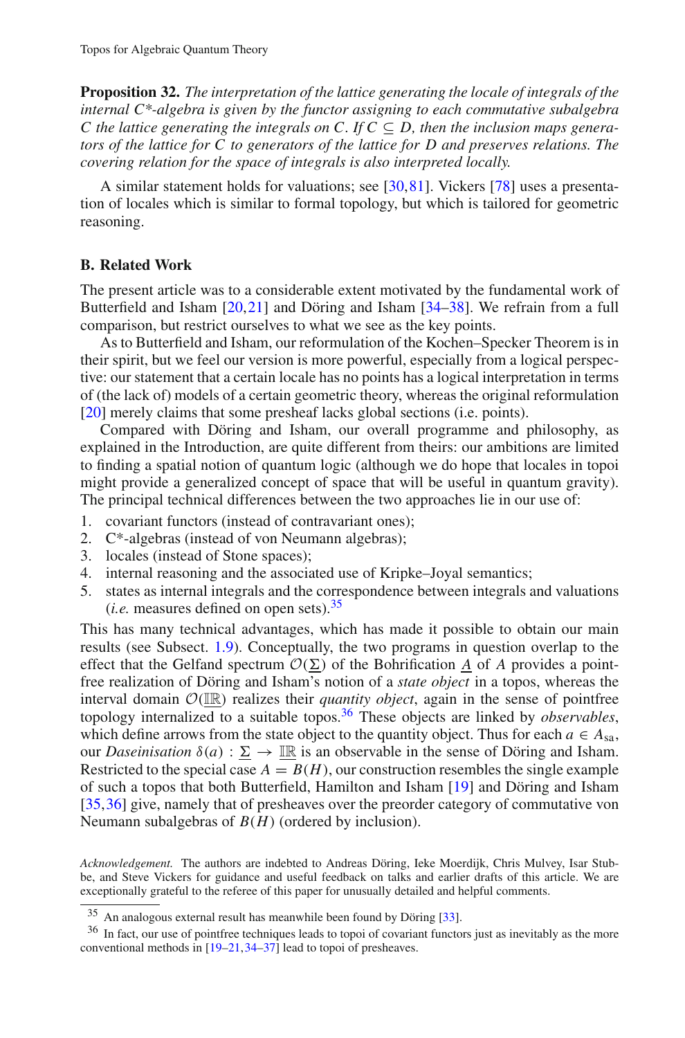**Proposition 32.** *The interpretation of the lattice generating the locale of integrals of the internal C\*-algebra is given by the functor assigning to each commutative subalgebra $C$ the lattice generating the integrals on $C$. If $C \subseteq D$, then the inclusion maps generators of the lattice for $C$ to generators of the lattice for $D$ and preserves relations. The covering relation for the space of integrals is also interpreted locally.*

A similar statement holds for valuations; see [30,81]. Vickers [78] uses a presentation of locales which is similar to formal topology, but which is tailored for geometric reasoning.

## B. Related Work

The present article was to a considerable extent motivated by the fundamental work of Butterfield and Isham [20,21] and Döring and Isham [34–38]. We refrain from a full comparison, but restrict ourselves to what we see as the key points.

As to Butterfield and Isham, our reformulation of the Kochen–Specker Theorem is in their spirit, but we feel our version is more powerful, especially from a logical perspective: our statement that a certain locale has no points has a logical interpretation in terms of (the lack of) models of a certain geometric theory, whereas the original reformulation [20] merely claims that some presheaf lacks global sections (i.e. points).

Compared with Döring and Isham, our overall programme and philosophy, as explained in the Introduction, are quite different from theirs: our ambitions are limited to finding a spatial notion of quantum logic (although we do hope that locales in topoi might provide a generalized concept of space that will be useful in quantum gravity). The principal technical differences between the two approaches lie in our use of:

1. covariant functors (instead of contravariant ones);
2. C\*-algebras (instead of von Neumann algebras);
3. locales (instead of Stone spaces);
4. internal reasoning and the associated use of Kripke–Joyal semantics;
5. states as internal integrals and the correspondence between integrals and valuations (*i.e.* measures defined on open sets).[35]

This has many technical advantages, which has made it possible to obtain our main results (see Subsect. 1.9). Conceptually, the two programs in question overlap to the effect that the Gelfand spectrum $\mathcal{O}(\underline{\Sigma})$ of the Bohrification $\underline{A}$ of $A$ provides a pointfree realization of Döring and Isham's notion of a *state object* in a topos, whereas the interval domain $\mathcal{O}(\underline{\mathbb{IR}})$ realizes their *quantity object*, again in the sense of pointfree topology internalized to a suitable topos.[36] These objects are linked by *observables*, which define arrows from the state object to the quantity object. Thus for each $a \in A_{\mathrm{sa}}$, our *Daseinisation* $\delta(a) : \underline{\Sigma} \to \underline{\mathbb{IR}}$ is an observable in the sense of Döring and Isham. Restricted to the special case $A = B(H)$, our construction resembles the single example of such a topos that both Butterfield, Hamilton and Isham [19] and Döring and Isham [35,36] give, namely that of presheaves over the preorder category of commutative von Neumann subalgebras of $B(H)$ (ordered by inclusion).

*Acknowledgement.* The authors are indebted to Andreas Döring, Ieke Moerdijk, Chris Mulvey, Isar Stubbe, and Steve Vickers for guidance and useful feedback on talks and earlier drafts of this article. We are exceptionally grateful to the referee of this paper for unusually detailed and helpful comments.

[35] An analogous external result has meanwhile been found by Döring [33].

[36] In fact, our use of pointfree techniques leads to topoi of covariant functors just as inevitably as the more conventional methods in [19–21,34–37] lead to topoi of presheaves.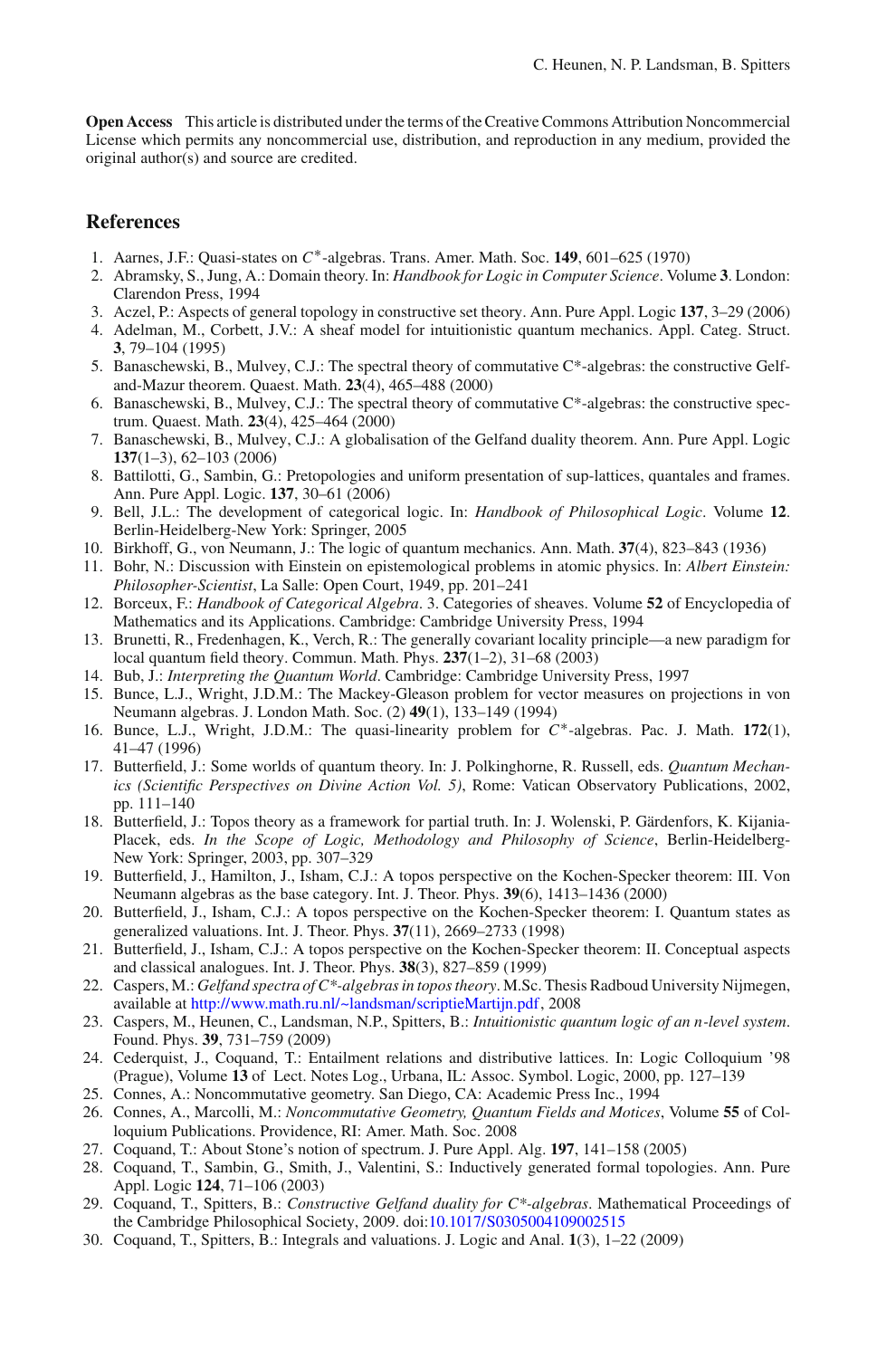**Open Access** This article is distributed under the terms of the Creative Commons Attribution Noncommercial License which permits any noncommercial use, distribution, and reproduction in any medium, provided the original author(s) and source are credited.

## References

1. Aarnes, J.F.: Quasi-states on $C^*$-algebras. Trans. Amer. Math. Soc. **149**, 601–625 (1970)
2. Abramsky, S., Jung, A.: Domain theory. In: *Handbook for Logic in Computer Science*. Volume **3**. London: Clarendon Press, 1994
3. Aczel, P.: Aspects of general topology in constructive set theory. Ann. Pure Appl. Logic **137**, 3–29 (2006)
4. Adelman, M., Corbett, J.V.: A sheaf model for intuitionistic quantum mechanics. Appl. Categ. Struct. **3**, 79–104 (1995)
5. Banaschewski, B., Mulvey, C.J.: The spectral theory of commutative C*-algebras: the constructive Gelf-and-Mazur theorem. Quaest. Math. **23**(4), 465–488 (2000)
6. Banaschewski, B., Mulvey, C.J.: The spectral theory of commutative C*-algebras: the constructive spectrum. Quaest. Math. **23**(4), 425–464 (2000)
7. Banaschewski, B., Mulvey, C.J.: A globalisation of the Gelfand duality theorem. Ann. Pure Appl. Logic **137**(1–3), 62–103 (2006)
8. Battilotti, G., Sambin, G.: Pretopologies and uniform presentation of sup-lattices, quantales and frames. Ann. Pure Appl. Logic. **137**, 30–61 (2006)
9. Bell, J.L.: The development of categorical logic. In: *Handbook of Philosophical Logic*. Volume **12**. Berlin-Heidelberg-New York: Springer, 2005
10. Birkhoff, G., von Neumann, J.: The logic of quantum mechanics. Ann. Math. **37**(4), 823–843 (1936)
11. Bohr, N.: Discussion with Einstein on epistemological problems in atomic physics. In: *Albert Einstein: Philosopher-Scientist*, La Salle: Open Court, 1949, pp. 201–241
12. Borceux, F.: *Handbook of Categorical Algebra*. 3. Categories of sheaves. Volume **52** of Encyclopedia of Mathematics and its Applications. Cambridge: Cambridge University Press, 1994
13. Brunetti, R., Fredenhagen, K., Verch, R.: The generally covariant locality principle—a new paradigm for local quantum field theory. Commun. Math. Phys. **237**(1–2), 31–68 (2003)
14. Bub, J.: *Interpreting the Quantum World*. Cambridge: Cambridge University Press, 1997
15. Bunce, L.J., Wright, J.D.M.: The Mackey-Gleason problem for vector measures on projections in von Neumann algebras. J. London Math. Soc. (2) **49**(1), 133–149 (1994)
16. Bunce, L.J., Wright, J.D.M.: The quasi-linearity problem for $C^*$-algebras. Pac. J. Math. **172**(1), 41–47 (1996)
17. Butterfield, J.: Some worlds of quantum theory. In: J. Polkinghorne, R. Russell, eds. *Quantum Mechanics (Scientific Perspectives on Divine Action Vol. 5)*, Rome: Vatican Observatory Publications, 2002, pp. 111–140
18. Butterfield, J.: Topos theory as a framework for partial truth. In: J. Wolenski, P. Gärdenfors, K. Kijania-Placek, eds. *In the Scope of Logic, Methodology and Philosophy of Science*, Berlin-Heidelberg-New York: Springer, 2003, pp. 307–329
19. Butterfield, J., Hamilton, J., Isham, C.J.: A topos perspective on the Kochen-Specker theorem: III. Von Neumann algebras as the base category. Int. J. Theor. Phys. **39**(6), 1413–1436 (2000)
20. Butterfield, J., Isham, C.J.: A topos perspective on the Kochen-Specker theorem: I. Quantum states as generalized valuations. Int. J. Theor. Phys. **37**(11), 2669–2733 (1998)
21. Butterfield, J., Isham, C.J.: A topos perspective on the Kochen-Specker theorem: II. Conceptual aspects and classical analogues. Int. J. Theor. Phys. **38**(3), 827–859 (1999)
22. Caspers, M.: *Gelfand spectra of C*-algebras in topos theory*. M.Sc. Thesis Radboud University Nijmegen, available at http://www.math.ru.nl/~landsman/scriptieMartijn.pdf, 2008
23. Caspers, M., Heunen, C., Landsman, N.P., Spitters, B.: *Intuitionistic quantum logic of an n-level system*. Found. Phys. **39**, 731–759 (2009)
24. Cederquist, J., Coquand, T.: Entailment relations and distributive lattices. In: Logic Colloquium '98 (Prague), Volume **13** of Lect. Notes Log., Urbana, IL: Assoc. Symbol. Logic, 2000, pp. 127–139
25. Connes, A.: Noncommutative geometry. San Diego, CA: Academic Press Inc., 1994
26. Connes, A., Marcolli, M.: *Noncommutative Geometry, Quantum Fields and Motices*, Volume **55** of Colloquium Publications. Providence, RI: Amer. Math. Soc. 2008
27. Coquand, T.: About Stone's notion of spectrum. J. Pure Appl. Alg. **197**, 141–158 (2005)
28. Coquand, T., Sambin, G., Smith, J., Valentini, S.: Inductively generated formal topologies. Ann. Pure Appl. Logic **124**, 71–106 (2003)
29. Coquand, T., Spitters, B.: *Constructive Gelfand duality for C*-algebras*. Mathematical Proceedings of the Cambridge Philosophical Society, 2009. doi:10.1017/S0305004109002515
30. Coquand, T., Spitters, B.: Integrals and valuations. J. Logic and Anal. **1**(3), 1–22 (2009)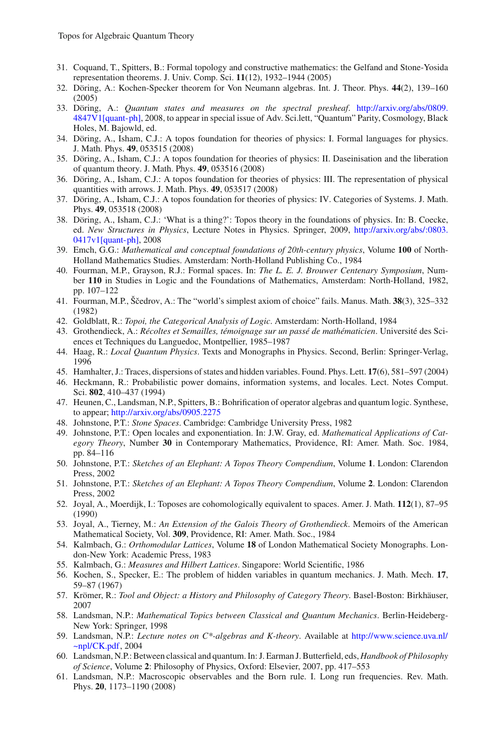31. Coquand, T., Spitters, B.: Formal topology and constructive mathematics: the Gelfand and Stone-Yosida representation theorems. J. Univ. Comp. Sci. **11**(12), 1932–1944 (2005)
32. Döring, A.: Kochen-Specker theorem for Von Neumann algebras. Int. J. Theor. Phys. **44**(2), 139–160 (2005)
33. Döring, A.: *Quantum states and measures on the spectral presheaf*. http://arxiv.org/abs/0809.4847V1[quant-ph], 2008, to appear in special issue of Adv. Sci.lett, "Quantum" Parity, Cosmology, Black Holes, M. Bajowld, ed.
34. Döring, A., Isham, C.J.: A topos foundation for theories of physics: I. Formal languages for physics. J. Math. Phys. **49**, 053515 (2008)
35. Döring, A., Isham, C.J.: A topos foundation for theories of physics: II. Daseinisation and the liberation of quantum theory. J. Math. Phys. **49**, 053516 (2008)
36. Döring, A., Isham, C.J.: A topos foundation for theories of physics: III. The representation of physical quantities with arrows. J. Math. Phys. **49**, 053517 (2008)
37. Döring, A., Isham, C.J.: A topos foundation for theories of physics: IV. Categories of Systems. J. Math. Phys. **49**, 053518 (2008)
38. Döring, A., Isham, C.J.: 'What is a thing?': Topos theory in the foundations of physics. In: B. Coecke, ed. *New Structures in Physics*, Lecture Notes in Physics. Springer, 2009, http://arxiv.org/abs/:0803.0417v1[quant-ph], 2008
39. Emch, G.G.: *Mathematical and conceptual foundations of 20th-century physics*, Volume **100** of North-Holland Mathematics Studies. Amsterdam: North-Holland Publishing Co., 1984
40. Fourman, M.P., Grayson, R.J.: Formal spaces. In: *The L. E. J. Brouwer Centenary Symposium*, Number **110** in Studies in Logic and the Foundations of Mathematics, Amsterdam: North-Holland, 1982, pp. 107–122
41. Fourman, M.P., Ščedrov, A.: The "world's simplest axiom of choice" fails. Manus. Math. **38**(3), 325–332 (1982)
42. Goldblatt, R.: *Topoi, the Categorical Analysis of Logic*. Amsterdam: North-Holland, 1984
43. Grothendieck, A.: *Récoltes et Semailles, témoignage sur un passé de mathématicien*. Université des Sciences et Techniques du Languedoc, Montpellier, 1985–1987
44. Haag, R.: *Local Quantum Physics*. Texts and Monographs in Physics. Second, Berlin: Springer-Verlag, 1996
45. Hamhalter, J.: Traces, dispersions of states and hidden variables. Found. Phys. Lett. **17**(6), 581–597 (2004)
46. Heckmann, R.: Probabilistic power domains, information systems, and locales. Lect. Notes Comput. Sci. **802**, 410–437 (1994)
47. Heunen, C., Landsman, N.P., Spitters, B.: Bohrification of operator algebras and quantum logic. Synthese, to appear; http://arxiv.org/abs/0905.2275
48. Johnstone, P.T.: *Stone Spaces*. Cambridge: Cambridge University Press, 1982
49. Johnstone, P.T.: Open locales and exponentiation. In: J.W. Gray, ed. *Mathematical Applications of Category Theory*, Number **30** in Contemporary Mathematics, Providence, RI: Amer. Math. Soc. 1984, pp. 84–116
50. Johnstone, P.T.: *Sketches of an Elephant: A Topos Theory Compendium*, Volume **1**. London: Clarendon Press, 2002
51. Johnstone, P.T.: *Sketches of an Elephant: A Topos Theory Compendium*, Volume **2**. London: Clarendon Press, 2002
52. Joyal, A., Moerdijk, I.: Toposes are cohomologically equivalent to spaces. Amer. J. Math. **112**(1), 87–95 (1990)
53. Joyal, A., Tierney, M.: *An Extension of the Galois Theory of Grothendieck*. Memoirs of the American Mathematical Society, Vol. **309**, Providence, RI: Amer. Math. Soc., 1984
54. Kalmbach, G.: *Orthomodular Lattices*, Volume **18** of London Mathematical Society Monographs. London-New York: Academic Press, 1983
55. Kalmbach, G.: *Measures and Hilbert Lattices*. Singapore: World Scientific, 1986
56. Kochen, S., Specker, E.: The problem of hidden variables in quantum mechanics. J. Math. Mech. **17**, 59–87 (1967)
57. Krömer, R.: *Tool and Object: a History and Philosophy of Category Theory*. Basel-Boston: Birkhäuser, 2007
58. Landsman, N.P.: *Mathematical Topics between Classical and Quantum Mechanics*. Berlin-Heideberg-New York: Springer, 1998
59. Landsman, N.P.: *Lecture notes on C\*-algebras and K-theory*. Available at http://www.science.uva.nl/~npl/CK.pdf, 2004
60. Landsman, N.P.: Between classical and quantum. In: J. Earman J. Butterfield, eds, *Handbook of Philosophy of Science*, Volume **2**: Philosophy of Physics, Oxford: Elsevier, 2007, pp. 417–553
61. Landsman, N.P.: Macroscopic observables and the Born rule. I. Long run frequencies. Rev. Math. Phys. **20**, 1173–1190 (2008)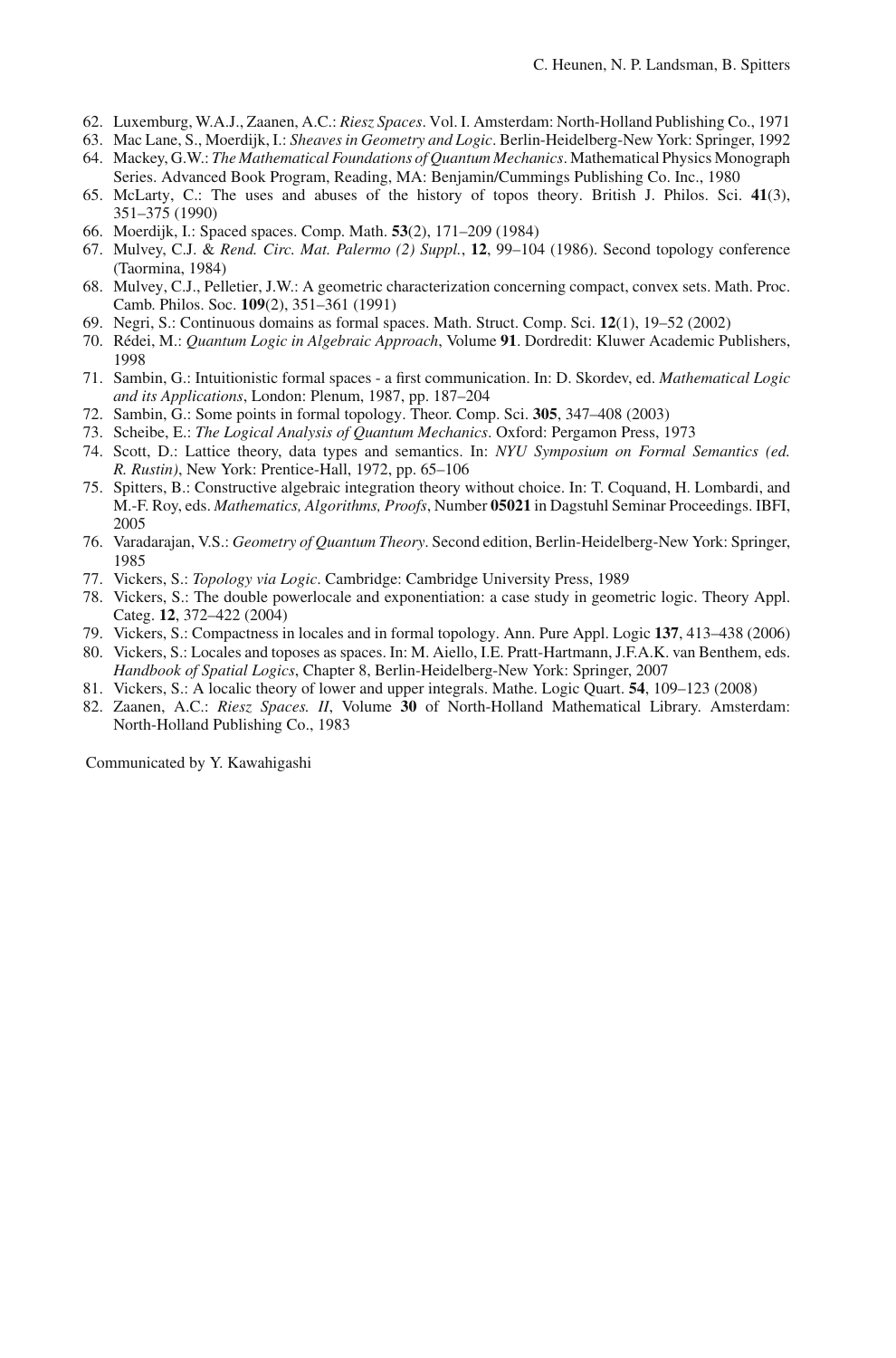62. Luxemburg, W.A.J., Zaanen, A.C.: *Riesz Spaces*. Vol. I. Amsterdam: North-Holland Publishing Co., 1971
63. Mac Lane, S., Moerdijk, I.: *Sheaves in Geometry and Logic*. Berlin-Heidelberg-New York: Springer, 1992
64. Mackey, G.W.: *The Mathematical Foundations of Quantum Mechanics*. Mathematical Physics Monograph Series. Advanced Book Program, Reading, MA: Benjamin/Cummings Publishing Co. Inc., 1980
65. McLarty, C.: The uses and abuses of the history of topos theory. British J. Philos. Sci. **41**(3), 351–375 (1990)
66. Moerdijk, I.: Spaced spaces. Comp. Math. **53**(2), 171–209 (1984)
67. Mulvey, C.J. & *Rend. Circ. Mat. Palermo (2) Suppl.*, **12**, 99–104 (1986). Second topology conference (Taormina, 1984)
68. Mulvey, C.J., Pelletier, J.W.: A geometric characterization concerning compact, convex sets. Math. Proc. Camb. Philos. Soc. **109**(2), 351–361 (1991)
69. Negri, S.: Continuous domains as formal spaces. Math. Struct. Comp. Sci. **12**(1), 19–52 (2002)
70. Rédei, M.: *Quantum Logic in Algebraic Approach*, Volume **91**. Dordredit: Kluwer Academic Publishers, 1998
71. Sambin, G.: Intuitionistic formal spaces - a first communication. In: D. Skordev, ed. *Mathematical Logic and its Applications*, London: Plenum, 1987, pp. 187–204
72. Sambin, G.: Some points in formal topology. Theor. Comp. Sci. **305**, 347–408 (2003)
73. Scheibe, E.: *The Logical Analysis of Quantum Mechanics*. Oxford: Pergamon Press, 1973
74. Scott, D.: Lattice theory, data types and semantics. In: *NYU Symposium on Formal Semantics (ed. R. Rustin)*, New York: Prentice-Hall, 1972, pp. 65–106
75. Spitters, B.: Constructive algebraic integration theory without choice. In: T. Coquand, H. Lombardi, and M.-F. Roy, eds. *Mathematics, Algorithms, Proofs*, Number **05021** in Dagstuhl Seminar Proceedings. IBFI, 2005
76. Varadarajan, V.S.: *Geometry of Quantum Theory*. Second edition, Berlin-Heidelberg-New York: Springer, 1985
77. Vickers, S.: *Topology via Logic*. Cambridge: Cambridge University Press, 1989
78. Vickers, S.: The double powerlocale and exponentiation: a case study in geometric logic. Theory Appl. Categ. **12**, 372–422 (2004)
79. Vickers, S.: Compactness in locales and in formal topology. Ann. Pure Appl. Logic **137**, 413–438 (2006)
80. Vickers, S.: Locales and toposes as spaces. In: M. Aiello, I.E. Pratt-Hartmann, J.F.A.K. van Benthem, eds. *Handbook of Spatial Logics*, Chapter 8, Berlin-Heidelberg-New York: Springer, 2007
81. Vickers, S.: A localic theory of lower and upper integrals. Mathe. Logic Quart. **54**, 109–123 (2008)
82. Zaanen, A.C.: *Riesz Spaces. II*, Volume **30** of North-Holland Mathematical Library. Amsterdam: North-Holland Publishing Co., 1983

Communicated by Y. Kawahigashi